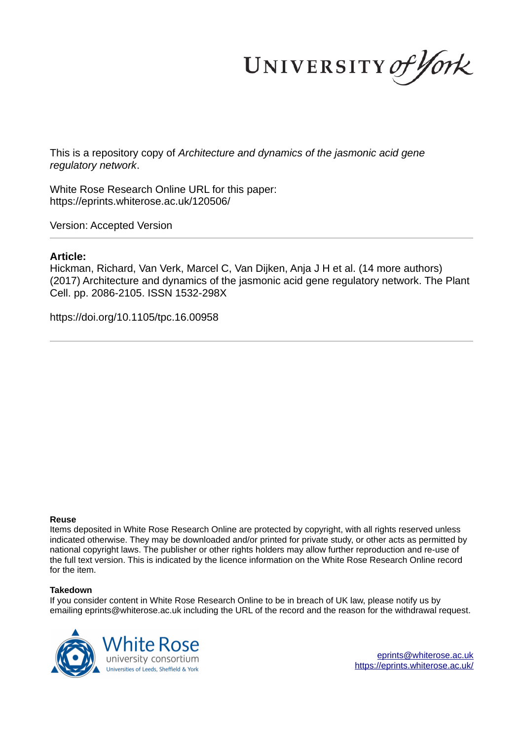UNIVERSITY *of York*

This is a repository copy of *Architecture and dynamics of the jasmonic acid gene regulatory network*.

White Rose Research Online URL for this paper:
https://eprints.whiterose.ac.uk/120506/

Version: Accepted Version

**Article:**

Hickman, Richard, Van Verk, Marcel C, Van Dijken, Anja J H et al. (14 more authors) (2017) Architecture and dynamics of the jasmonic acid gene regulatory network. The Plant Cell. pp. 2086-2105. ISSN 1532-298X

https://doi.org/10.1105/tpc.16.00958

**Reuse**

Items deposited in White Rose Research Online are protected by copyright, with all rights reserved unless indicated otherwise. They may be downloaded and/or printed for private study, or other acts as permitted by national copyright laws. The publisher or other rights holders may allow further reproduction and re-use of the full text version. This is indicated by the licence information on the White Rose Research Online record for the item.

**Takedown**

If you consider content in White Rose Research Online to be in breach of UK law, please notify us by emailing eprints@whiterose.ac.uk including the URL of the record and the reason for the withdrawal request.

White Rose university consortium
Universities of Leeds, Sheffield & York

eprints@whiterose.ac.uk
https://eprints.whiterose.ac.uk/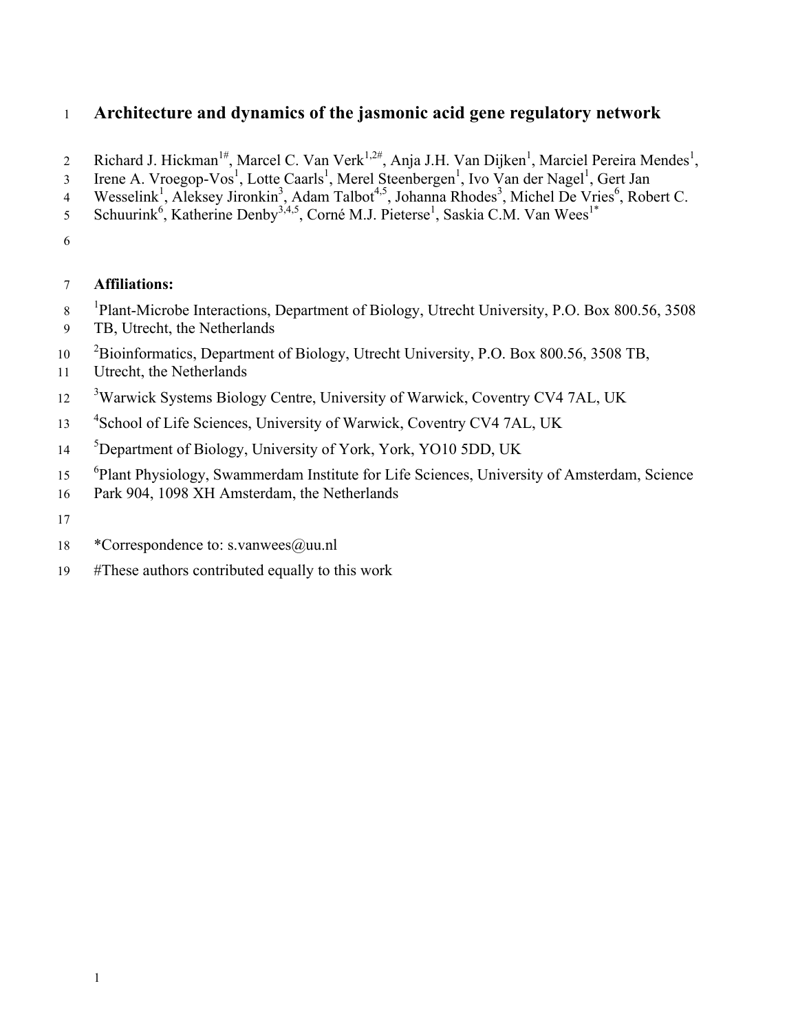# Architecture and dynamics of the jasmonic acid gene regulatory network

Richard J. Hickman[1#], Marcel C. Van Verk[1,2#], Anja J.H. Van Dijken[1], Marciel Pereira Mendes[1], Irene A. Vroegop-Vos[1], Lotte Caarls[1], Merel Steenbergen[1], Ivo Van der Nagel[1], Gert Jan Wesselink[1], Aleksey Jironkin[3], Adam Talbot[4,5], Johanna Rhodes[3], Michel De Vries[6], Robert C. Schuurink[6], Katherine Denby[3,4,5], Corné M.J. Pieterse[1], Saskia C.M. Van Wees[1*]

**Affiliations:**

[1]Plant-Microbe Interactions, Department of Biology, Utrecht University, P.O. Box 800.56, 3508 TB, Utrecht, the Netherlands

[2]Bioinformatics, Department of Biology, Utrecht University, P.O. Box 800.56, 3508 TB, Utrecht, the Netherlands

[3]Warwick Systems Biology Centre, University of Warwick, Coventry CV4 7AL, UK

[4]School of Life Sciences, University of Warwick, Coventry CV4 7AL, UK

[5]Department of Biology, University of York, York, YO10 5DD, UK

[6]Plant Physiology, Swammerdam Institute for Life Sciences, University of Amsterdam, Science Park 904, 1098 XH Amsterdam, the Netherlands

*Correspondence to: s.vanwees@uu.nl

#These authors contributed equally to this work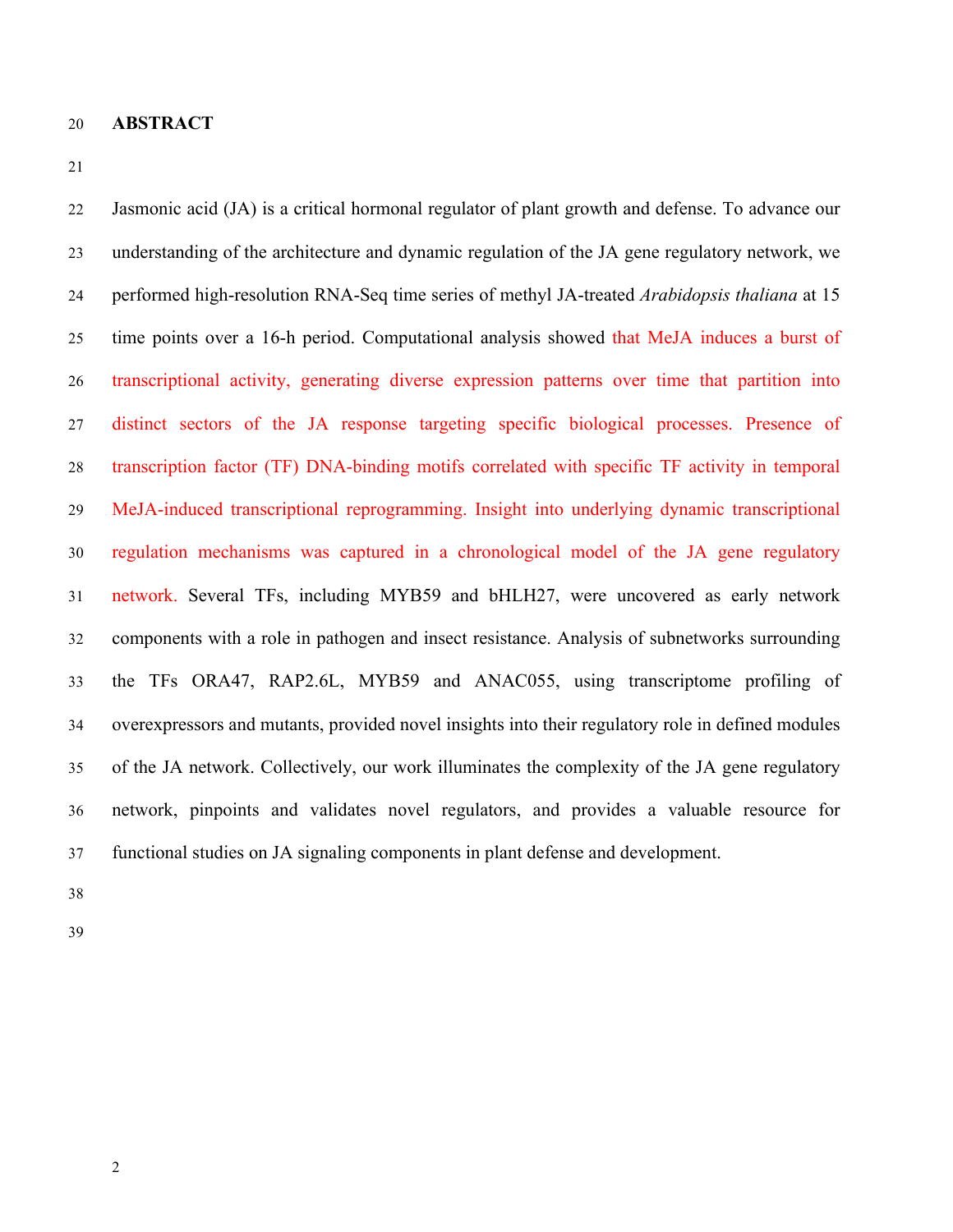## ABSTRACT

Jasmonic acid (JA) is a critical hormonal regulator of plant growth and defense. To advance our understanding of the architecture and dynamic regulation of the JA gene regulatory network, we performed high-resolution RNA-Seq time series of methyl JA-treated *Arabidopsis thaliana* at 15 time points over a 16-h period. Computational analysis showed that MeJA induces a burst of transcriptional activity, generating diverse expression patterns over time that partition into distinct sectors of the JA response targeting specific biological processes. Presence of transcription factor (TF) DNA-binding motifs correlated with specific TF activity in temporal MeJA-induced transcriptional reprogramming. Insight into underlying dynamic transcriptional regulation mechanisms was captured in a chronological model of the JA gene regulatory network. Several TFs, including MYB59 and bHLH27, were uncovered as early network components with a role in pathogen and insect resistance. Analysis of subnetworks surrounding the TFs ORA47, RAP2.6L, MYB59 and ANAC055, using transcriptome profiling of overexpressors and mutants, provided novel insights into their regulatory role in defined modules of the JA network. Collectively, our work illuminates the complexity of the JA gene regulatory network, pinpoints and validates novel regulators, and provides a valuable resource for functional studies on JA signaling components in plant defense and development.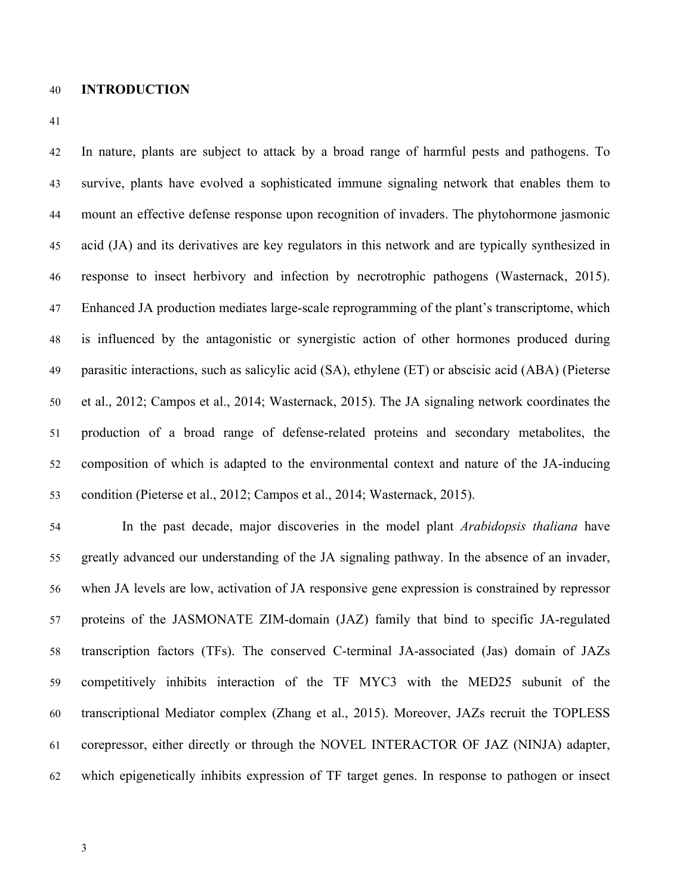## INTRODUCTION

In nature, plants are subject to attack by a broad range of harmful pests and pathogens. To survive, plants have evolved a sophisticated immune signaling network that enables them to mount an effective defense response upon recognition of invaders. The phytohormone jasmonic acid (JA) and its derivatives are key regulators in this network and are typically synthesized in response to insect herbivory and infection by necrotrophic pathogens (Wasternack, 2015). Enhanced JA production mediates large-scale reprogramming of the plant's transcriptome, which is influenced by the antagonistic or synergistic action of other hormones produced during parasitic interactions, such as salicylic acid (SA), ethylene (ET) or abscisic acid (ABA) (Pieterse et al., 2012; Campos et al., 2014; Wasternack, 2015). The JA signaling network coordinates the production of a broad range of defense-related proteins and secondary metabolites, the composition of which is adapted to the environmental context and nature of the JA-inducing condition (Pieterse et al., 2012; Campos et al., 2014; Wasternack, 2015).

In the past decade, major discoveries in the model plant *Arabidopsis thaliana* have greatly advanced our understanding of the JA signaling pathway. In the absence of an invader, when JA levels are low, activation of JA responsive gene expression is constrained by repressor proteins of the JASMONATE ZIM-domain (JAZ) family that bind to specific JA-regulated transcription factors (TFs). The conserved C-terminal JA-associated (Jas) domain of JAZs competitively inhibits interaction of the TF MYC3 with the MED25 subunit of the transcriptional Mediator complex (Zhang et al., 2015). Moreover, JAZs recruit the TOPLESS corepressor, either directly or through the NOVEL INTERACTOR OF JAZ (NINJA) adapter, which epigenetically inhibits expression of TF target genes. In response to pathogen or insect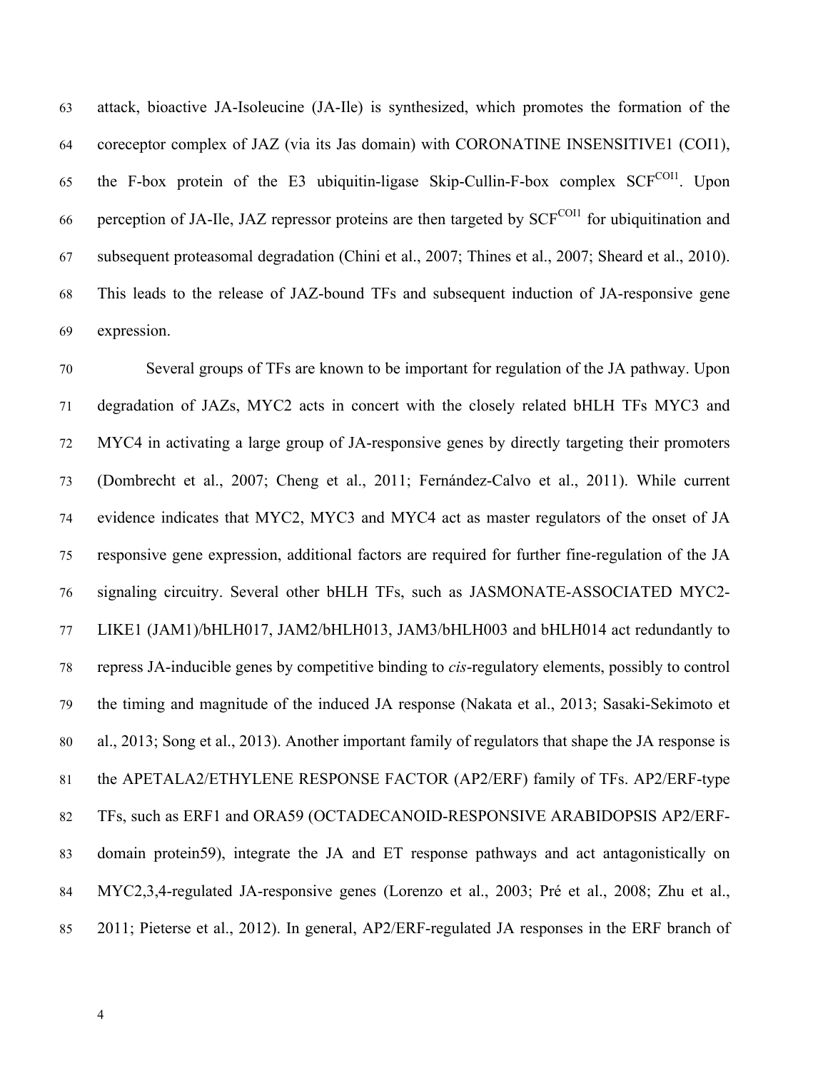attack, bioactive JA-Isoleucine (JA-Ile) is synthesized, which promotes the formation of the coreceptor complex of JAZ (via its Jas domain) with CORONATINE INSENSITIVE1 (COI1), the F-box protein of the E3 ubiquitin-ligase Skip-Cullin-F-box complex $SCF^{COI1}$. Upon perception of JA-Ile, JAZ repressor proteins are then targeted by $SCF^{COI1}$ for ubiquitination and subsequent proteasomal degradation (Chini et al., 2007; Thines et al., 2007; Sheard et al., 2010). This leads to the release of JAZ-bound TFs and subsequent induction of JA-responsive gene expression.

Several groups of TFs are known to be important for regulation of the JA pathway. Upon degradation of JAZs, MYC2 acts in concert with the closely related bHLH TFs MYC3 and MYC4 in activating a large group of JA-responsive genes by directly targeting their promoters (Dombrecht et al., 2007; Cheng et al., 2011; Fernández-Calvo et al., 2011). While current evidence indicates that MYC2, MYC3 and MYC4 act as master regulators of the onset of JA responsive gene expression, additional factors are required for further fine-regulation of the JA signaling circuitry. Several other bHLH TFs, such as JASMONATE-ASSOCIATED MYC2-LIKE1 (JAM1)/bHLH017, JAM2/bHLH013, JAM3/bHLH003 and bHLH014 act redundantly to repress JA-inducible genes by competitive binding to *cis*-regulatory elements, possibly to control the timing and magnitude of the induced JA response (Nakata et al., 2013; Sasaki-Sekimoto et al., 2013; Song et al., 2013). Another important family of regulators that shape the JA response is the APETALA2/ETHYLENE RESPONSE FACTOR (AP2/ERF) family of TFs. AP2/ERF-type TFs, such as ERF1 and ORA59 (OCTADECANOID-RESPONSIVE ARABIDOPSIS AP2/ERF-domain protein59), integrate the JA and ET response pathways and act antagonistically on MYC2,3,4-regulated JA-responsive genes (Lorenzo et al., 2003; Pré et al., 2008; Zhu et al., 2011; Pieterse et al., 2012). In general, AP2/ERF-regulated JA responses in the ERF branch of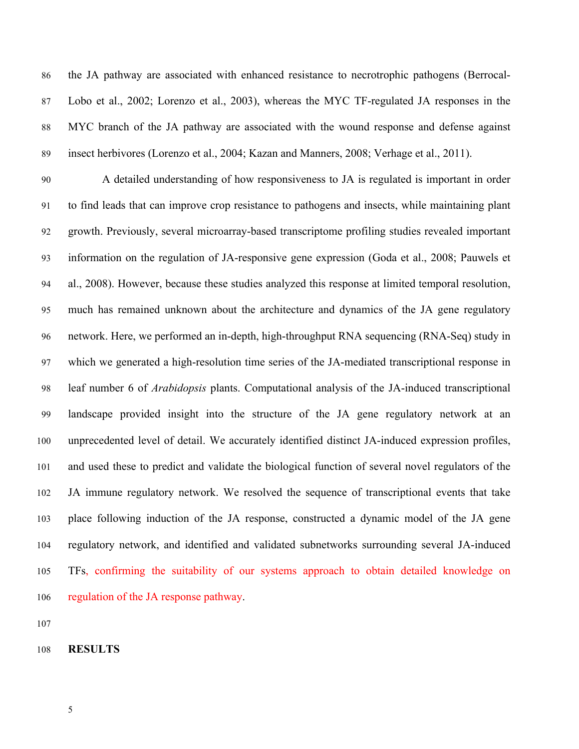the JA pathway are associated with enhanced resistance to necrotrophic pathogens (Berrocal-Lobo et al., 2002; Lorenzo et al., 2003), whereas the MYC TF-regulated JA responses in the MYC branch of the JA pathway are associated with the wound response and defense against insect herbivores (Lorenzo et al., 2004; Kazan and Manners, 2008; Verhage et al., 2011).

A detailed understanding of how responsiveness to JA is regulated is important in order to find leads that can improve crop resistance to pathogens and insects, while maintaining plant growth. Previously, several microarray-based transcriptome profiling studies revealed important information on the regulation of JA-responsive gene expression (Goda et al., 2008; Pauwels et al., 2008). However, because these studies analyzed this response at limited temporal resolution, much has remained unknown about the architecture and dynamics of the JA gene regulatory network. Here, we performed an in-depth, high-throughput RNA sequencing (RNA-Seq) study in which we generated a high-resolution time series of the JA-mediated transcriptional response in leaf number 6 of *Arabidopsis* plants. Computational analysis of the JA-induced transcriptional landscape provided insight into the structure of the JA gene regulatory network at an unprecedented level of detail. We accurately identified distinct JA-induced expression profiles, and used these to predict and validate the biological function of several novel regulators of the JA immune regulatory network. We resolved the sequence of transcriptional events that take place following induction of the JA response, constructed a dynamic model of the JA gene regulatory network, and identified and validated subnetworks surrounding several JA-induced TFs, confirming the suitability of our systems approach to obtain detailed knowledge on regulation of the JA response pathway.

## RESULTS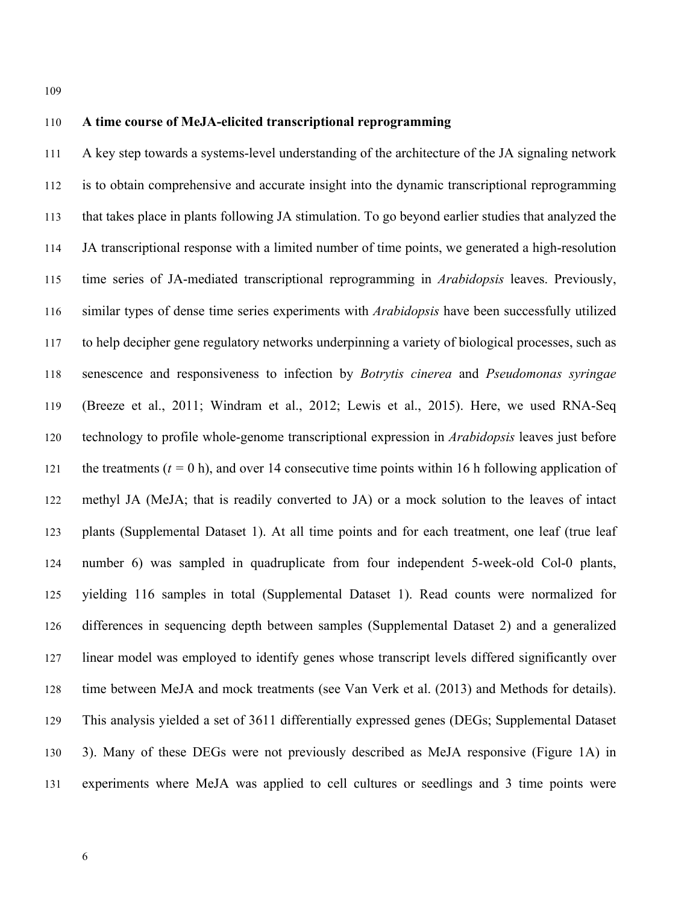**A time course of MeJA-elicited transcriptional reprogramming**

A key step towards a systems-level understanding of the architecture of the JA signaling network is to obtain comprehensive and accurate insight into the dynamic transcriptional reprogramming that takes place in plants following JA stimulation. To go beyond earlier studies that analyzed the JA transcriptional response with a limited number of time points, we generated a high-resolution time series of JA-mediated transcriptional reprogramming in *Arabidopsis* leaves. Previously, similar types of dense time series experiments with *Arabidopsis* have been successfully utilized to help decipher gene regulatory networks underpinning a variety of biological processes, such as senescence and responsiveness to infection by *Botrytis cinerea* and *Pseudomonas syringae* (Breeze et al., 2011; Windram et al., 2012; Lewis et al., 2015). Here, we used RNA-Seq technology to profile whole-genome transcriptional expression in *Arabidopsis* leaves just before the treatments ($t = 0$ h), and over 14 consecutive time points within 16 h following application of methyl JA (MeJA; that is readily converted to JA) or a mock solution to the leaves of intact plants (Supplemental Dataset 1). At all time points and for each treatment, one leaf (true leaf number 6) was sampled in quadruplicate from four independent 5-week-old Col-0 plants, yielding 116 samples in total (Supplemental Dataset 1). Read counts were normalized for differences in sequencing depth between samples (Supplemental Dataset 2) and a generalized linear model was employed to identify genes whose transcript levels differed significantly over time between MeJA and mock treatments (see Van Verk et al. (2013) and Methods for details). This analysis yielded a set of 3611 differentially expressed genes (DEGs; Supplemental Dataset 3). Many of these DEGs were not previously described as MeJA responsive (Figure 1A) in experiments where MeJA was applied to cell cultures or seedlings and 3 time points were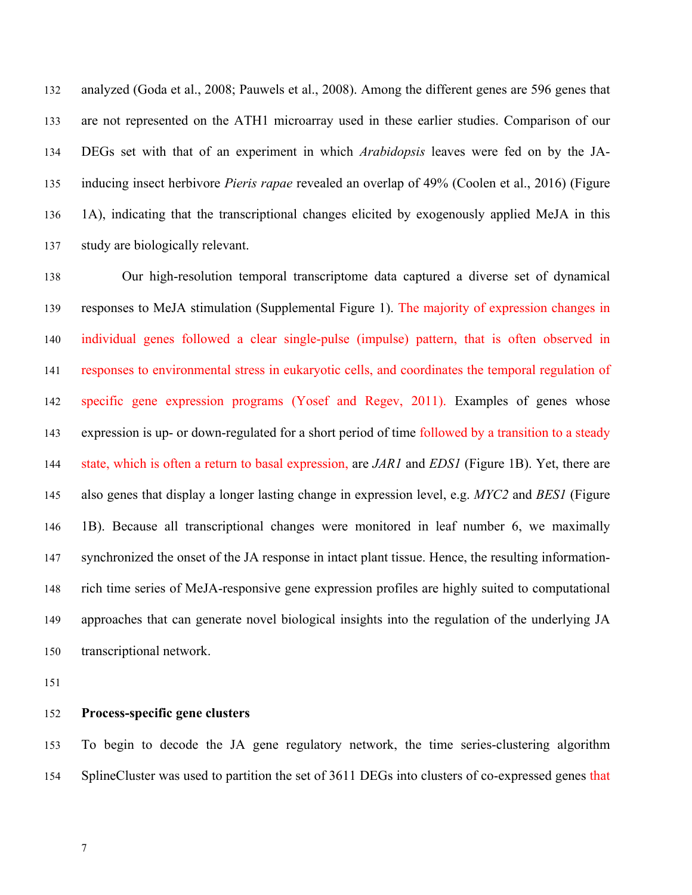analyzed (Goda et al., 2008; Pauwels et al., 2008). Among the different genes are 596 genes that are not represented on the ATH1 microarray used in these earlier studies. Comparison of our DEGs set with that of an experiment in which *Arabidopsis* leaves were fed on by the JA-inducing insect herbivore *Pieris rapae* revealed an overlap of 49% (Coolen et al., 2016) (Figure 1A), indicating that the transcriptional changes elicited by exogenously applied MeJA in this study are biologically relevant.

Our high-resolution temporal transcriptome data captured a diverse set of dynamical responses to MeJA stimulation (Supplemental Figure 1). The majority of expression changes in individual genes followed a clear single-pulse (impulse) pattern, that is often observed in responses to environmental stress in eukaryotic cells, and coordinates the temporal regulation of specific gene expression programs (Yosef and Regev, 2011). Examples of genes whose expression is up- or down-regulated for a short period of time followed by a transition to a steady state, which is often a return to basal expression, are *JAR1* and *EDS1* (Figure 1B). Yet, there are also genes that display a longer lasting change in expression level, e.g. *MYC2* and *BES1* (Figure 1B). Because all transcriptional changes were monitored in leaf number 6, we maximally synchronized the onset of the JA response in intact plant tissue. Hence, the resulting information-rich time series of MeJA-responsive gene expression profiles are highly suited to computational approaches that can generate novel biological insights into the regulation of the underlying JA transcriptional network.

## Process-specific gene clusters

To begin to decode the JA gene regulatory network, the time series-clustering algorithm SplineCluster was used to partition the set of 3611 DEGs into clusters of co-expressed genes that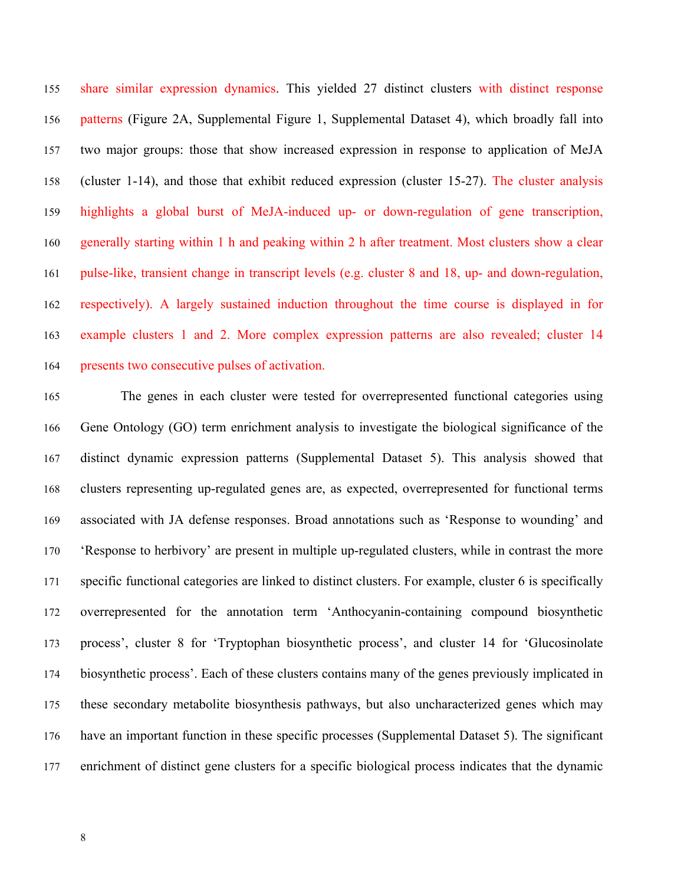share similar expression dynamics. This yielded 27 distinct clusters with distinct response patterns (Figure 2A, Supplemental Figure 1, Supplemental Dataset 4), which broadly fall into two major groups: those that show increased expression in response to application of MeJA (cluster 1-14), and those that exhibit reduced expression (cluster 15-27). The cluster analysis highlights a global burst of MeJA-induced up- or down-regulation of gene transcription, generally starting within 1 h and peaking within 2 h after treatment. Most clusters show a clear pulse-like, transient change in transcript levels (e.g. cluster 8 and 18, up- and down-regulation, respectively). A largely sustained induction throughout the time course is displayed in for example clusters 1 and 2. More complex expression patterns are also revealed; cluster 14 presents two consecutive pulses of activation.

The genes in each cluster were tested for overrepresented functional categories using Gene Ontology (GO) term enrichment analysis to investigate the biological significance of the distinct dynamic expression patterns (Supplemental Dataset 5). This analysis showed that clusters representing up-regulated genes are, as expected, overrepresented for functional terms associated with JA defense responses. Broad annotations such as 'Response to wounding' and 'Response to herbivory' are present in multiple up-regulated clusters, while in contrast the more specific functional categories are linked to distinct clusters. For example, cluster 6 is specifically overrepresented for the annotation term 'Anthocyanin-containing compound biosynthetic process', cluster 8 for 'Tryptophan biosynthetic process', and cluster 14 for 'Glucosinolate biosynthetic process'. Each of these clusters contains many of the genes previously implicated in these secondary metabolite biosynthesis pathways, but also uncharacterized genes which may have an important function in these specific processes (Supplemental Dataset 5). The significant enrichment of distinct gene clusters for a specific biological process indicates that the dynamic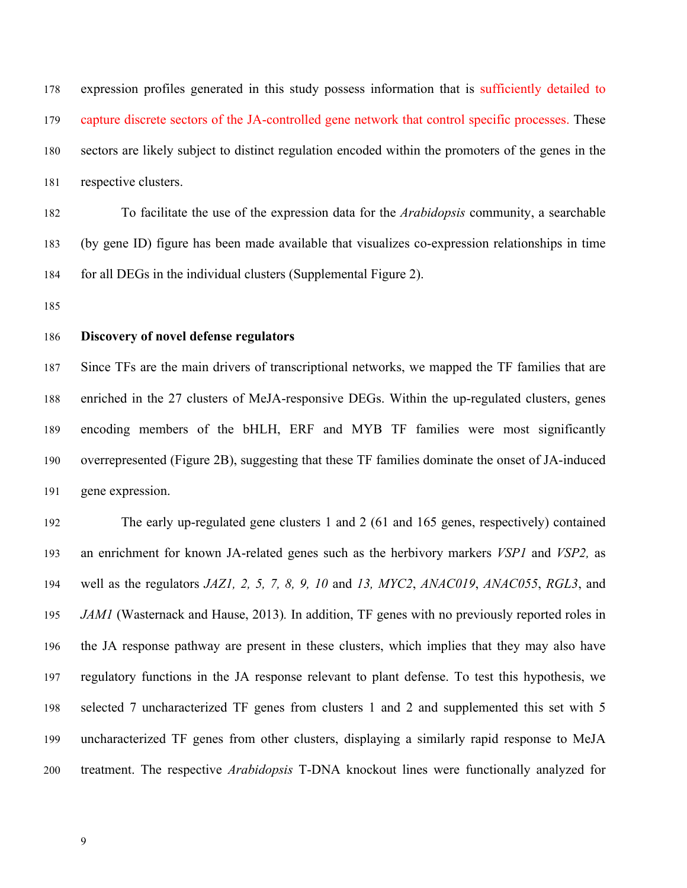expression profiles generated in this study possess information that is sufficiently detailed to capture discrete sectors of the JA-controlled gene network that control specific processes. These sectors are likely subject to distinct regulation encoded within the promoters of the genes in the respective clusters.

To facilitate the use of the expression data for the *Arabidopsis* community, a searchable (by gene ID) figure has been made available that visualizes co-expression relationships in time for all DEGs in the individual clusters (Supplemental Figure 2).

**Discovery of novel defense regulators**

Since TFs are the main drivers of transcriptional networks, we mapped the TF families that are enriched in the 27 clusters of MeJA-responsive DEGs. Within the up-regulated clusters, genes encoding members of the bHLH, ERF and MYB TF families were most significantly overrepresented (Figure 2B), suggesting that these TF families dominate the onset of JA-induced gene expression.

The early up-regulated gene clusters 1 and 2 (61 and 165 genes, respectively) contained an enrichment for known JA-related genes such as the herbivory markers *VSP1* and *VSP2,* as well as the regulators *JAZ1, 2, 5, 7, 8, 9, 10* and *13, MYC2*, *ANAC019*, *ANAC055*, *RGL3*, and *JAM1* (Wasternack and Hause, 2013). In addition, TF genes with no previously reported roles in the JA response pathway are present in these clusters, which implies that they may also have regulatory functions in the JA response relevant to plant defense. To test this hypothesis, we selected 7 uncharacterized TF genes from clusters 1 and 2 and supplemented this set with 5 uncharacterized TF genes from other clusters, displaying a similarly rapid response to MeJA treatment. The respective *Arabidopsis* T-DNA knockout lines were functionally analyzed for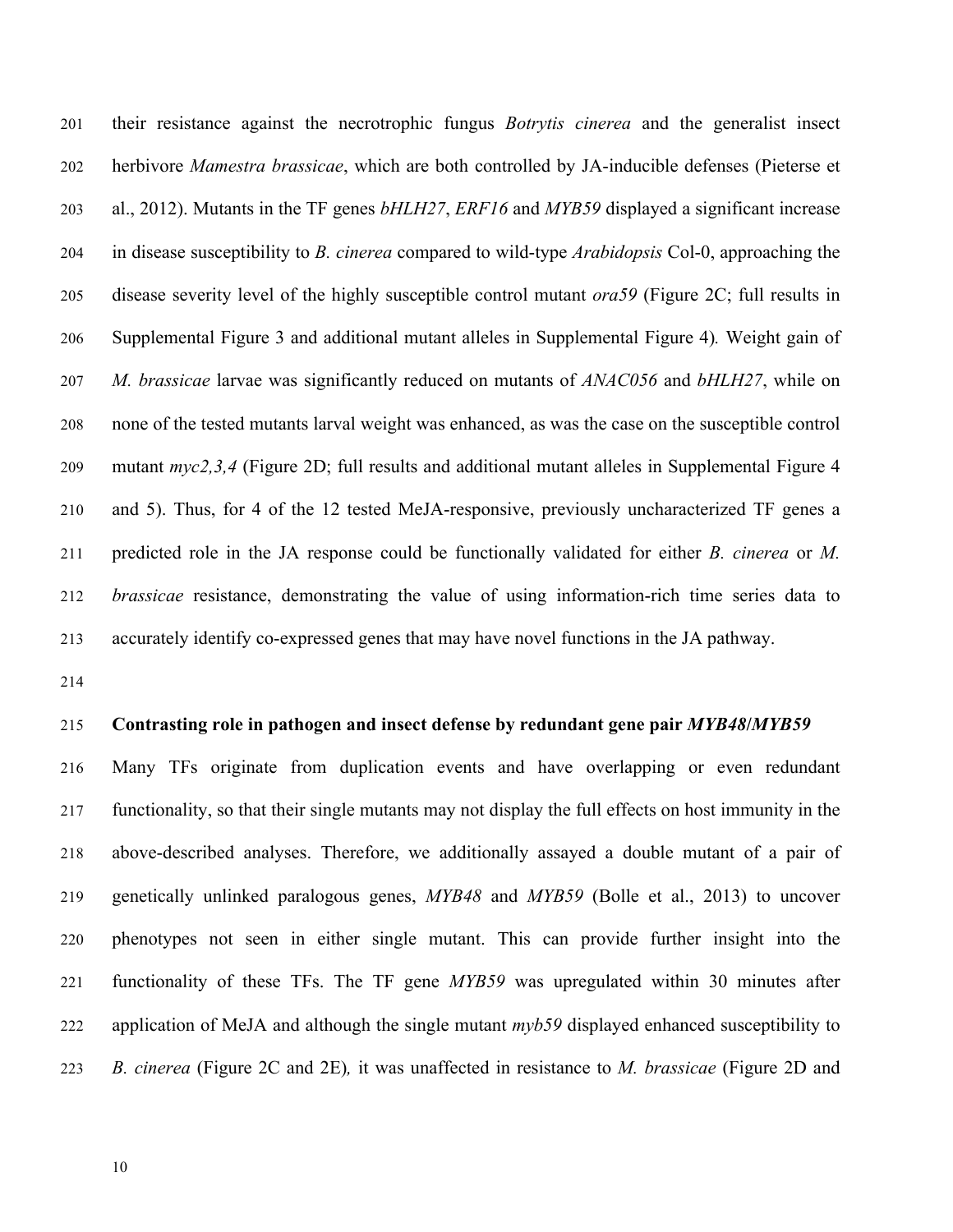their resistance against the necrotrophic fungus *Botrytis cinerea* and the generalist insect herbivore *Mamestra brassicae*, which are both controlled by JA-inducible defenses (Pieterse et al., 2012). Mutants in the TF genes *bHLH27*, *ERF16* and *MYB59* displayed a significant increase in disease susceptibility to *B. cinerea* compared to wild-type *Arabidopsis* Col-0, approaching the disease severity level of the highly susceptible control mutant *ora59* (Figure 2C; full results in Supplemental Figure 3 and additional mutant alleles in Supplemental Figure 4). Weight gain of *M. brassicae* larvae was significantly reduced on mutants of *ANAC056* and *bHLH27*, while on none of the tested mutants larval weight was enhanced, as was the case on the susceptible control mutant *myc2,3,4* (Figure 2D; full results and additional mutant alleles in Supplemental Figure 4 and 5). Thus, for 4 of the 12 tested MeJA-responsive, previously uncharacterized TF genes a predicted role in the JA response could be functionally validated for either *B. cinerea* or *M. brassicae* resistance, demonstrating the value of using information-rich time series data to accurately identify co-expressed genes that may have novel functions in the JA pathway.

**Contrasting role in pathogen and insect defense by redundant gene pair *MYB48*/*MYB59***

Many TFs originate from duplication events and have overlapping or even redundant functionality, so that their single mutants may not display the full effects on host immunity in the above-described analyses. Therefore, we additionally assayed a double mutant of a pair of genetically unlinked paralogous genes, *MYB48* and *MYB59* (Bolle et al., 2013) to uncover phenotypes not seen in either single mutant. This can provide further insight into the functionality of these TFs. The TF gene *MYB59* was upregulated within 30 minutes after application of MeJA and although the single mutant *myb59* displayed enhanced susceptibility to *B. cinerea* (Figure 2C and 2E), it was unaffected in resistance to *M. brassicae* (Figure 2D and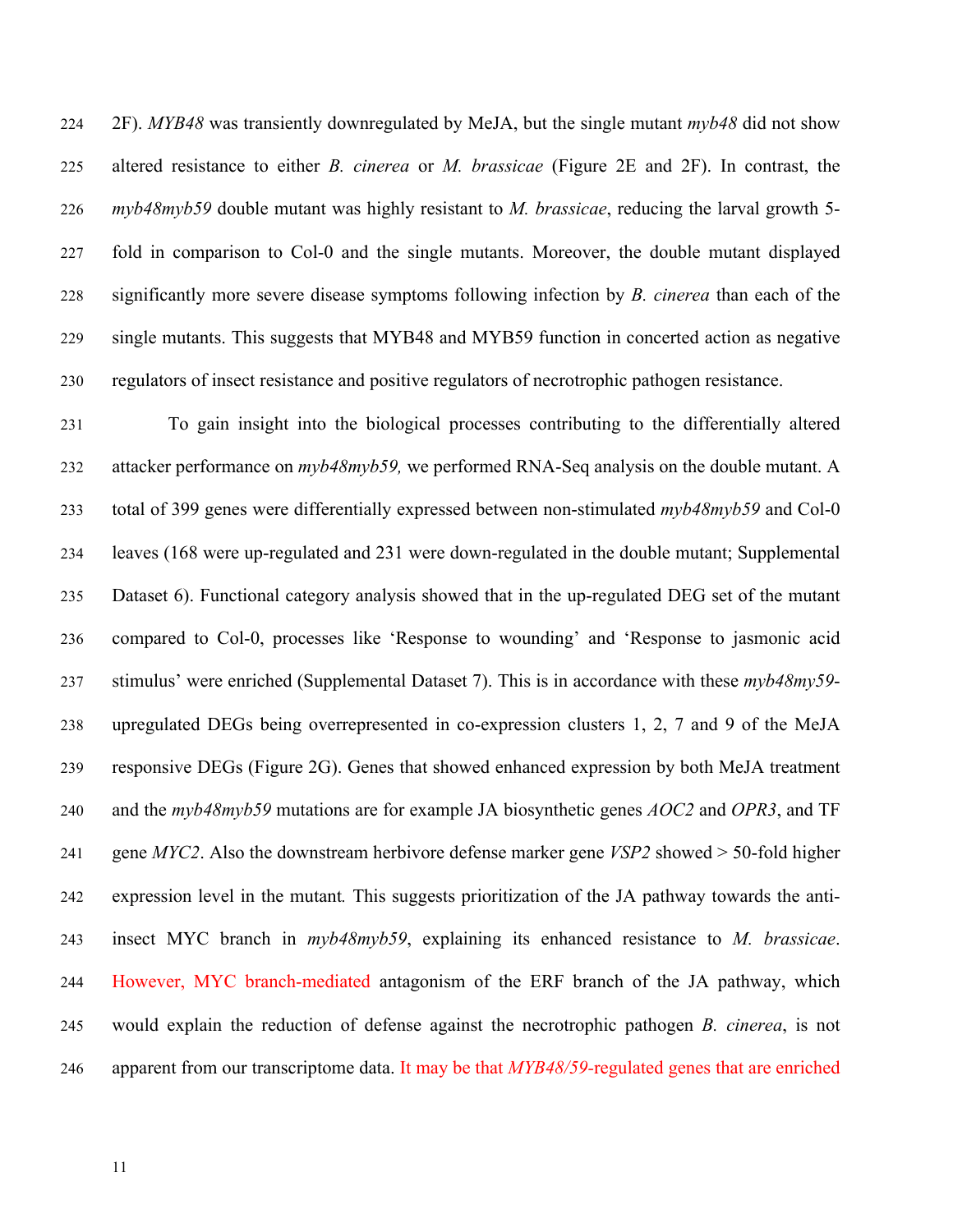2F). *MYB48* was transiently downregulated by MeJA, but the single mutant *myb48* did not show altered resistance to either *B. cinerea* or *M. brassicae* (Figure 2E and 2F). In contrast, the *myb48myb59* double mutant was highly resistant to *M. brassicae*, reducing the larval growth 5-fold in comparison to Col-0 and the single mutants. Moreover, the double mutant displayed significantly more severe disease symptoms following infection by *B. cinerea* than each of the single mutants. This suggests that MYB48 and MYB59 function in concerted action as negative regulators of insect resistance and positive regulators of necrotrophic pathogen resistance.

To gain insight into the biological processes contributing to the differentially altered attacker performance on *myb48myb59,* we performed RNA-Seq analysis on the double mutant. A total of 399 genes were differentially expressed between non-stimulated *myb48myb59* and Col-0 leaves (168 were up-regulated and 231 were down-regulated in the double mutant; Supplemental Dataset 6). Functional category analysis showed that in the up-regulated DEG set of the mutant compared to Col-0, processes like 'Response to wounding' and 'Response to jasmonic acid stimulus' were enriched (Supplemental Dataset 7). This is in accordance with these *myb48my59*-upregulated DEGs being overrepresented in co-expression clusters 1, 2, 7 and 9 of the MeJA responsive DEGs (Figure 2G). Genes that showed enhanced expression by both MeJA treatment and the *myb48myb59* mutations are for example JA biosynthetic genes *AOC2* and *OPR3*, and TF gene *MYC2*. Also the downstream herbivore defense marker gene *VSP2* showed > 50-fold higher expression level in the mutant*.* This suggests prioritization of the JA pathway towards the anti-insect MYC branch in *myb48myb59*, explaining its enhanced resistance to *M. brassicae*. However, MYC branch-mediated antagonism of the ERF branch of the JA pathway, which would explain the reduction of defense against the necrotrophic pathogen *B. cinerea*, is not apparent from our transcriptome data. It may be that *MYB48/59*-regulated genes that are enriched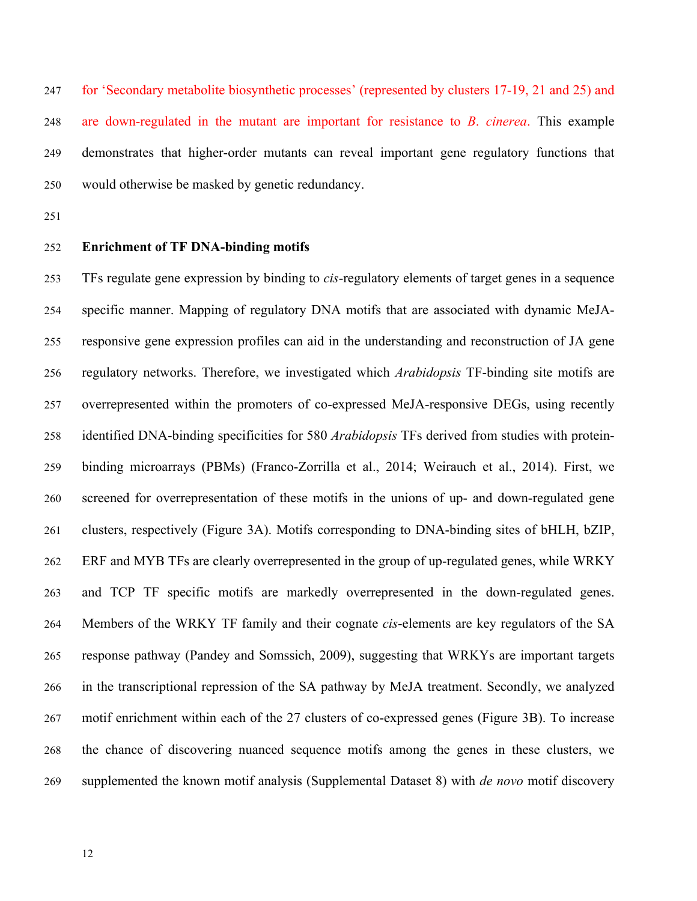for 'Secondary metabolite biosynthetic processes' (represented by clusters 17-19, 21 and 25) and are down-regulated in the mutant are important for resistance to *B. cinerea*. This example demonstrates that higher-order mutants can reveal important gene regulatory functions that would otherwise be masked by genetic redundancy.

**Enrichment of TF DNA-binding motifs**

TFs regulate gene expression by binding to *cis*-regulatory elements of target genes in a sequence specific manner. Mapping of regulatory DNA motifs that are associated with dynamic MeJA-responsive gene expression profiles can aid in the understanding and reconstruction of JA gene regulatory networks. Therefore, we investigated which *Arabidopsis* TF-binding site motifs are overrepresented within the promoters of co-expressed MeJA-responsive DEGs, using recently identified DNA-binding specificities for 580 *Arabidopsis* TFs derived from studies with protein-binding microarrays (PBMs) (Franco-Zorrilla et al., 2014; Weirauch et al., 2014). First, we screened for overrepresentation of these motifs in the unions of up- and down-regulated gene clusters, respectively (Figure 3A). Motifs corresponding to DNA-binding sites of bHLH, bZIP, ERF and MYB TFs are clearly overrepresented in the group of up-regulated genes, while WRKY and TCP TF specific motifs are markedly overrepresented in the down-regulated genes. Members of the WRKY TF family and their cognate *cis*-elements are key regulators of the SA response pathway (Pandey and Somssich, 2009), suggesting that WRKYs are important targets in the transcriptional repression of the SA pathway by MeJA treatment. Secondly, we analyzed motif enrichment within each of the 27 clusters of co-expressed genes (Figure 3B). To increase the chance of discovering nuanced sequence motifs among the genes in these clusters, we supplemented the known motif analysis (Supplemental Dataset 8) with *de novo* motif discovery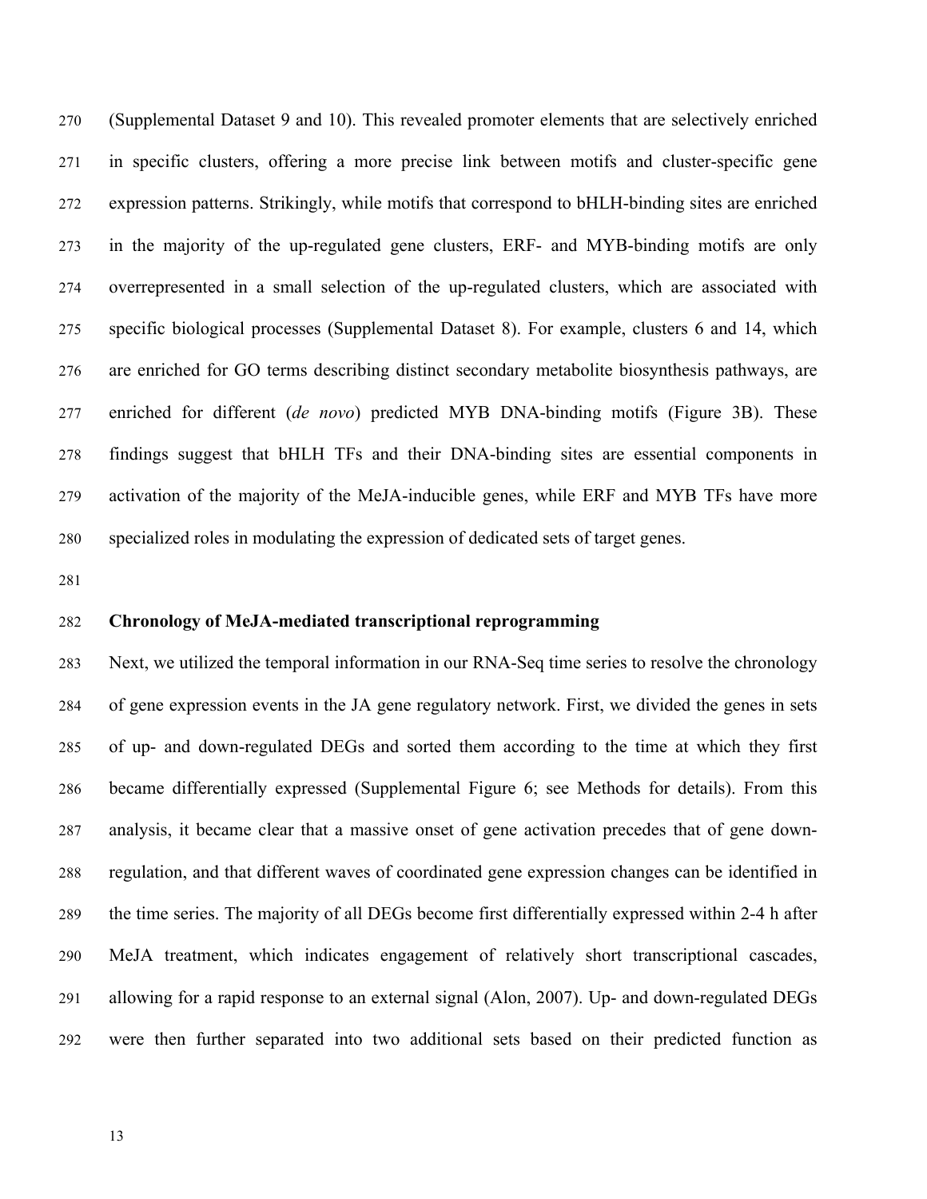(Supplemental Dataset 9 and 10). This revealed promoter elements that are selectively enriched in specific clusters, offering a more precise link between motifs and cluster-specific gene expression patterns. Strikingly, while motifs that correspond to bHLH-binding sites are enriched in the majority of the up-regulated gene clusters, ERF- and MYB-binding motifs are only overrepresented in a small selection of the up-regulated clusters, which are associated with specific biological processes (Supplemental Dataset 8). For example, clusters 6 and 14, which are enriched for GO terms describing distinct secondary metabolite biosynthesis pathways, are enriched for different (*de novo*) predicted MYB DNA-binding motifs (Figure 3B). These findings suggest that bHLH TFs and their DNA-binding sites are essential components in activation of the majority of the MeJA-inducible genes, while ERF and MYB TFs have more specialized roles in modulating the expression of dedicated sets of target genes.

**Chronology of MeJA-mediated transcriptional reprogramming**

Next, we utilized the temporal information in our RNA-Seq time series to resolve the chronology of gene expression events in the JA gene regulatory network. First, we divided the genes in sets of up- and down-regulated DEGs and sorted them according to the time at which they first became differentially expressed (Supplemental Figure 6; see Methods for details). From this analysis, it became clear that a massive onset of gene activation precedes that of gene down-regulation, and that different waves of coordinated gene expression changes can be identified in the time series. The majority of all DEGs become first differentially expressed within 2-4 h after MeJA treatment, which indicates engagement of relatively short transcriptional cascades, allowing for a rapid response to an external signal (Alon, 2007). Up- and down-regulated DEGs were then further separated into two additional sets based on their predicted function as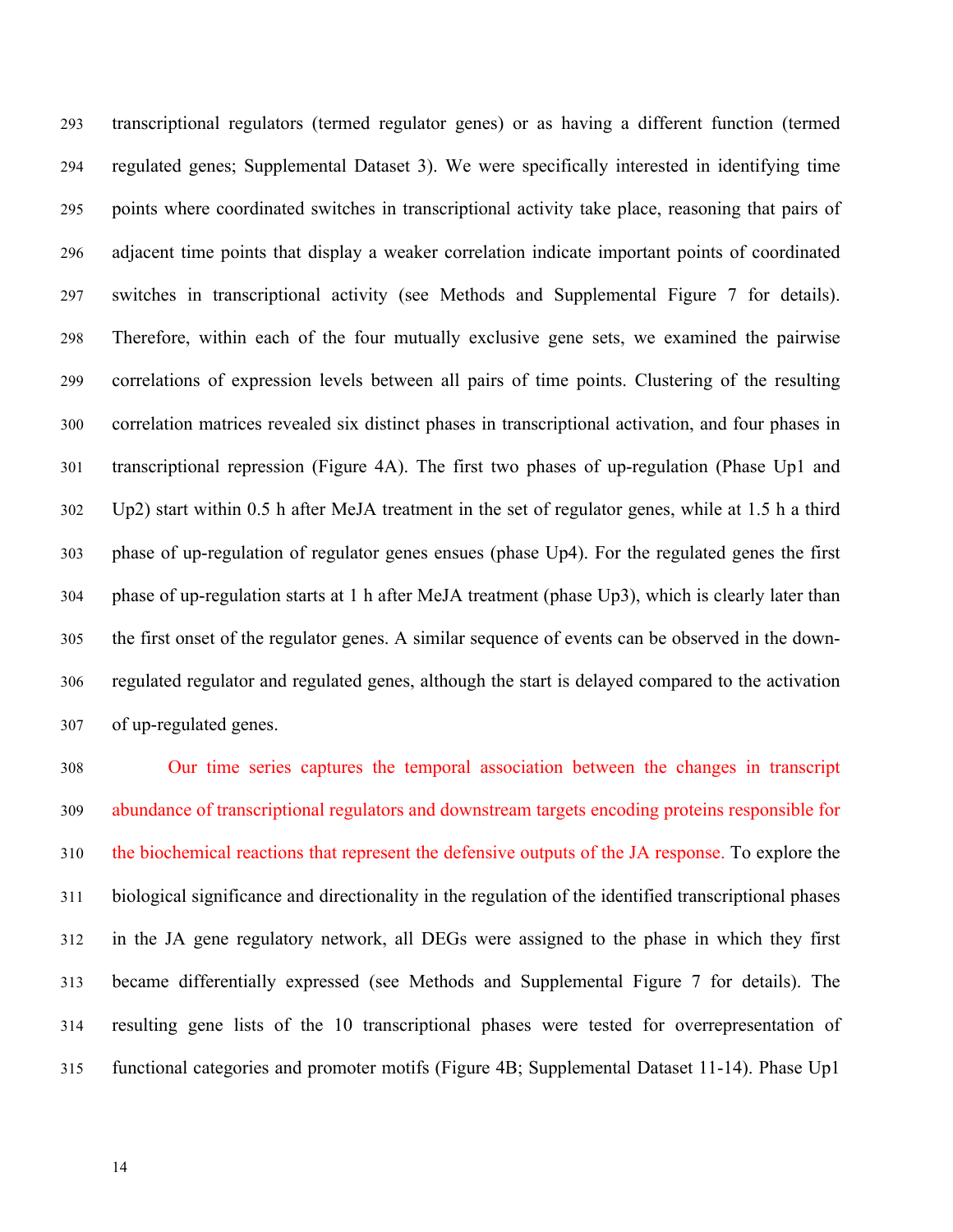transcriptional regulators (termed regulator genes) or as having a different function (termed regulated genes; Supplemental Dataset 3). We were specifically interested in identifying time points where coordinated switches in transcriptional activity take place, reasoning that pairs of adjacent time points that display a weaker correlation indicate important points of coordinated switches in transcriptional activity (see Methods and Supplemental Figure 7 for details). Therefore, within each of the four mutually exclusive gene sets, we examined the pairwise correlations of expression levels between all pairs of time points. Clustering of the resulting correlation matrices revealed six distinct phases in transcriptional activation, and four phases in transcriptional repression (Figure 4A). The first two phases of up-regulation (Phase Up1 and Up2) start within 0.5 h after MeJA treatment in the set of regulator genes, while at 1.5 h a third phase of up-regulation of regulator genes ensues (phase Up4). For the regulated genes the first phase of up-regulation starts at 1 h after MeJA treatment (phase Up3), which is clearly later than the first onset of the regulator genes. A similar sequence of events can be observed in the down-regulated regulator and regulated genes, although the start is delayed compared to the activation of up-regulated genes.

Our time series captures the temporal association between the changes in transcript abundance of transcriptional regulators and downstream targets encoding proteins responsible for the biochemical reactions that represent the defensive outputs of the JA response. To explore the biological significance and directionality in the regulation of the identified transcriptional phases in the JA gene regulatory network, all DEGs were assigned to the phase in which they first became differentially expressed (see Methods and Supplemental Figure 7 for details). The resulting gene lists of the 10 transcriptional phases were tested for overrepresentation of functional categories and promoter motifs (Figure 4B; Supplemental Dataset 11-14). Phase Up1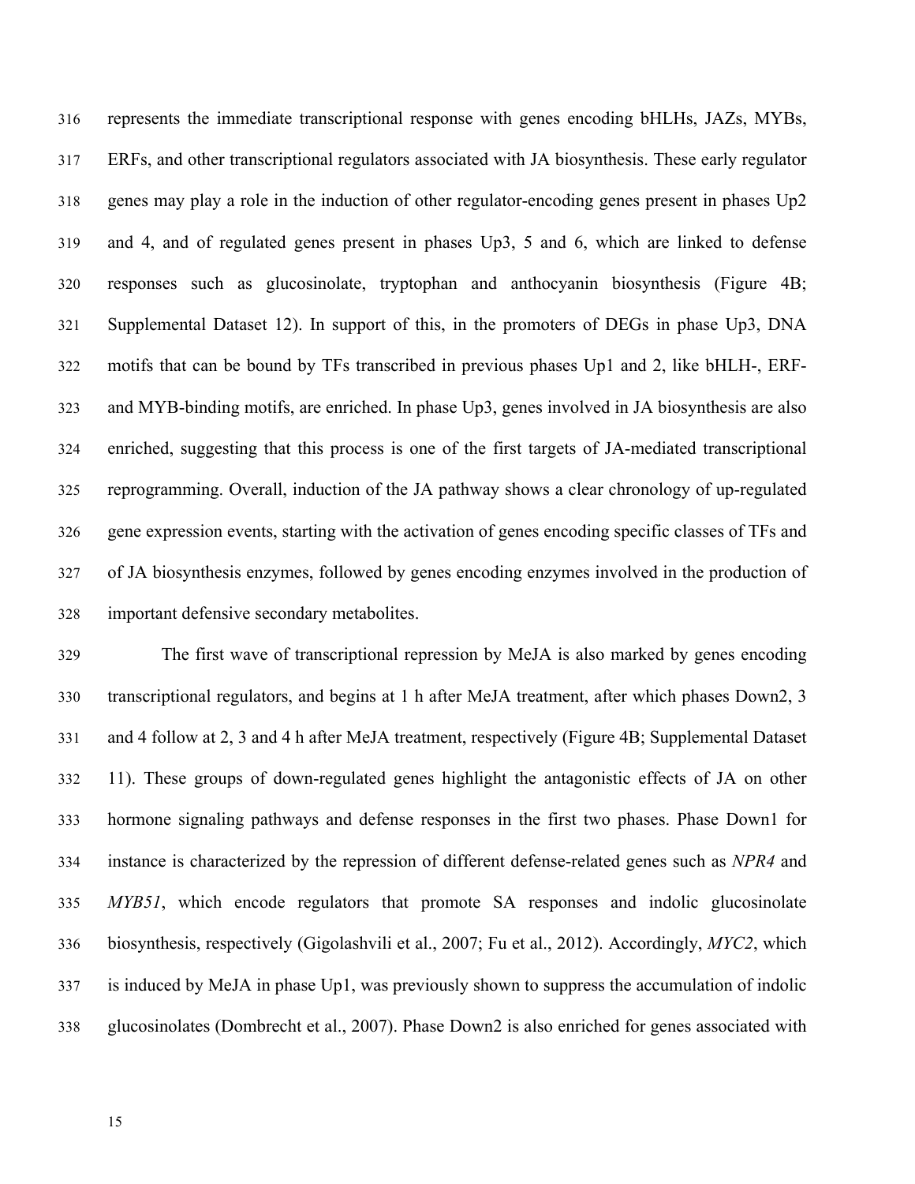represents the immediate transcriptional response with genes encoding bHLHs, JAZs, MYBs, ERFs, and other transcriptional regulators associated with JA biosynthesis. These early regulator genes may play a role in the induction of other regulator-encoding genes present in phases Up2 and 4, and of regulated genes present in phases Up3, 5 and 6, which are linked to defense responses such as glucosinolate, tryptophan and anthocyanin biosynthesis (Figure 4B; Supplemental Dataset 12). In support of this, in the promoters of DEGs in phase Up3, DNA motifs that can be bound by TFs transcribed in previous phases Up1 and 2, like bHLH-, ERF- and MYB-binding motifs, are enriched. In phase Up3, genes involved in JA biosynthesis are also enriched, suggesting that this process is one of the first targets of JA-mediated transcriptional reprogramming. Overall, induction of the JA pathway shows a clear chronology of up-regulated gene expression events, starting with the activation of genes encoding specific classes of TFs and of JA biosynthesis enzymes, followed by genes encoding enzymes involved in the production of important defensive secondary metabolites.

The first wave of transcriptional repression by MeJA is also marked by genes encoding transcriptional regulators, and begins at 1 h after MeJA treatment, after which phases Down2, 3 and 4 follow at 2, 3 and 4 h after MeJA treatment, respectively (Figure 4B; Supplemental Dataset 11). These groups of down-regulated genes highlight the antagonistic effects of JA on other hormone signaling pathways and defense responses in the first two phases. Phase Down1 for instance is characterized by the repression of different defense-related genes such as *NPR4* and *MYB51*, which encode regulators that promote SA responses and indolic glucosinolate biosynthesis, respectively (Gigolashvili et al., 2007; Fu et al., 2012). Accordingly, *MYC2*, which is induced by MeJA in phase Up1, was previously shown to suppress the accumulation of indolic glucosinolates (Dombrecht et al., 2007). Phase Down2 is also enriched for genes associated with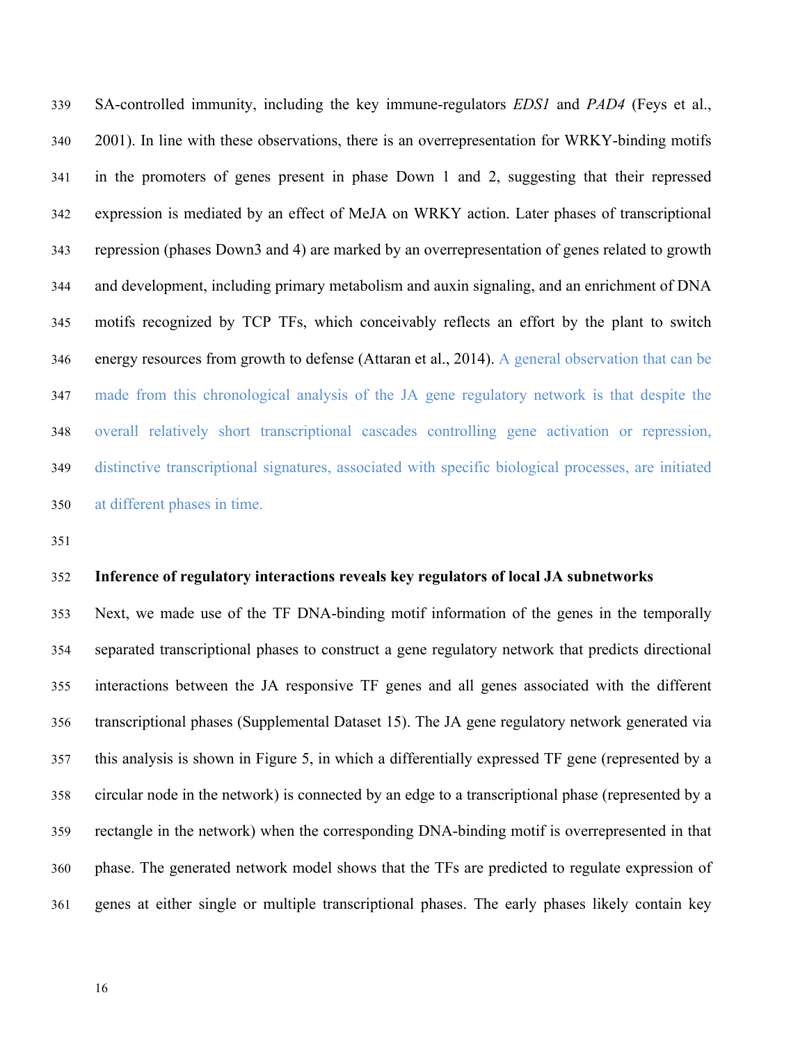SA-controlled immunity, including the key immune-regulators *EDS1* and *PAD4* (Feys et al., 2001). In line with these observations, there is an overrepresentation for WRKY-binding motifs in the promoters of genes present in phase Down 1 and 2, suggesting that their repressed expression is mediated by an effect of MeJA on WRKY action. Later phases of transcriptional repression (phases Down3 and 4) are marked by an overrepresentation of genes related to growth and development, including primary metabolism and auxin signaling, and an enrichment of DNA motifs recognized by TCP TFs, which conceivably reflects an effort by the plant to switch energy resources from growth to defense (Attaran et al., 2014). A general observation that can be made from this chronological analysis of the JA gene regulatory network is that despite the overall relatively short transcriptional cascades controlling gene activation or repression, distinctive transcriptional signatures, associated with specific biological processes, are initiated at different phases in time.

**Inference of regulatory interactions reveals key regulators of local JA subnetworks**

Next, we made use of the TF DNA-binding motif information of the genes in the temporally separated transcriptional phases to construct a gene regulatory network that predicts directional interactions between the JA responsive TF genes and all genes associated with the different transcriptional phases (Supplemental Dataset 15). The JA gene regulatory network generated via this analysis is shown in Figure 5, in which a differentially expressed TF gene (represented by a circular node in the network) is connected by an edge to a transcriptional phase (represented by a rectangle in the network) when the corresponding DNA-binding motif is overrepresented in that phase. The generated network model shows that the TFs are predicted to regulate expression of genes at either single or multiple transcriptional phases. The early phases likely contain key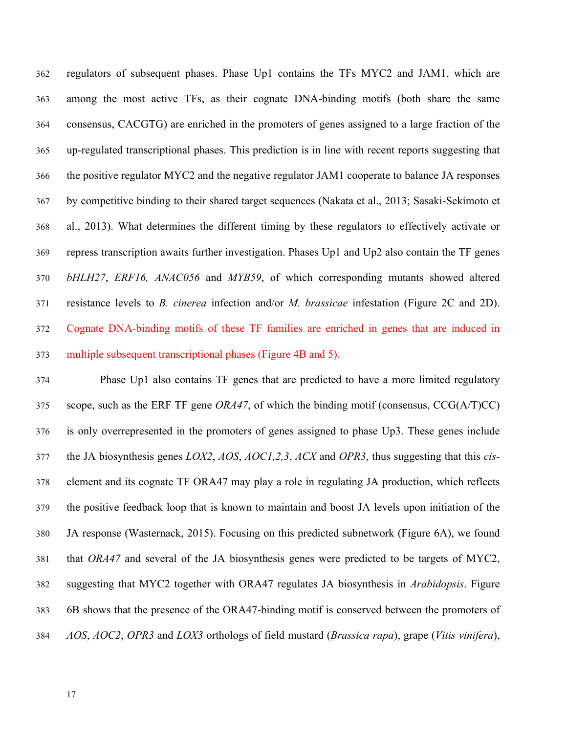regulators of subsequent phases. Phase Up1 contains the TFs MYC2 and JAM1, which are among the most active TFs, as their cognate DNA-binding motifs (both share the same consensus, CACGTG) are enriched in the promoters of genes assigned to a large fraction of the up-regulated transcriptional phases. This prediction is in line with recent reports suggesting that the positive regulator MYC2 and the negative regulator JAM1 cooperate to balance JA responses by competitive binding to their shared target sequences (Nakata et al., 2013; Sasaki-Sekimoto et al., 2013). What determines the different timing by these regulators to effectively activate or repress transcription awaits further investigation. Phases Up1 and Up2 also contain the TF genes *bHLH27*, *ERF16, ANAC056* and *MYB59*, of which corresponding mutants showed altered resistance levels to *B. cinerea* infection and/or *M. brassicae* infestation (Figure 2C and 2D). Cognate DNA-binding motifs of these TF families are enriched in genes that are induced in multiple subsequent transcriptional phases (Figure 4B and 5).

Phase Up1 also contains TF genes that are predicted to have a more limited regulatory scope, such as the ERF TF gene *ORA47*, of which the binding motif (consensus, CCG(A/T)CC) is only overrepresented in the promoters of genes assigned to phase Up3. These genes include the JA biosynthesis genes *LOX2*, *AOS*, *AOC1,2,3*, *ACX* and *OPR3*, thus suggesting that this *cis*-element and its cognate TF ORA47 may play a role in regulating JA production, which reflects the positive feedback loop that is known to maintain and boost JA levels upon initiation of the JA response (Wasternack, 2015). Focusing on this predicted subnetwork (Figure 6A), we found that *ORA47* and several of the JA biosynthesis genes were predicted to be targets of MYC2, suggesting that MYC2 together with ORA47 regulates JA biosynthesis in *Arabidopsis*. Figure 6B shows that the presence of the ORA47-binding motif is conserved between the promoters of *AOS*, *AOC2*, *OPR3* and *LOX3* orthologs of field mustard (*Brassica rapa*), grape (*Vitis vinifera*),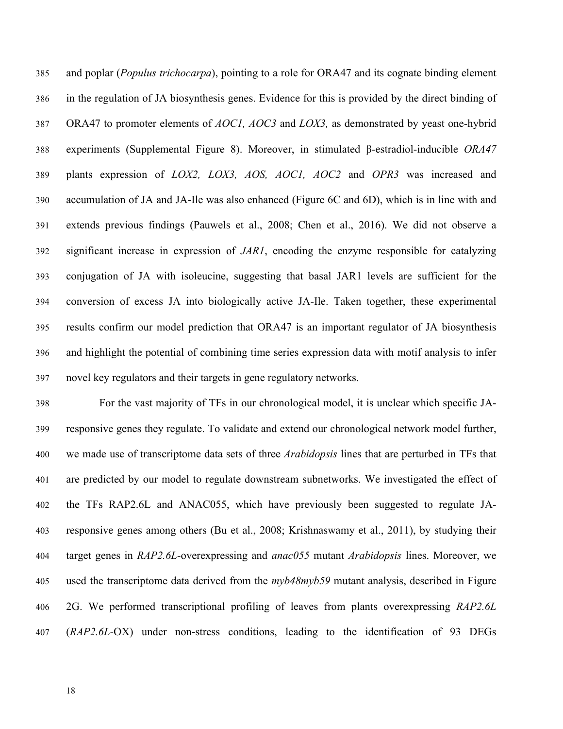and poplar (*Populus trichocarpa*), pointing to a role for ORA47 and its cognate binding element in the regulation of JA biosynthesis genes. Evidence for this is provided by the direct binding of ORA47 to promoter elements of *AOC1, AOC3* and *LOX3,* as demonstrated by yeast one-hybrid experiments (Supplemental Figure 8). Moreover, in stimulated β-estradiol-inducible *ORA47* plants expression of *LOX2, LOX3, AOS, AOC1, AOC2* and *OPR3* was increased and accumulation of JA and JA-Ile was also enhanced (Figure 6C and 6D), which is in line with and extends previous findings (Pauwels et al., 2008; Chen et al., 2016). We did not observe a significant increase in expression of *JAR1*, encoding the enzyme responsible for catalyzing conjugation of JA with isoleucine, suggesting that basal JAR1 levels are sufficient for the conversion of excess JA into biologically active JA-Ile. Taken together, these experimental results confirm our model prediction that ORA47 is an important regulator of JA biosynthesis and highlight the potential of combining time series expression data with motif analysis to infer novel key regulators and their targets in gene regulatory networks.

For the vast majority of TFs in our chronological model, it is unclear which specific JA-responsive genes they regulate. To validate and extend our chronological network model further, we made use of transcriptome data sets of three *Arabidopsis* lines that are perturbed in TFs that are predicted by our model to regulate downstream subnetworks. We investigated the effect of the TFs RAP2.6L and ANAC055, which have previously been suggested to regulate JA-responsive genes among others (Bu et al., 2008; Krishnaswamy et al., 2011), by studying their target genes in *RAP2.6L*-overexpressing and *anac055* mutant *Arabidopsis* lines. Moreover, we used the transcriptome data derived from the *myb48myb59* mutant analysis, described in Figure 2G. We performed transcriptional profiling of leaves from plants overexpressing *RAP2.6L* (*RAP2.6L*-OX) under non-stress conditions, leading to the identification of 93 DEGs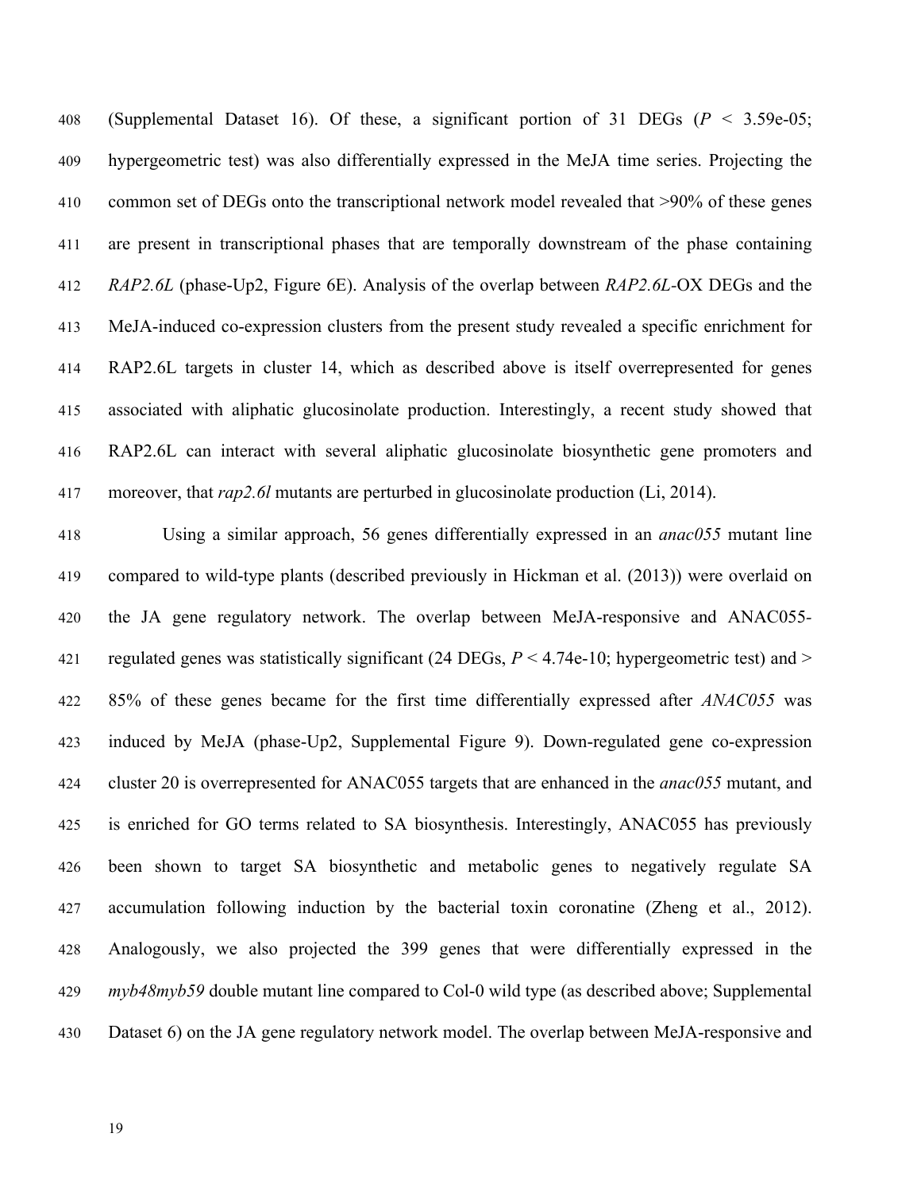(Supplemental Dataset 16). Of these, a significant portion of 31 DEGs ($P < 3.59\text{e-}05$; hypergeometric test) was also differentially expressed in the MeJA time series. Projecting the common set of DEGs onto the transcriptional network model revealed that >90% of these genes are present in transcriptional phases that are temporally downstream of the phase containing *RAP2.6L* (phase-Up2, Figure 6E). Analysis of the overlap between *RAP2.6L*-OX DEGs and the MeJA-induced co-expression clusters from the present study revealed a specific enrichment for RAP2.6L targets in cluster 14, which as described above is itself overrepresented for genes associated with aliphatic glucosinolate production. Interestingly, a recent study showed that RAP2.6L can interact with several aliphatic glucosinolate biosynthetic gene promoters and moreover, that *rap2.6l* mutants are perturbed in glucosinolate production (Li, 2014).

Using a similar approach, 56 genes differentially expressed in an *anac055* mutant line compared to wild-type plants (described previously in Hickman et al. (2013)) were overlaid on the JA gene regulatory network. The overlap between MeJA-responsive and ANAC055-regulated genes was statistically significant (24 DEGs, $P < 4.74\text{e-}10$; hypergeometric test) and > 85% of these genes became for the first time differentially expressed after *ANAC055* was induced by MeJA (phase-Up2, Supplemental Figure 9). Down-regulated gene co-expression cluster 20 is overrepresented for ANAC055 targets that are enhanced in the *anac055* mutant, and is enriched for GO terms related to SA biosynthesis. Interestingly, ANAC055 has previously been shown to target SA biosynthetic and metabolic genes to negatively regulate SA accumulation following induction by the bacterial toxin coronatine (Zheng et al., 2012). Analogously, we also projected the 399 genes that were differentially expressed in the *myb48myb59* double mutant line compared to Col-0 wild type (as described above; Supplemental Dataset 6) on the JA gene regulatory network model. The overlap between MeJA-responsive and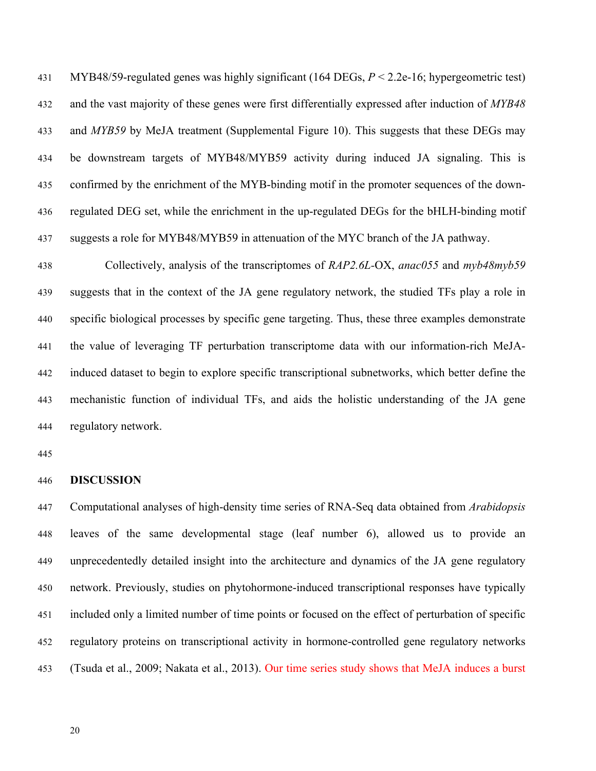MYB48/59-regulated genes was highly significant (164 DEGs, $P < 2.2e-16$; hypergeometric test) and the vast majority of these genes were first differentially expressed after induction of *MYB48* and *MYB59* by MeJA treatment (Supplemental Figure 10). This suggests that these DEGs may be downstream targets of MYB48/MYB59 activity during induced JA signaling. This is confirmed by the enrichment of the MYB-binding motif in the promoter sequences of the down-regulated DEG set, while the enrichment in the up-regulated DEGs for the bHLH-binding motif suggests a role for MYB48/MYB59 in attenuation of the MYC branch of the JA pathway.

Collectively, analysis of the transcriptomes of *RAP2.6L*-OX, *anac055* and *myb48myb59* suggests that in the context of the JA gene regulatory network, the studied TFs play a role in specific biological processes by specific gene targeting. Thus, these three examples demonstrate the value of leveraging TF perturbation transcriptome data with our information-rich MeJA-induced dataset to begin to explore specific transcriptional subnetworks, which better define the mechanistic function of individual TFs, and aids the holistic understanding of the JA gene regulatory network.

## DISCUSSION

Computational analyses of high-density time series of RNA-Seq data obtained from *Arabidopsis* leaves of the same developmental stage (leaf number 6), allowed us to provide an unprecedentedly detailed insight into the architecture and dynamics of the JA gene regulatory network. Previously, studies on phytohormone-induced transcriptional responses have typically included only a limited number of time points or focused on the effect of perturbation of specific regulatory proteins on transcriptional activity in hormone-controlled gene regulatory networks (Tsuda et al., 2009; Nakata et al., 2013). Our time series study shows that MeJA induces a burst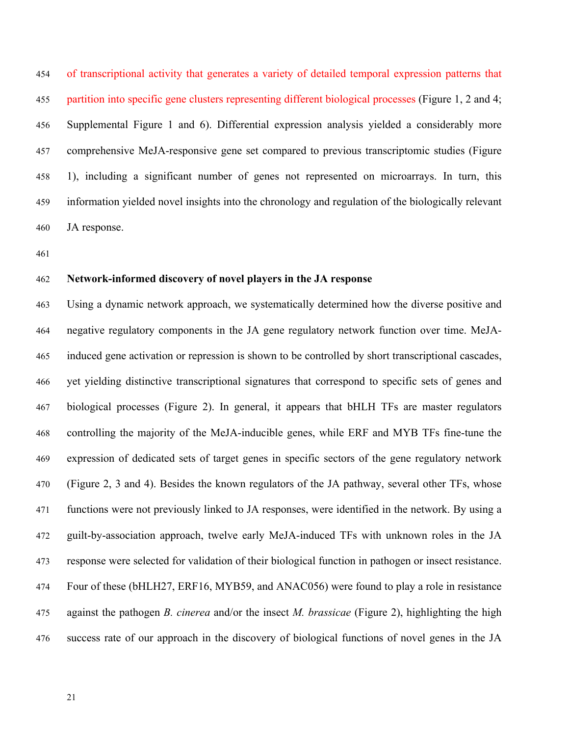of transcriptional activity that generates a variety of detailed temporal expression patterns that partition into specific gene clusters representing different biological processes (Figure 1, 2 and 4; Supplemental Figure 1 and 6). Differential expression analysis yielded a considerably more comprehensive MeJA-responsive gene set compared to previous transcriptomic studies (Figure 1), including a significant number of genes not represented on microarrays. In turn, this information yielded novel insights into the chronology and regulation of the biologically relevant JA response.

**Network-informed discovery of novel players in the JA response**

Using a dynamic network approach, we systematically determined how the diverse positive and negative regulatory components in the JA gene regulatory network function over time. MeJA-induced gene activation or repression is shown to be controlled by short transcriptional cascades, yet yielding distinctive transcriptional signatures that correspond to specific sets of genes and biological processes (Figure 2). In general, it appears that bHLH TFs are master regulators controlling the majority of the MeJA-inducible genes, while ERF and MYB TFs fine-tune the expression of dedicated sets of target genes in specific sectors of the gene regulatory network (Figure 2, 3 and 4). Besides the known regulators of the JA pathway, several other TFs, whose functions were not previously linked to JA responses, were identified in the network. By using a guilt-by-association approach, twelve early MeJA-induced TFs with unknown roles in the JA response were selected for validation of their biological function in pathogen or insect resistance. Four of these (bHLH27, ERF16, MYB59, and ANAC056) were found to play a role in resistance against the pathogen *B. cinerea* and/or the insect *M. brassicae* (Figure 2), highlighting the high success rate of our approach in the discovery of biological functions of novel genes in the JA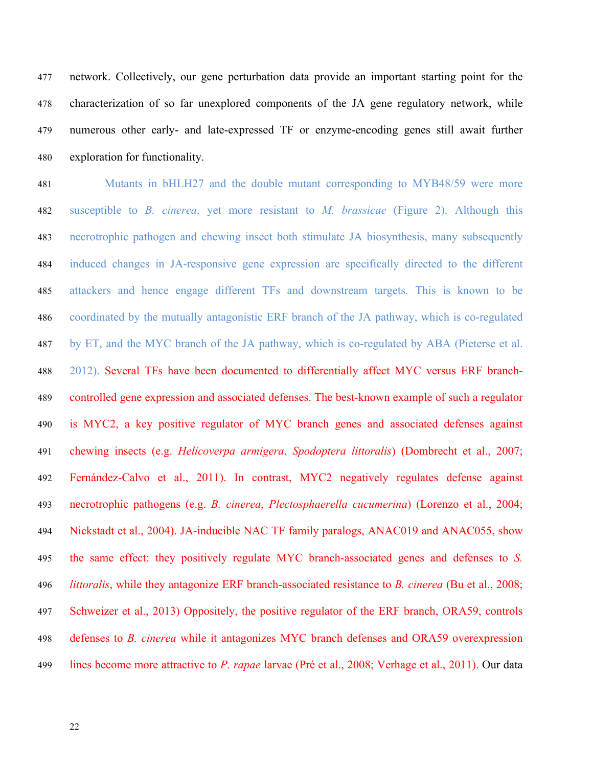network. Collectively, our gene perturbation data provide an important starting point for the characterization of so far unexplored components of the JA gene regulatory network, while numerous other early- and late-expressed TF or enzyme-encoding genes still await further exploration for functionality.

Mutants in bHLH27 and the double mutant corresponding to MYB48/59 were more susceptible to *B. cinerea*, yet more resistant to *M. brassicae* (Figure 2). Although this necrotrophic pathogen and chewing insect both stimulate JA biosynthesis, many subsequently induced changes in JA-responsive gene expression are specifically directed to the different attackers and hence engage different TFs and downstream targets. This is known to be coordinated by the mutually antagonistic ERF branch of the JA pathway, which is co-regulated by ET, and the MYC branch of the JA pathway, which is co-regulated by ABA (Pieterse et al. 2012). Several TFs have been documented to differentially affect MYC versus ERF branch-controlled gene expression and associated defenses. The best-known example of such a regulator is MYC2, a key positive regulator of MYC branch genes and associated defenses against chewing insects (e.g. *Helicoverpa armigera*, *Spodoptera littoralis*) (Dombrecht et al., 2007; Fernández-Calvo et al., 2011). In contrast, MYC2 negatively regulates defense against necrotrophic pathogens (e.g. *B. cinerea*, *Plectosphaerella cucumerina*) (Lorenzo et al., 2004; Nickstadt et al., 2004). JA-inducible NAC TF family paralogs, ANAC019 and ANAC055, show the same effect: they positively regulate MYC branch-associated genes and defenses to *S. littoralis*, while they antagonize ERF branch-associated resistance to *B. cinerea* (Bu et al., 2008; Schweizer et al., 2013) Oppositely, the positive regulator of the ERF branch, ORA59, controls defenses to *B. cinerea* while it antagonizes MYC branch defenses and ORA59 overexpression lines become more attractive to *P. rapae* larvae (Pré et al., 2008; Verhage et al., 2011). Our data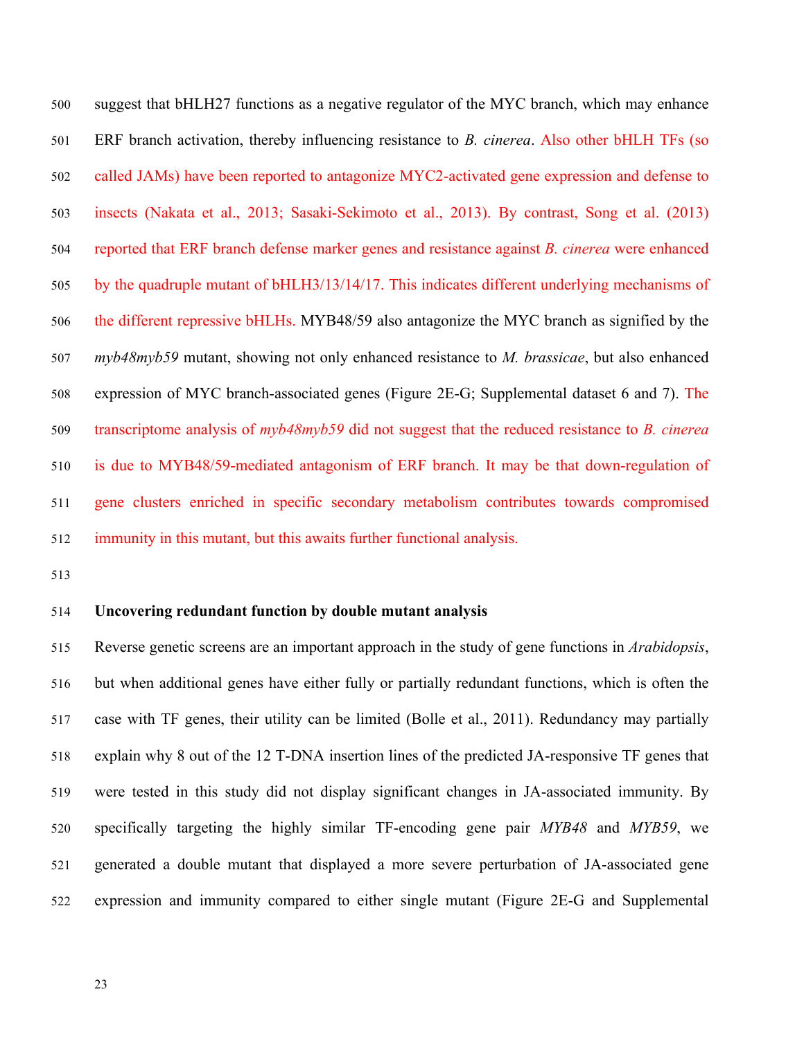suggest that bHLH27 functions as a negative regulator of the MYC branch, which may enhance ERF branch activation, thereby influencing resistance to *B. cinerea*. Also other bHLH TFs (so called JAMs) have been reported to antagonize MYC2-activated gene expression and defense to insects (Nakata et al., 2013; Sasaki-Sekimoto et al., 2013). By contrast, Song et al. (2013) reported that ERF branch defense marker genes and resistance against *B. cinerea* were enhanced by the quadruple mutant of bHLH3/13/14/17. This indicates different underlying mechanisms of the different repressive bHLHs. MYB48/59 also antagonize the MYC branch as signified by the *myb48myb59* mutant, showing not only enhanced resistance to *M. brassicae*, but also enhanced expression of MYC branch-associated genes (Figure 2E-G; Supplemental dataset 6 and 7). The transcriptome analysis of *myb48myb59* did not suggest that the reduced resistance to *B. cinerea* is due to MYB48/59-mediated antagonism of ERF branch. It may be that down-regulation of gene clusters enriched in specific secondary metabolism contributes towards compromised immunity in this mutant, but this awaits further functional analysis.

**Uncovering redundant function by double mutant analysis**

Reverse genetic screens are an important approach in the study of gene functions in *Arabidopsis*, but when additional genes have either fully or partially redundant functions, which is often the case with TF genes, their utility can be limited (Bolle et al., 2011). Redundancy may partially explain why 8 out of the 12 T-DNA insertion lines of the predicted JA-responsive TF genes that were tested in this study did not display significant changes in JA-associated immunity. By specifically targeting the highly similar TF-encoding gene pair *MYB48* and *MYB59*, we generated a double mutant that displayed a more severe perturbation of JA-associated gene expression and immunity compared to either single mutant (Figure 2E-G and Supplemental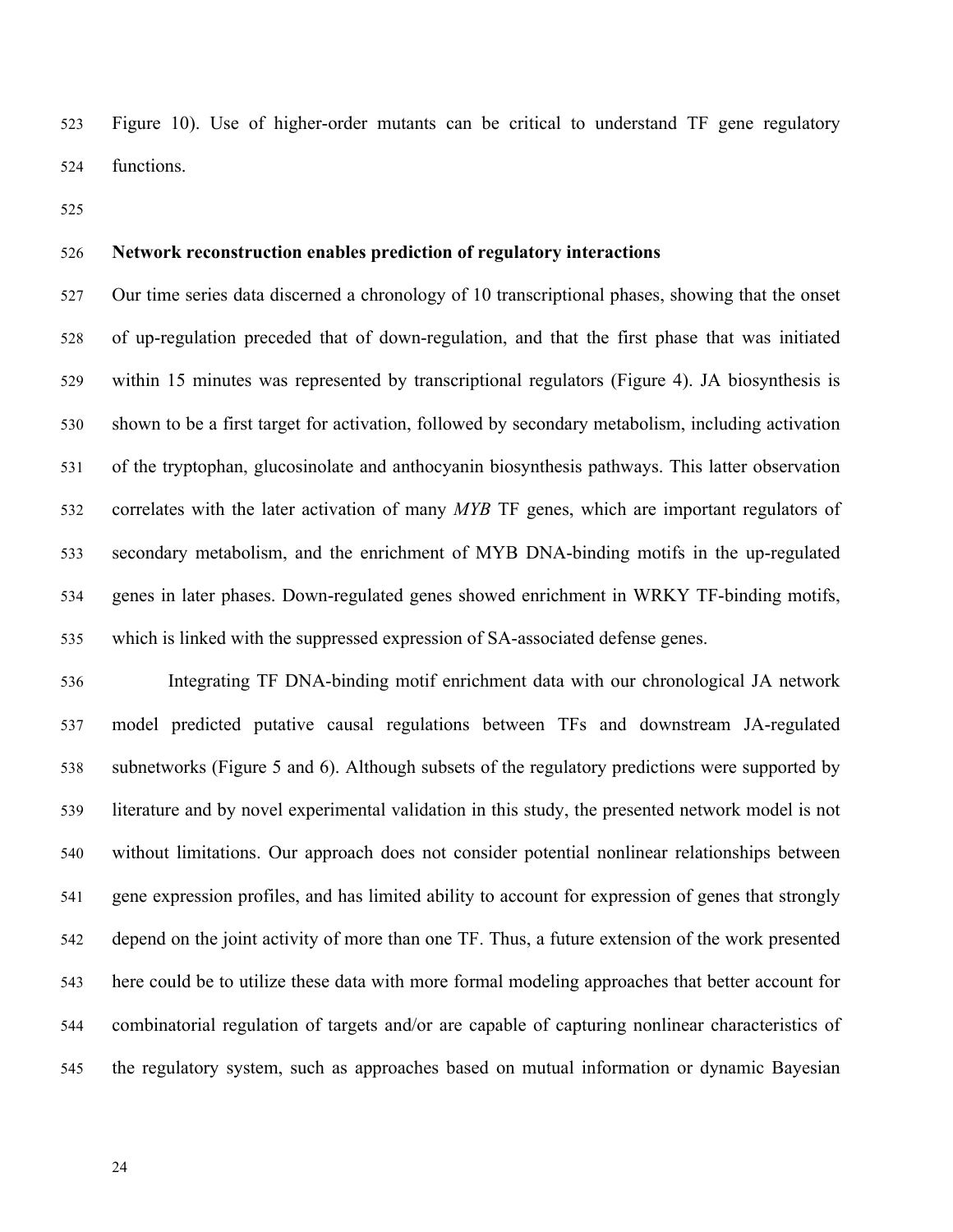Figure 10). Use of higher-order mutants can be critical to understand TF gene regulatory functions.

### Network reconstruction enables prediction of regulatory interactions

Our time series data discerned a chronology of 10 transcriptional phases, showing that the onset of up-regulation preceded that of down-regulation, and that the first phase that was initiated within 15 minutes was represented by transcriptional regulators (Figure 4). JA biosynthesis is shown to be a first target for activation, followed by secondary metabolism, including activation of the tryptophan, glucosinolate and anthocyanin biosynthesis pathways. This latter observation correlates with the later activation of many *MYB* TF genes, which are important regulators of secondary metabolism, and the enrichment of MYB DNA-binding motifs in the up-regulated genes in later phases. Down-regulated genes showed enrichment in WRKY TF-binding motifs, which is linked with the suppressed expression of SA-associated defense genes.

Integrating TF DNA-binding motif enrichment data with our chronological JA network model predicted putative causal regulations between TFs and downstream JA-regulated subnetworks (Figure 5 and 6). Although subsets of the regulatory predictions were supported by literature and by novel experimental validation in this study, the presented network model is not without limitations. Our approach does not consider potential nonlinear relationships between gene expression profiles, and has limited ability to account for expression of genes that strongly depend on the joint activity of more than one TF. Thus, a future extension of the work presented here could be to utilize these data with more formal modeling approaches that better account for combinatorial regulation of targets and/or are capable of capturing nonlinear characteristics of the regulatory system, such as approaches based on mutual information or dynamic Bayesian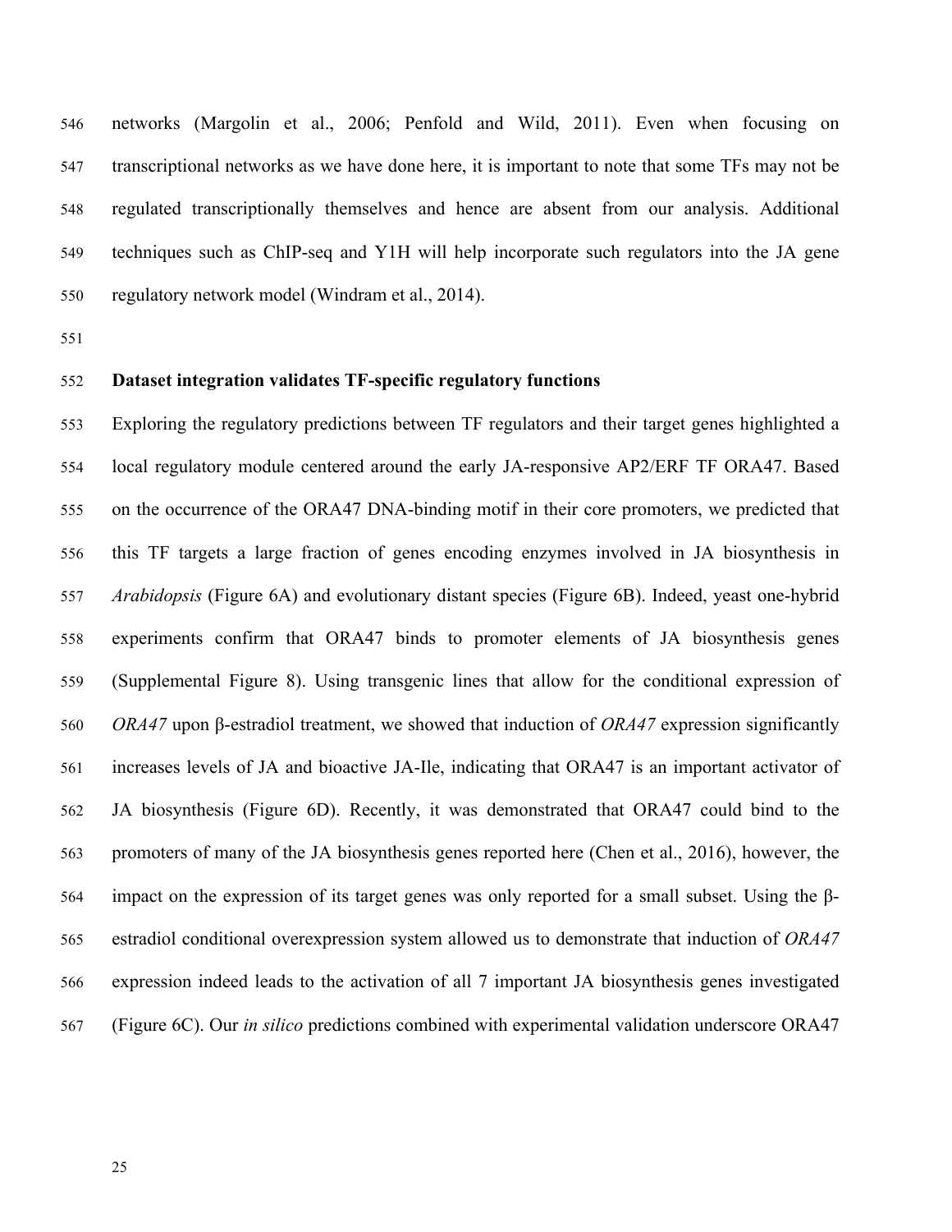networks (Margolin et al., 2006; Penfold and Wild, 2011). Even when focusing on transcriptional networks as we have done here, it is important to note that some TFs may not be regulated transcriptionally themselves and hence are absent from our analysis. Additional techniques such as ChIP-seq and Y1H will help incorporate such regulators into the JA gene regulatory network model (Windram et al., 2014).

**Dataset integration validates TF-specific regulatory functions**

Exploring the regulatory predictions between TF regulators and their target genes highlighted a local regulatory module centered around the early JA-responsive AP2/ERF TF ORA47. Based on the occurrence of the ORA47 DNA-binding motif in their core promoters, we predicted that this TF targets a large fraction of genes encoding enzymes involved in JA biosynthesis in *Arabidopsis* (Figure 6A) and evolutionary distant species (Figure 6B). Indeed, yeast one-hybrid experiments confirm that ORA47 binds to promoter elements of JA biosynthesis genes (Supplemental Figure 8). Using transgenic lines that allow for the conditional expression of *ORA47* upon β-estradiol treatment, we showed that induction of *ORA47* expression significantly increases levels of JA and bioactive JA-Ile, indicating that ORA47 is an important activator of JA biosynthesis (Figure 6D). Recently, it was demonstrated that ORA47 could bind to the promoters of many of the JA biosynthesis genes reported here (Chen et al., 2016), however, the impact on the expression of its target genes was only reported for a small subset. Using the β-estradiol conditional overexpression system allowed us to demonstrate that induction of *ORA47* expression indeed leads to the activation of all 7 important JA biosynthesis genes investigated (Figure 6C). Our *in silico* predictions combined with experimental validation underscore ORA47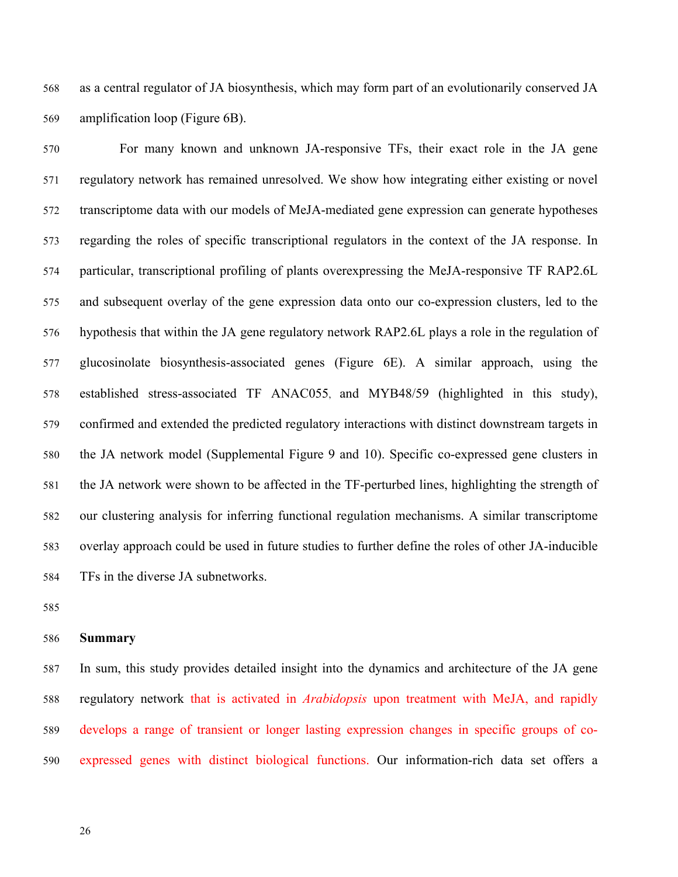as a central regulator of JA biosynthesis, which may form part of an evolutionarily conserved JA amplification loop (Figure 6B).

For many known and unknown JA-responsive TFs, their exact role in the JA gene regulatory network has remained unresolved. We show how integrating either existing or novel transcriptome data with our models of MeJA-mediated gene expression can generate hypotheses regarding the roles of specific transcriptional regulators in the context of the JA response. In particular, transcriptional profiling of plants overexpressing the MeJA-responsive TF RAP2.6L and subsequent overlay of the gene expression data onto our co-expression clusters, led to the hypothesis that within the JA gene regulatory network RAP2.6L plays a role in the regulation of glucosinolate biosynthesis-associated genes (Figure 6E). A similar approach, using the established stress-associated TF ANAC055, and MYB48/59 (highlighted in this study), confirmed and extended the predicted regulatory interactions with distinct downstream targets in the JA network model (Supplemental Figure 9 and 10). Specific co-expressed gene clusters in the JA network were shown to be affected in the TF-perturbed lines, highlighting the strength of our clustering analysis for inferring functional regulation mechanisms. A similar transcriptome overlay approach could be used in future studies to further define the roles of other JA-inducible TFs in the diverse JA subnetworks.

## Summary

In sum, this study provides detailed insight into the dynamics and architecture of the JA gene regulatory network that is activated in *Arabidopsis* upon treatment with MeJA, and rapidly develops a range of transient or longer lasting expression changes in specific groups of co-expressed genes with distinct biological functions. Our information-rich data set offers a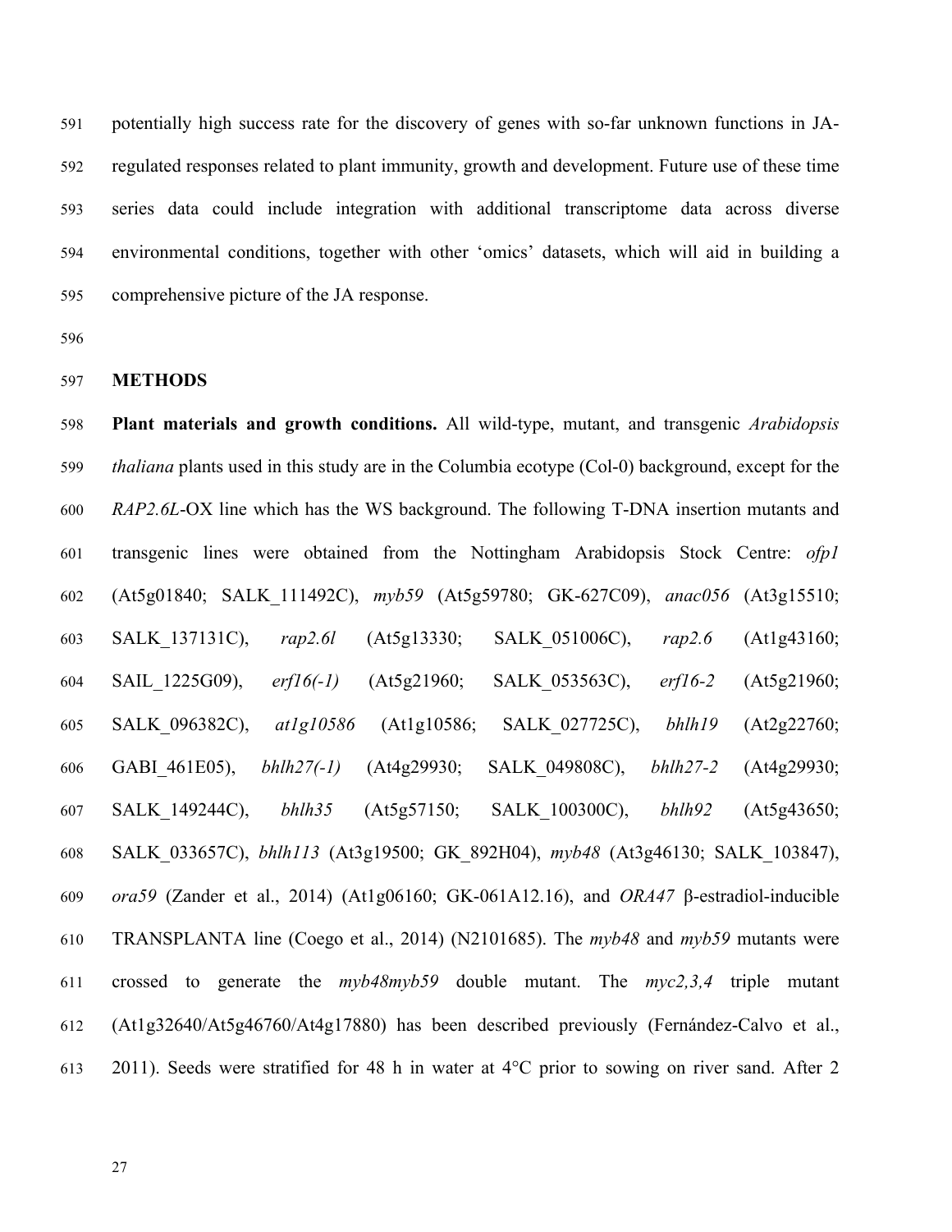potentially high success rate for the discovery of genes with so-far unknown functions in JA-regulated responses related to plant immunity, growth and development. Future use of these time series data could include integration with additional transcriptome data across diverse environmental conditions, together with other 'omics' datasets, which will aid in building a comprehensive picture of the JA response.

## METHODS

**Plant materials and growth conditions.** All wild-type, mutant, and transgenic *Arabidopsis thaliana* plants used in this study are in the Columbia ecotype (Col-0) background, except for the *RAP2.6L*-OX line which has the WS background. The following T-DNA insertion mutants and transgenic lines were obtained from the Nottingham Arabidopsis Stock Centre: *ofp1* (At5g01840; SALK_111492C), *myb59* (At5g59780; GK-627C09), *anac056* (At3g15510; SALK_137131C), *rap2.6l* (At5g13330; SALK_051006C), *rap2.6* (At1g43160; SAIL_1225G09), *erf16(-1)* (At5g21960; SALK_053563C), *erf16-2* (At5g21960; SALK_096382C), *at1g10586* (At1g10586; SALK_027725C), *bhlh19* (At2g22760; GABI_461E05), *bhlh27(-1)* (At4g29930; SALK_049808C), *bhlh27-2* (At4g29930; SALK_149244C), *bhlh35* (At5g57150; SALK_100300C), *bhlh92* (At5g43650; SALK_033657C), *bhlh113* (At3g19500; GK_892H04), *myb48* (At3g46130; SALK_103847), *ora59* (Zander et al., 2014) (At1g06160; GK-061A12.16), and *ORA47* β-estradiol-inducible TRANSPLANTA line (Coego et al., 2014) (N2101685). The *myb48* and *myb59* mutants were crossed to generate the *myb48myb59* double mutant. The *myc2,3,4* triple mutant (At1g32640/At5g46760/At4g17880) has been described previously (Fernández-Calvo et al., 2011). Seeds were stratified for 48 h in water at 4°C prior to sowing on river sand. After 2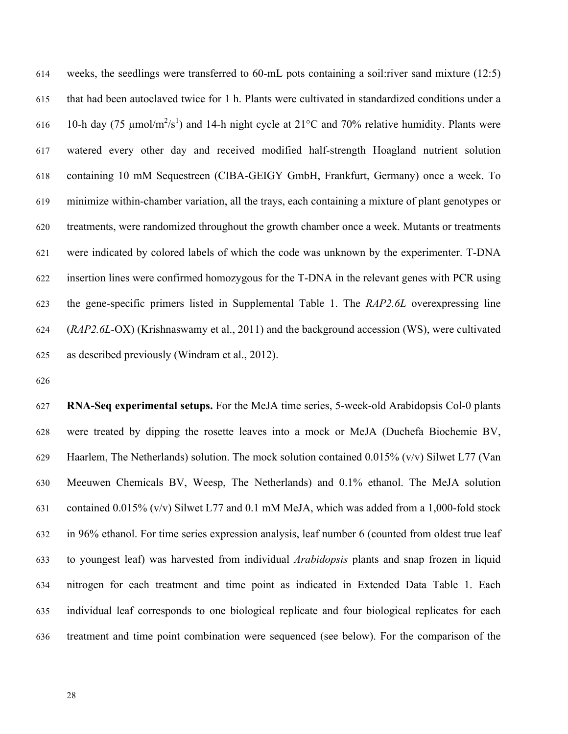weeks, the seedlings were transferred to 60-mL pots containing a soil:river sand mixture (12:5) that had been autoclaved twice for 1 h. Plants were cultivated in standardized conditions under a 10-h day (75 µmol/m$^2$/s$^1$) and 14-h night cycle at 21°C and 70% relative humidity. Plants were watered every other day and received modified half-strength Hoagland nutrient solution containing 10 mM Sequestreen (CIBA-GEIGY GmbH, Frankfurt, Germany) once a week. To minimize within-chamber variation, all the trays, each containing a mixture of plant genotypes or treatments, were randomized throughout the growth chamber once a week. Mutants or treatments were indicated by colored labels of which the code was unknown by the experimenter. T-DNA insertion lines were confirmed homozygous for the T-DNA in the relevant genes with PCR using the gene-specific primers listed in Supplemental Table 1. The *RAP2.6L* overexpressing line (*RAP2.6L*-OX) (Krishnaswamy et al., 2011) and the background accession (WS), were cultivated as described previously (Windram et al., 2012).

**RNA-Seq experimental setups.** For the MeJA time series, 5-week-old Arabidopsis Col-0 plants were treated by dipping the rosette leaves into a mock or MeJA (Duchefa Biochemie BV, Haarlem, The Netherlands) solution. The mock solution contained 0.015% (v/v) Silwet L77 (Van Meeuwen Chemicals BV, Weesp, The Netherlands) and 0.1% ethanol. The MeJA solution contained 0.015% (v/v) Silwet L77 and 0.1 mM MeJA, which was added from a 1,000-fold stock in 96% ethanol. For time series expression analysis, leaf number 6 (counted from oldest true leaf to youngest leaf) was harvested from individual *Arabidopsis* plants and snap frozen in liquid nitrogen for each treatment and time point as indicated in Extended Data Table 1. Each individual leaf corresponds to one biological replicate and four biological replicates for each treatment and time point combination were sequenced (see below). For the comparison of the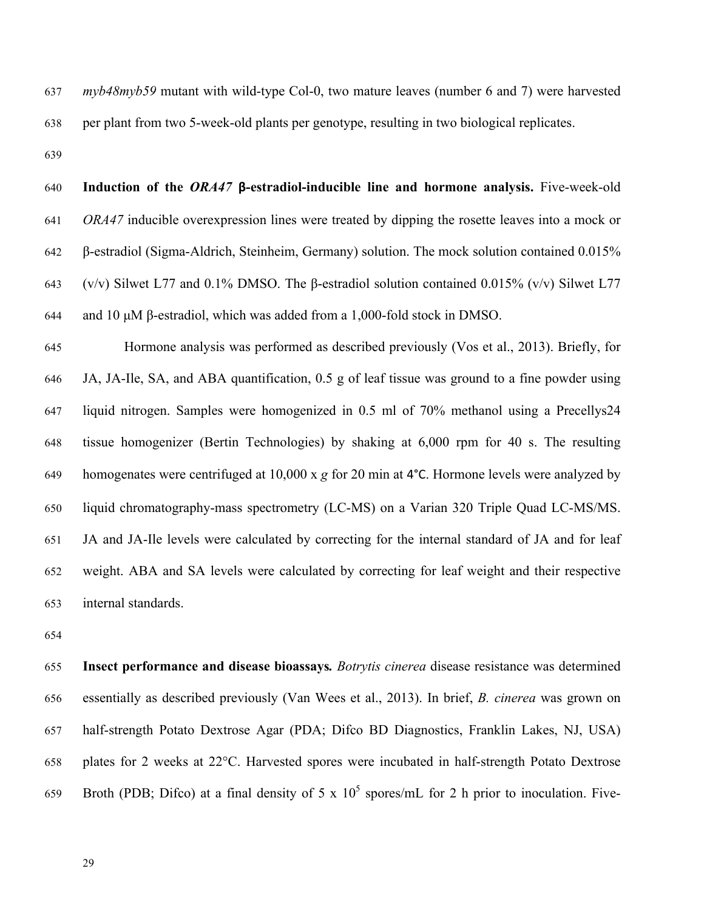*myb48myb59* mutant with wild-type Col-0, two mature leaves (number 6 and 7) were harvested per plant from two 5-week-old plants per genotype, resulting in two biological replicates.

**Induction of the *ORA47* β-estradiol-inducible line and hormone analysis.** Five-week-old *ORA47* inducible overexpression lines were treated by dipping the rosette leaves into a mock or β-estradiol (Sigma-Aldrich, Steinheim, Germany) solution. The mock solution contained 0.015% (v/v) Silwet L77 and 0.1% DMSO. The β-estradiol solution contained 0.015% (v/v) Silwet L77 and 10 μM β-estradiol, which was added from a 1,000-fold stock in DMSO.

Hormone analysis was performed as described previously (Vos et al., 2013). Briefly, for JA, JA-Ile, SA, and ABA quantification, 0.5 g of leaf tissue was ground to a fine powder using liquid nitrogen. Samples were homogenized in 0.5 ml of 70% methanol using a Precellys24 tissue homogenizer (Bertin Technologies) by shaking at 6,000 rpm for 40 s. The resulting homogenates were centrifuged at 10,000 x *g* for 20 min at 4°C. Hormone levels were analyzed by liquid chromatography-mass spectrometry (LC-MS) on a Varian 320 Triple Quad LC-MS/MS. JA and JA-Ile levels were calculated by correcting for the internal standard of JA and for leaf weight. ABA and SA levels were calculated by correcting for leaf weight and their respective internal standards.

**Insect performance and disease bioassays.** *Botrytis cinerea* disease resistance was determined essentially as described previously (Van Wees et al., 2013). In brief, *B. cinerea* was grown on half-strength Potato Dextrose Agar (PDA; Difco BD Diagnostics, Franklin Lakes, NJ, USA) plates for 2 weeks at 22°C. Harvested spores were incubated in half-strength Potato Dextrose Broth (PDB; Difco) at a final density of 5 x $10^5$ spores/mL for 2 h prior to inoculation. Five-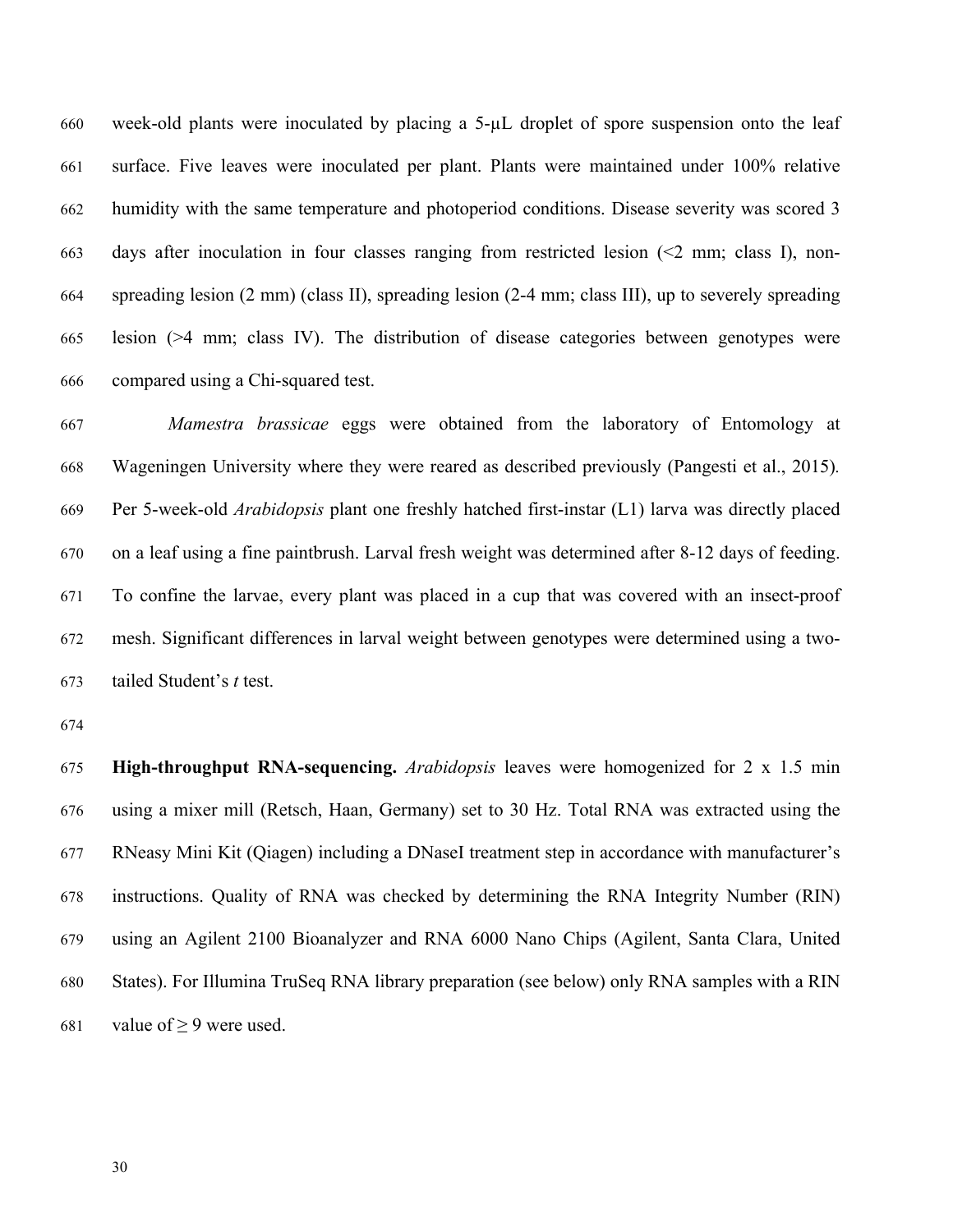week-old plants were inoculated by placing a 5-μL droplet of spore suspension onto the leaf surface. Five leaves were inoculated per plant. Plants were maintained under 100% relative humidity with the same temperature and photoperiod conditions. Disease severity was scored 3 days after inoculation in four classes ranging from restricted lesion (<2 mm; class I), non-spreading lesion (2 mm) (class II), spreading lesion (2-4 mm; class III), up to severely spreading lesion (>4 mm; class IV). The distribution of disease categories between genotypes were compared using a Chi-squared test.

*Mamestra brassicae* eggs were obtained from the laboratory of Entomology at Wageningen University where they were reared as described previously (Pangesti et al., 2015). Per 5-week-old *Arabidopsis* plant one freshly hatched first-instar (L1) larva was directly placed on a leaf using a fine paintbrush. Larval fresh weight was determined after 8-12 days of feeding. To confine the larvae, every plant was placed in a cup that was covered with an insect-proof mesh. Significant differences in larval weight between genotypes were determined using a two-tailed Student's *t* test.

**High-throughput RNA-sequencing.** *Arabidopsis* leaves were homogenized for 2 x 1.5 min using a mixer mill (Retsch, Haan, Germany) set to 30 Hz. Total RNA was extracted using the RNeasy Mini Kit (Qiagen) including a DNaseI treatment step in accordance with manufacturer's instructions. Quality of RNA was checked by determining the RNA Integrity Number (RIN) using an Agilent 2100 Bioanalyzer and RNA 6000 Nano Chips (Agilent, Santa Clara, United States). For Illumina TruSeq RNA library preparation (see below) only RNA samples with a RIN value of ≥ 9 were used.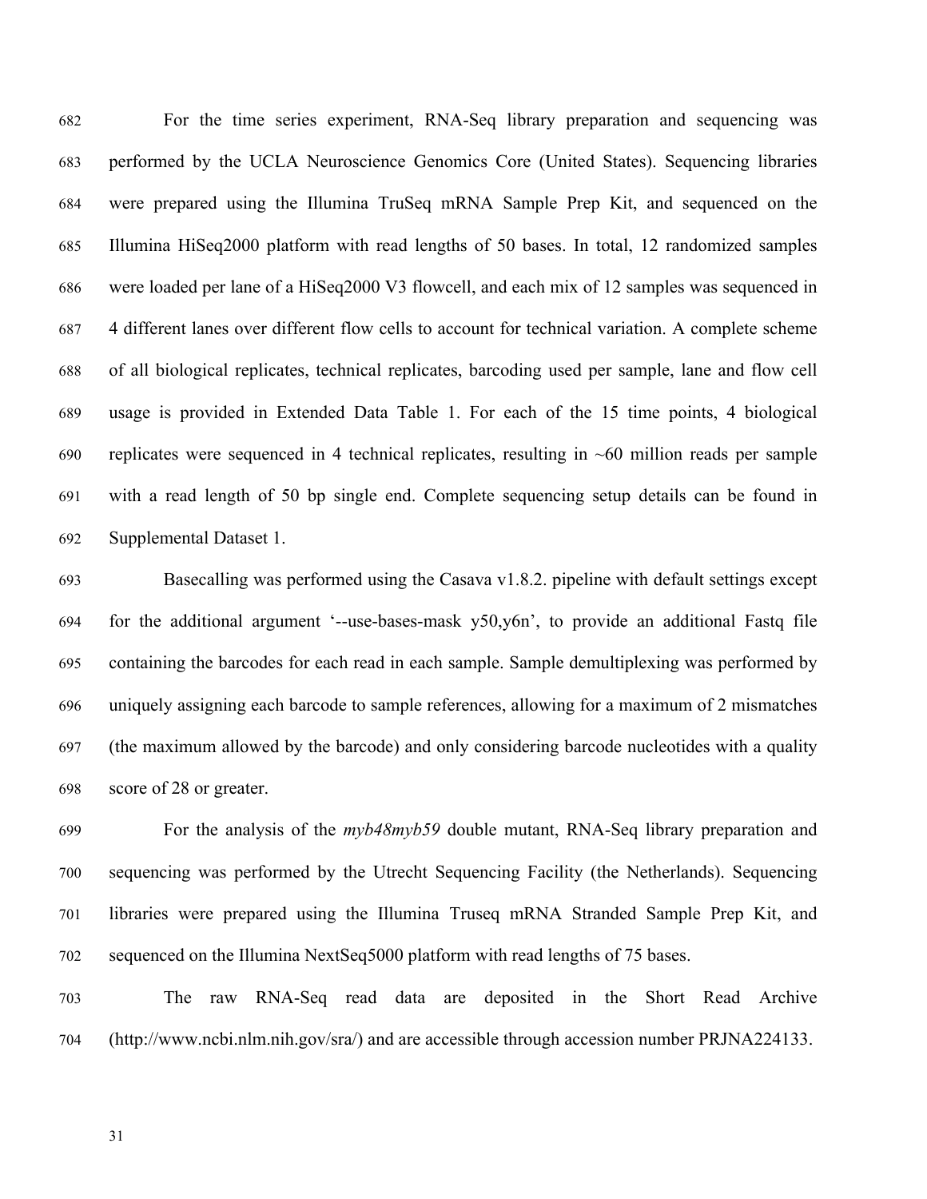For the time series experiment, RNA-Seq library preparation and sequencing was performed by the UCLA Neuroscience Genomics Core (United States). Sequencing libraries were prepared using the Illumina TruSeq mRNA Sample Prep Kit, and sequenced on the Illumina HiSeq2000 platform with read lengths of 50 bases. In total, 12 randomized samples were loaded per lane of a HiSeq2000 V3 flowcell, and each mix of 12 samples was sequenced in 4 different lanes over different flow cells to account for technical variation. A complete scheme of all biological replicates, technical replicates, barcoding used per sample, lane and flow cell usage is provided in Extended Data Table 1. For each of the 15 time points, 4 biological replicates were sequenced in 4 technical replicates, resulting in ~60 million reads per sample with a read length of 50 bp single end. Complete sequencing setup details can be found in Supplemental Dataset 1.

Basecalling was performed using the Casava v1.8.2. pipeline with default settings except for the additional argument '--use-bases-mask y50,y6n', to provide an additional Fastq file containing the barcodes for each read in each sample. Sample demultiplexing was performed by uniquely assigning each barcode to sample references, allowing for a maximum of 2 mismatches (the maximum allowed by the barcode) and only considering barcode nucleotides with a quality score of 28 or greater.

For the analysis of the *myb48myb59* double mutant, RNA-Seq library preparation and sequencing was performed by the Utrecht Sequencing Facility (the Netherlands). Sequencing libraries were prepared using the Illumina Truseq mRNA Stranded Sample Prep Kit, and sequenced on the Illumina NextSeq5000 platform with read lengths of 75 bases.

The raw RNA-Seq read data are deposited in the Short Read Archive (http://www.ncbi.nlm.nih.gov/sra/) and are accessible through accession number PRJNA224133.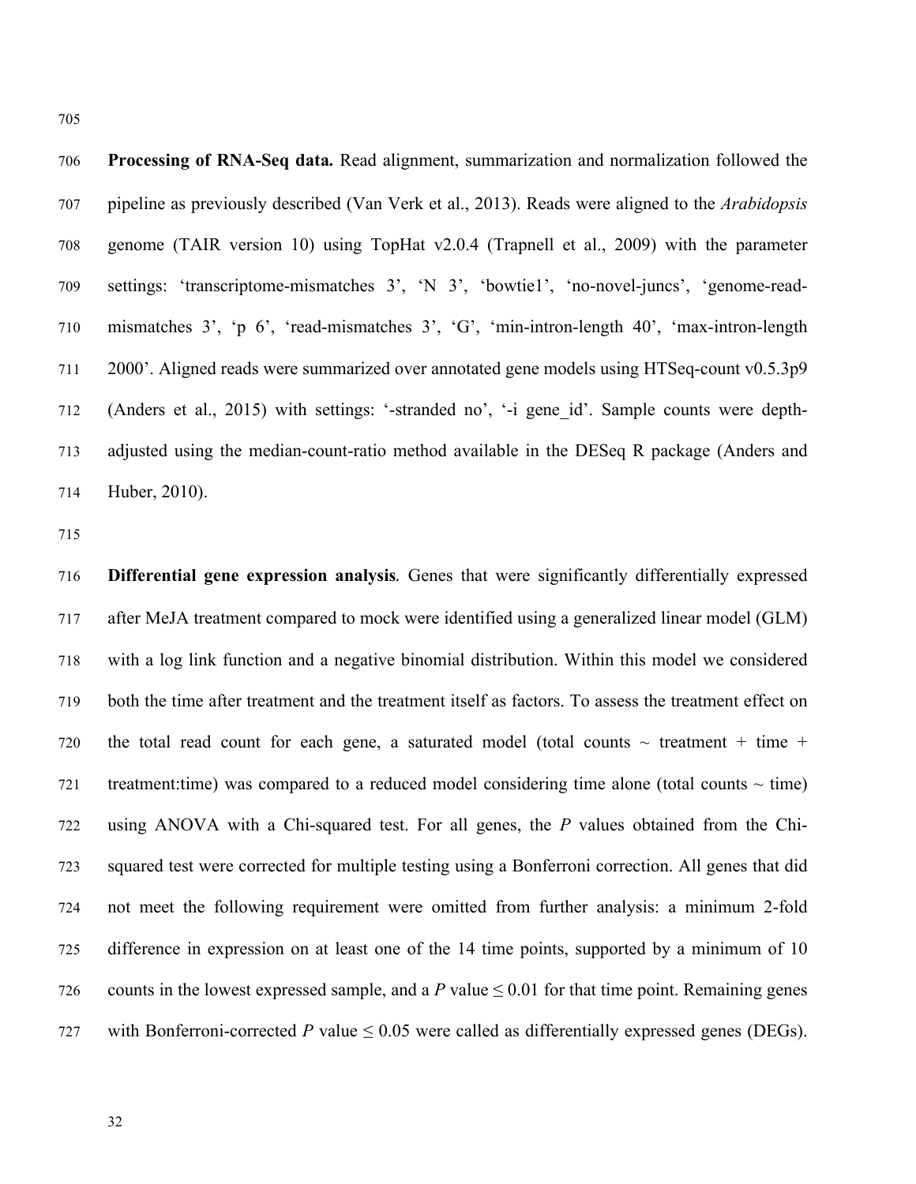**Processing of RNA-Seq data.** Read alignment, summarization and normalization followed the pipeline as previously described (Van Verk et al., 2013). Reads were aligned to the *Arabidopsis* genome (TAIR version 10) using TopHat v2.0.4 (Trapnell et al., 2009) with the parameter settings: 'transcriptome-mismatches 3', 'N 3', 'bowtie1', 'no-novel-juncs', 'genome-read-mismatches 3', 'p 6', 'read-mismatches 3', 'G', 'min-intron-length 40', 'max-intron-length 2000'. Aligned reads were summarized over annotated gene models using HTSeq-count v0.5.3p9 (Anders et al., 2015) with settings: '-stranded no', '-i gene_id'. Sample counts were depth-adjusted using the median-count-ratio method available in the DESeq R package (Anders and Huber, 2010).

**Differential gene expression analysis***.* Genes that were significantly differentially expressed after MeJA treatment compared to mock were identified using a generalized linear model (GLM) with a log link function and a negative binomial distribution. Within this model we considered both the time after treatment and the treatment itself as factors. To assess the treatment effect on the total read count for each gene, a saturated model (total counts ~ treatment + time + treatment:time) was compared to a reduced model considering time alone (total counts ~ time) using ANOVA with a Chi-squared test. For all genes, the *P* values obtained from the Chi-squared test were corrected for multiple testing using a Bonferroni correction. All genes that did not meet the following requirement were omitted from further analysis: a minimum 2-fold difference in expression on at least one of the 14 time points, supported by a minimum of 10 counts in the lowest expressed sample, and a *P* value $\leq 0.01$ for that time point. Remaining genes with Bonferroni-corrected *P* value $\leq 0.05$ were called as differentially expressed genes (DEGs).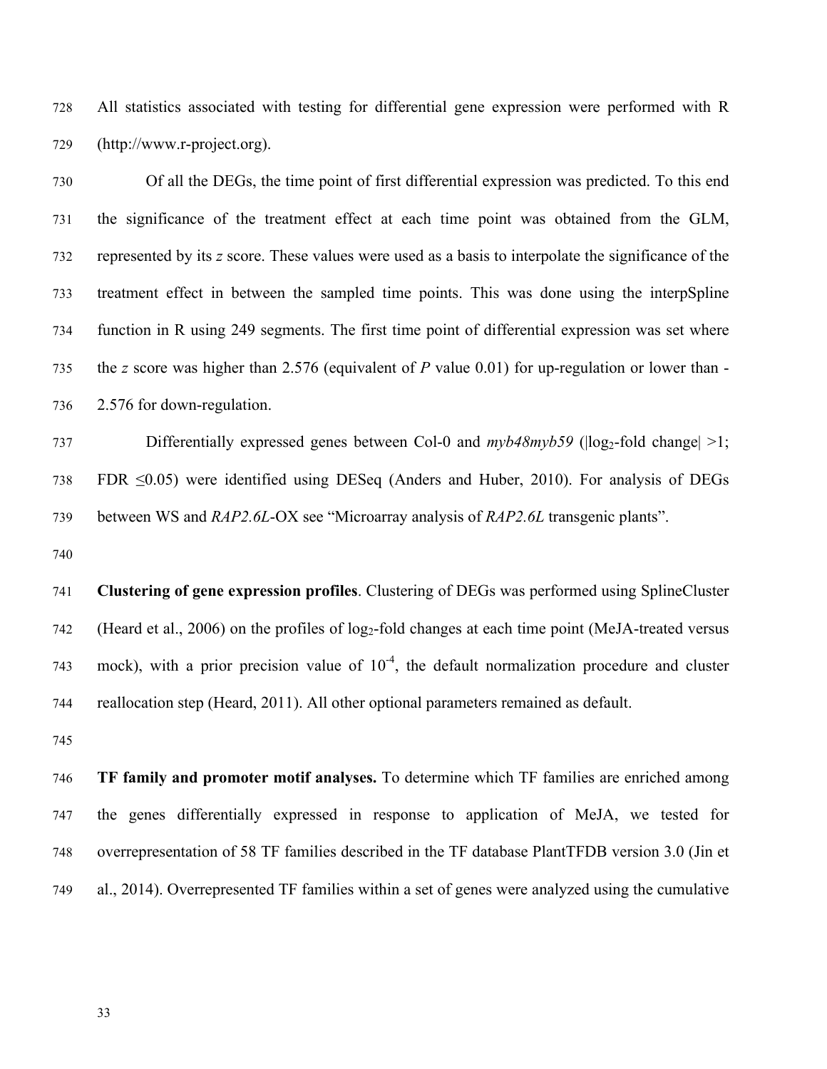All statistics associated with testing for differential gene expression were performed with R (http://www.r-project.org).

Of all the DEGs, the time point of first differential expression was predicted. To this end the significance of the treatment effect at each time point was obtained from the GLM, represented by its *z* score. These values were used as a basis to interpolate the significance of the treatment effect in between the sampled time points. This was done using the interpSpline function in R using 249 segments. The first time point of differential expression was set where the *z* score was higher than 2.576 (equivalent of *P* value 0.01) for up-regulation or lower than -2.576 for down-regulation.

Differentially expressed genes between Col-0 and *myb48myb59* ($|\log_2$-fold change$| > 1$; FDR $\leq 0.05$) were identified using DESeq (Anders and Huber, 2010). For analysis of DEGs between WS and *RAP2.6L*-OX see "Microarray analysis of *RAP2.6L* transgenic plants".

**Clustering of gene expression profiles**. Clustering of DEGs was performed using SplineCluster (Heard et al., 2006) on the profiles of $\log_2$-fold changes at each time point (MeJA-treated versus mock), with a prior precision value of $10^{-4}$, the default normalization procedure and cluster reallocation step (Heard, 2011). All other optional parameters remained as default.

**TF family and promoter motif analyses.** To determine which TF families are enriched among the genes differentially expressed in response to application of MeJA, we tested for overrepresentation of 58 TF families described in the TF database PlantTFDB version 3.0 (Jin et al., 2014). Overrepresented TF families within a set of genes were analyzed using the cumulative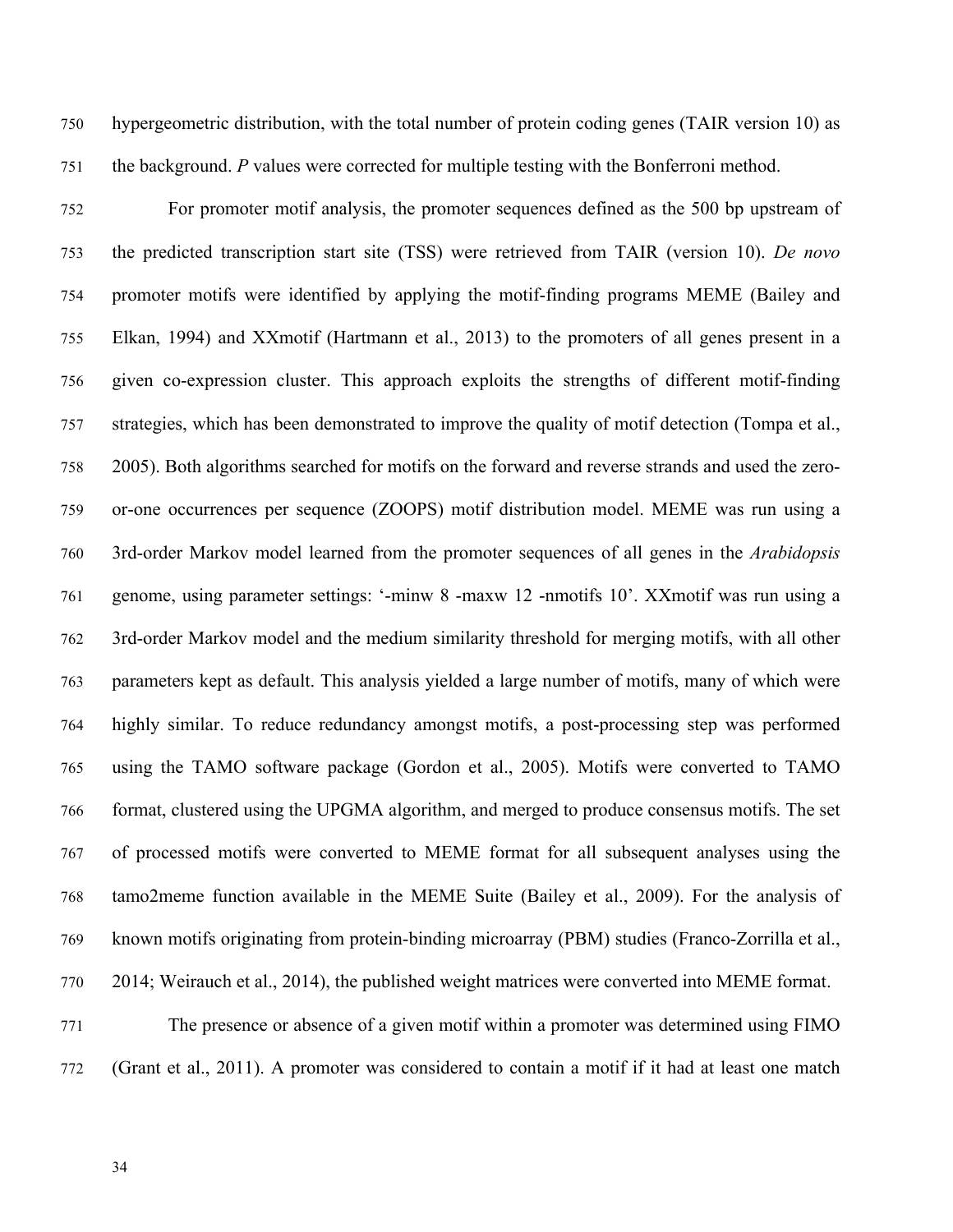hypergeometric distribution, with the total number of protein coding genes (TAIR version 10) as the background. *P* values were corrected for multiple testing with the Bonferroni method.

For promoter motif analysis, the promoter sequences defined as the 500 bp upstream of the predicted transcription start site (TSS) were retrieved from TAIR (version 10). *De novo* promoter motifs were identified by applying the motif-finding programs MEME (Bailey and Elkan, 1994) and XXmotif (Hartmann et al., 2013) to the promoters of all genes present in a given co-expression cluster. This approach exploits the strengths of different motif-finding strategies, which has been demonstrated to improve the quality of motif detection (Tompa et al., 2005). Both algorithms searched for motifs on the forward and reverse strands and used the zero-or-one occurrences per sequence (ZOOPS) motif distribution model. MEME was run using a 3rd-order Markov model learned from the promoter sequences of all genes in the *Arabidopsis* genome, using parameter settings: '-minw 8 -maxw 12 -nmotifs 10'. XXmotif was run using a 3rd-order Markov model and the medium similarity threshold for merging motifs, with all other parameters kept as default. This analysis yielded a large number of motifs, many of which were highly similar. To reduce redundancy amongst motifs, a post-processing step was performed using the TAMO software package (Gordon et al., 2005). Motifs were converted to TAMO format, clustered using the UPGMA algorithm, and merged to produce consensus motifs. The set of processed motifs were converted to MEME format for all subsequent analyses using the tamo2meme function available in the MEME Suite (Bailey et al., 2009). For the analysis of known motifs originating from protein-binding microarray (PBM) studies (Franco-Zorrilla et al., 2014; Weirauch et al., 2014), the published weight matrices were converted into MEME format.

The presence or absence of a given motif within a promoter was determined using FIMO (Grant et al., 2011). A promoter was considered to contain a motif if it had at least one match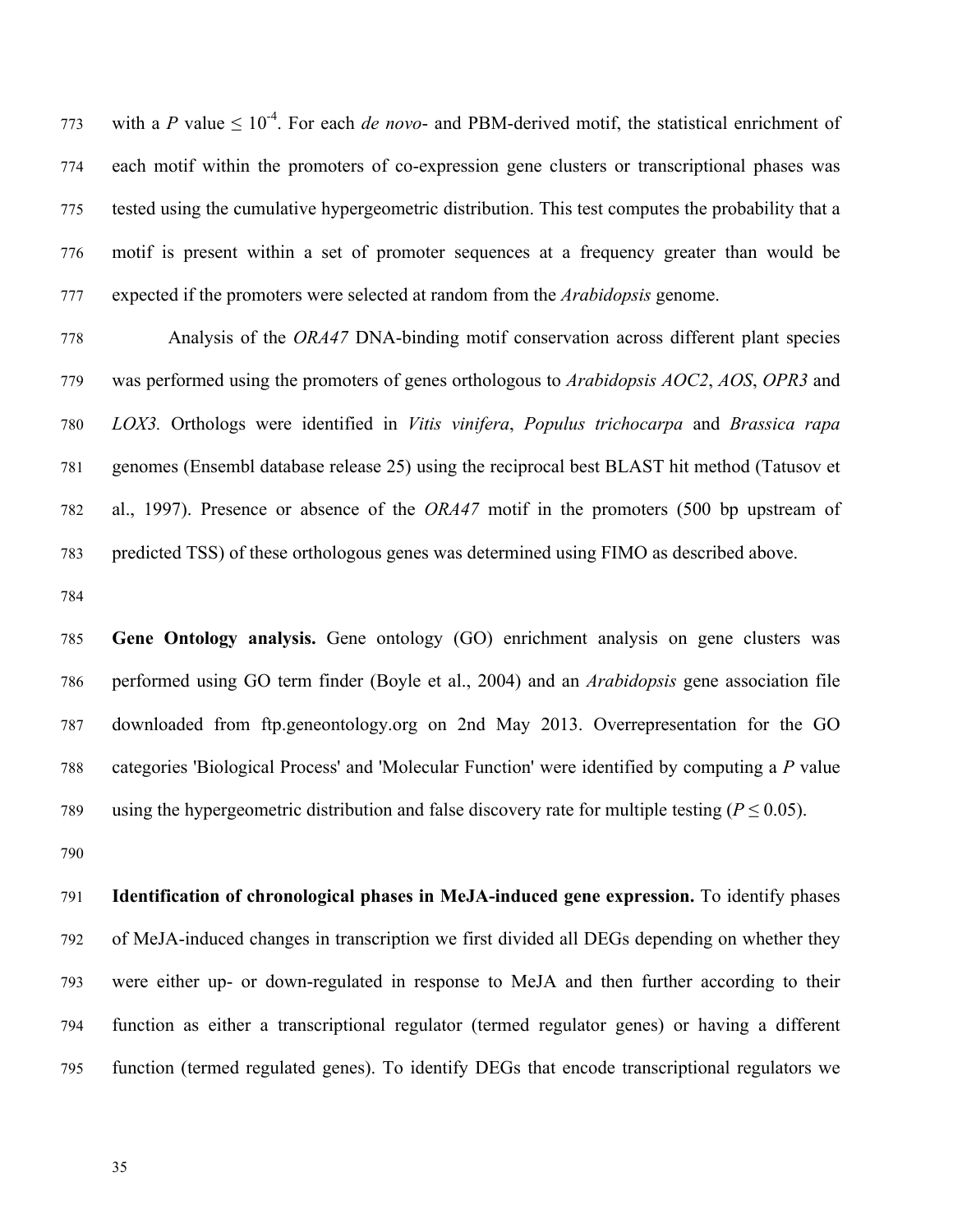with a *P* value ≤ $10^{-4}$. For each *de novo*- and PBM-derived motif, the statistical enrichment of each motif within the promoters of co-expression gene clusters or transcriptional phases was tested using the cumulative hypergeometric distribution. This test computes the probability that a motif is present within a set of promoter sequences at a frequency greater than would be expected if the promoters were selected at random from the *Arabidopsis* genome.

Analysis of the *ORA47* DNA-binding motif conservation across different plant species was performed using the promoters of genes orthologous to *Arabidopsis AOC2*, *AOS*, *OPR3* and *LOX3*. Orthologs were identified in *Vitis vinifera*, *Populus trichocarpa* and *Brassica rapa* genomes (Ensembl database release 25) using the reciprocal best BLAST hit method (Tatusov et al., 1997). Presence or absence of the *ORA47* motif in the promoters (500 bp upstream of predicted TSS) of these orthologous genes was determined using FIMO as described above.

**Gene Ontology analysis.** Gene ontology (GO) enrichment analysis on gene clusters was performed using GO term finder (Boyle et al., 2004) and an *Arabidopsis* gene association file downloaded from ftp.geneontology.org on 2nd May 2013. Overrepresentation for the GO categories 'Biological Process' and 'Molecular Function' were identified by computing a *P* value using the hypergeometric distribution and false discovery rate for multiple testing ($P \leq 0.05$).

**Identification of chronological phases in MeJA-induced gene expression.** To identify phases of MeJA-induced changes in transcription we first divided all DEGs depending on whether they were either up- or down-regulated in response to MeJA and then further according to their function as either a transcriptional regulator (termed regulator genes) or having a different function (termed regulated genes). To identify DEGs that encode transcriptional regulators we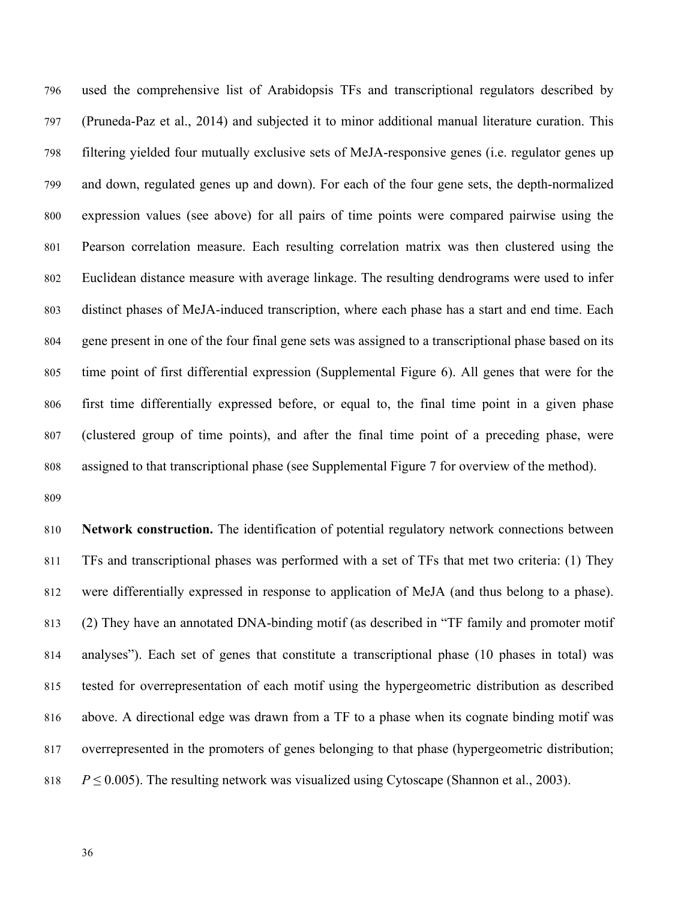used the comprehensive list of Arabidopsis TFs and transcriptional regulators described by (Pruneda-Paz et al., 2014) and subjected it to minor additional manual literature curation. This filtering yielded four mutually exclusive sets of MeJA-responsive genes (i.e. regulator genes up and down, regulated genes up and down). For each of the four gene sets, the depth-normalized expression values (see above) for all pairs of time points were compared pairwise using the Pearson correlation measure. Each resulting correlation matrix was then clustered using the Euclidean distance measure with average linkage. The resulting dendrograms were used to infer distinct phases of MeJA-induced transcription, where each phase has a start and end time. Each gene present in one of the four final gene sets was assigned to a transcriptional phase based on its time point of first differential expression (Supplemental Figure 6). All genes that were for the first time differentially expressed before, or equal to, the final time point in a given phase (clustered group of time points), and after the final time point of a preceding phase, were assigned to that transcriptional phase (see Supplemental Figure 7 for overview of the method).

**Network construction.** The identification of potential regulatory network connections between TFs and transcriptional phases was performed with a set of TFs that met two criteria: (1) They were differentially expressed in response to application of MeJA (and thus belong to a phase). (2) They have an annotated DNA-binding motif (as described in "TF family and promoter motif analyses"). Each set of genes that constitute a transcriptional phase (10 phases in total) was tested for overrepresentation of each motif using the hypergeometric distribution as described above. A directional edge was drawn from a TF to a phase when its cognate binding motif was overrepresented in the promoters of genes belonging to that phase (hypergeometric distribution; $P \leq 0.005$). The resulting network was visualized using Cytoscape (Shannon et al., 2003).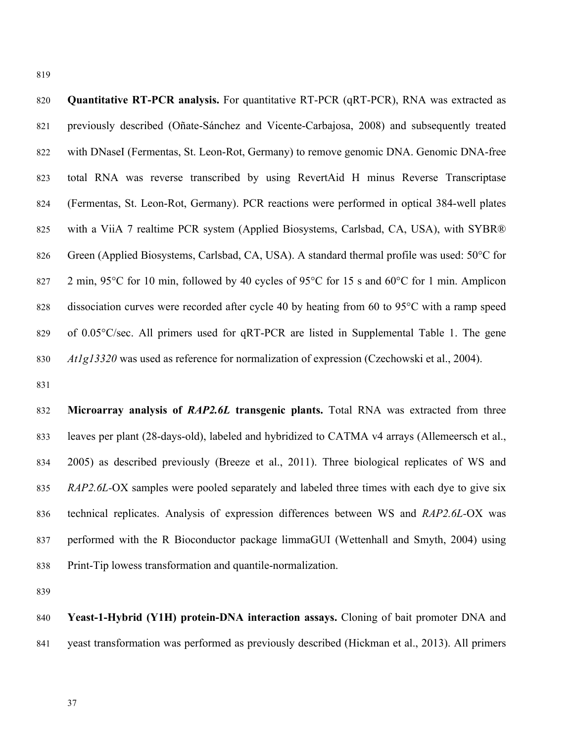**Quantitative RT-PCR analysis.** For quantitative RT-PCR (qRT-PCR), RNA was extracted as previously described (Oñate-Sánchez and Vicente-Carbajosa, 2008) and subsequently treated with DNaseI (Fermentas, St. Leon-Rot, Germany) to remove genomic DNA. Genomic DNA-free total RNA was reverse transcribed by using RevertAid H minus Reverse Transcriptase (Fermentas, St. Leon-Rot, Germany). PCR reactions were performed in optical 384-well plates with a ViiA 7 realtime PCR system (Applied Biosystems, Carlsbad, CA, USA), with SYBR® Green (Applied Biosystems, Carlsbad, CA, USA). A standard thermal profile was used: 50°C for 2 min, 95°C for 10 min, followed by 40 cycles of 95°C for 15 s and 60°C for 1 min. Amplicon dissociation curves were recorded after cycle 40 by heating from 60 to 95°C with a ramp speed of 0.05°C/sec. All primers used for qRT-PCR are listed in Supplemental Table 1. The gene *At1g13320* was used as reference for normalization of expression (Czechowski et al., 2004).

**Microarray analysis of *RAP2.6L* transgenic plants.** Total RNA was extracted from three leaves per plant (28-days-old), labeled and hybridized to CATMA v4 arrays (Allemeersch et al., 2005) as described previously (Breeze et al., 2011). Three biological replicates of WS and *RAP2.6L*-OX samples were pooled separately and labeled three times with each dye to give six technical replicates. Analysis of expression differences between WS and *RAP2.6L*-OX was performed with the R Bioconductor package limmaGUI (Wettenhall and Smyth, 2004) using Print-Tip lowess transformation and quantile-normalization.

**Yeast-1-Hybrid (Y1H) protein-DNA interaction assays.** Cloning of bait promoter DNA and yeast transformation was performed as previously described (Hickman et al., 2013). All primers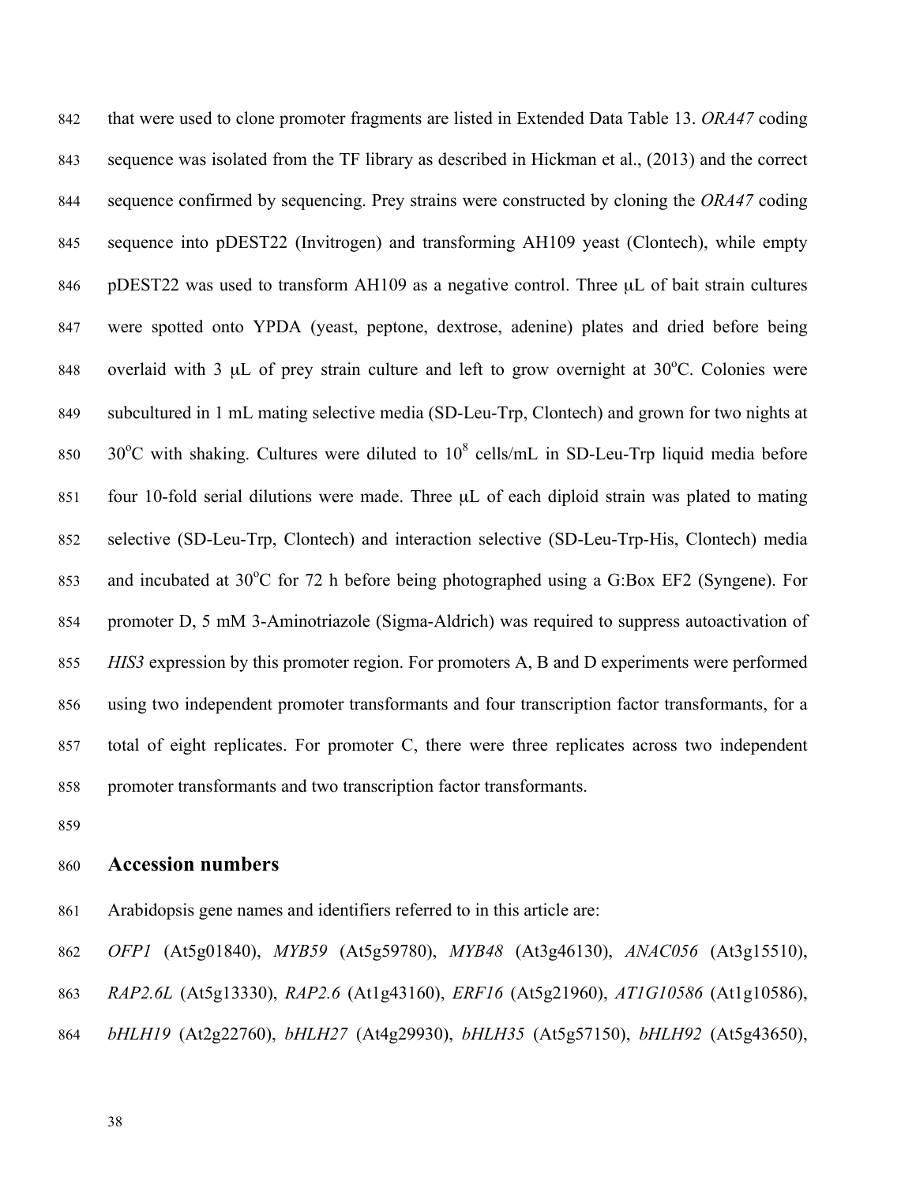that were used to clone promoter fragments are listed in Extended Data Table 13. *ORA47* coding sequence was isolated from the TF library as described in Hickman et al., (2013) and the correct sequence confirmed by sequencing. Prey strains were constructed by cloning the *ORA47* coding sequence into pDEST22 (Invitrogen) and transforming AH109 yeast (Clontech), while empty pDEST22 was used to transform AH109 as a negative control. Three μL of bait strain cultures were spotted onto YPDA (yeast, peptone, dextrose, adenine) plates and dried before being overlaid with 3 μL of prey strain culture and left to grow overnight at 30°C. Colonies were subcultured in 1 mL mating selective media (SD-Leu-Trp, Clontech) and grown for two nights at 30°C with shaking. Cultures were diluted to $10^8$ cells/mL in SD-Leu-Trp liquid media before four 10-fold serial dilutions were made. Three μL of each diploid strain was plated to mating selective (SD-Leu-Trp, Clontech) and interaction selective (SD-Leu-Trp-His, Clontech) media and incubated at 30°C for 72 h before being photographed using a G:Box EF2 (Syngene). For promoter D, 5 mM 3-Aminotriazole (Sigma-Aldrich) was required to suppress autoactivation of *HIS3* expression by this promoter region. For promoters A, B and D experiments were performed using two independent promoter transformants and four transcription factor transformants, for a total of eight replicates. For promoter C, there were three replicates across two independent promoter transformants and two transcription factor transformants.

## Accession numbers

Arabidopsis gene names and identifiers referred to in this article are:

*OFP1* (At5g01840), *MYB59* (At5g59780), *MYB48* (At3g46130), *ANAC056* (At3g15510), *RAP2.6L* (At5g13330), *RAP2.6* (At1g43160), *ERF16* (At5g21960), *AT1G10586* (At1g10586), *bHLH19* (At2g22760), *bHLH27* (At4g29930), *bHLH35* (At5g57150), *bHLH92* (At5g43650),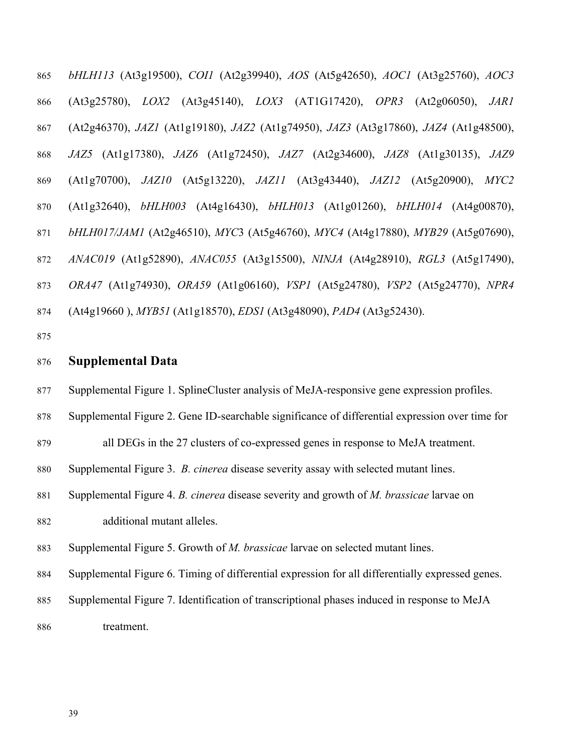*bHLH113* (At3g19500), *COI1* (At2g39940), *AOS* (At5g42650), *AOC1* (At3g25760), *AOC3* (At3g25780), *LOX2* (At3g45140), *LOX3* (AT1G17420), *OPR3* (At2g06050), *JAR1* (At2g46370), *JAZ1* (At1g19180), *JAZ2* (At1g74950), *JAZ3* (At3g17860), *JAZ4* (At1g48500), *JAZ5* (At1g17380), *JAZ6* (At1g72450), *JAZ7* (At2g34600), *JAZ8* (At1g30135), *JAZ9* (At1g70700), *JAZ10* (At5g13220), *JAZ11* (At3g43440), *JAZ12* (At5g20900), *MYC2* (At1g32640), *bHLH003* (At4g16430), *bHLH013* (At1g01260), *bHLH014* (At4g00870), *bHLH017/JAM1* (At2g46510), *MYC*3 (At5g46760), *MYC4* (At4g17880), *MYB29* (At5g07690), *ANAC019* (At1g52890), *ANAC055* (At3g15500), *NINJA* (At4g28910), *RGL3* (At5g17490), *ORA47* (At1g74930), *ORA59* (At1g06160), *VSP1* (At5g24780), *VSP2* (At5g24770), *NPR4* (At4g19660 ), *MYB51* (At1g18570), *EDS1* (At3g48090), *PAD4* (At3g52430).

## Supplemental Data

Supplemental Figure 1. SplineCluster analysis of MeJA-responsive gene expression profiles.

Supplemental Figure 2. Gene ID-searchable significance of differential expression over time for all DEGs in the 27 clusters of co-expressed genes in response to MeJA treatment.

Supplemental Figure 3. *B. cinerea* disease severity assay with selected mutant lines.

Supplemental Figure 4. *B. cinerea* disease severity and growth of *M. brassicae* larvae on additional mutant alleles.

Supplemental Figure 5. Growth of *M. brassicae* larvae on selected mutant lines.

Supplemental Figure 6. Timing of differential expression for all differentially expressed genes.

Supplemental Figure 7. Identification of transcriptional phases induced in response to MeJA treatment.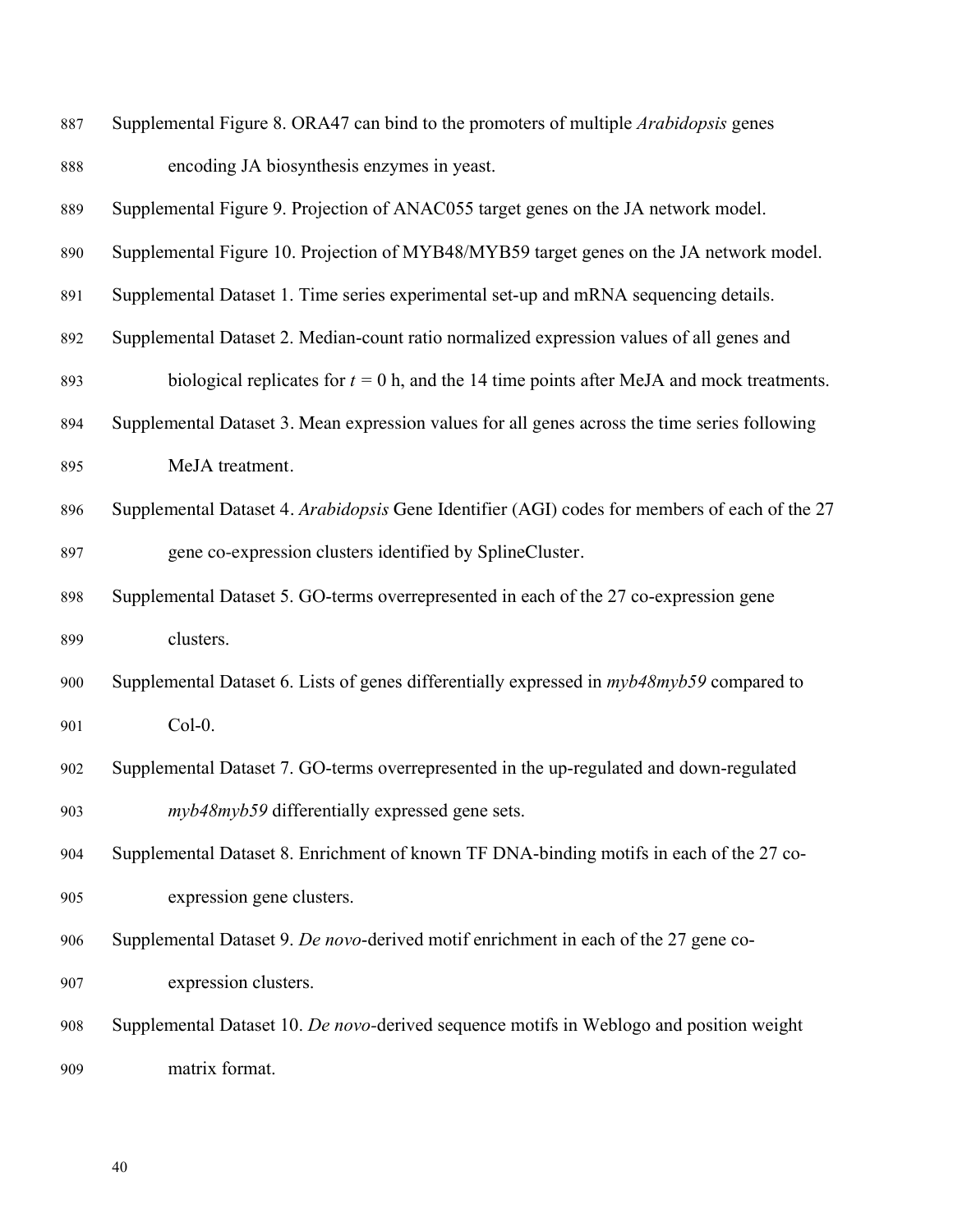Supplemental Figure 8. ORA47 can bind to the promoters of multiple *Arabidopsis* genes encoding JA biosynthesis enzymes in yeast.

Supplemental Figure 9. Projection of ANAC055 target genes on the JA network model.

Supplemental Figure 10. Projection of MYB48/MYB59 target genes on the JA network model.

Supplemental Dataset 1. Time series experimental set-up and mRNA sequencing details.

Supplemental Dataset 2. Median-count ratio normalized expression values of all genes and biological replicates for $t = 0$ h, and the 14 time points after MeJA and mock treatments.

Supplemental Dataset 3. Mean expression values for all genes across the time series following MeJA treatment.

Supplemental Dataset 4. *Arabidopsis* Gene Identifier (AGI) codes for members of each of the 27 gene co-expression clusters identified by SplineCluster.

Supplemental Dataset 5. GO-terms overrepresented in each of the 27 co-expression gene clusters.

Supplemental Dataset 6. Lists of genes differentially expressed in *myb48myb59* compared to Col-0.

Supplemental Dataset 7. GO-terms overrepresented in the up-regulated and down-regulated *myb48myb59* differentially expressed gene sets.

Supplemental Dataset 8. Enrichment of known TF DNA-binding motifs in each of the 27 co-expression gene clusters.

Supplemental Dataset 9. *De novo*-derived motif enrichment in each of the 27 gene co-expression clusters.

Supplemental Dataset 10. *De novo*-derived sequence motifs in Weblogo and position weight matrix format.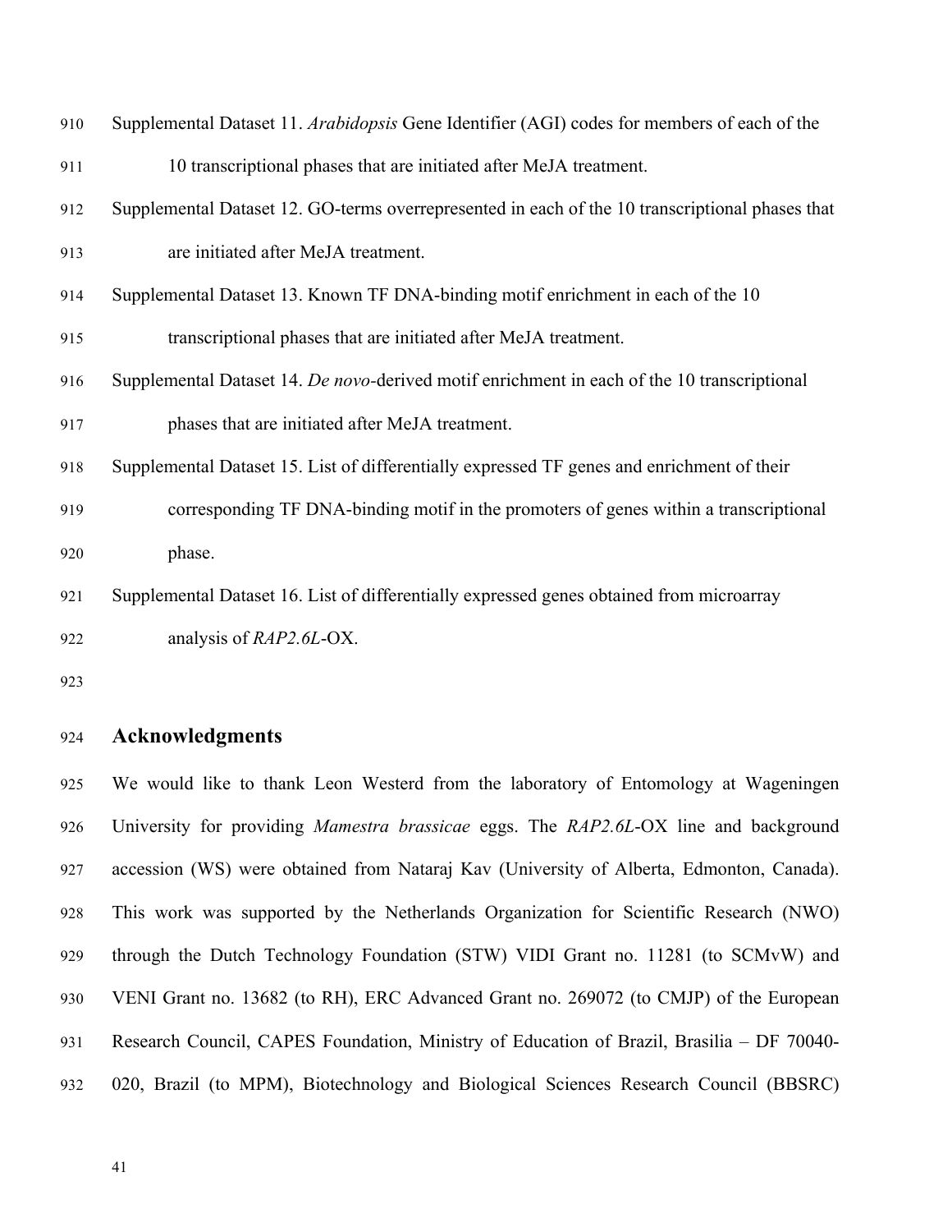Supplemental Dataset 11. *Arabidopsis* Gene Identifier (AGI) codes for members of each of the 10 transcriptional phases that are initiated after MeJA treatment.

Supplemental Dataset 12. GO-terms overrepresented in each of the 10 transcriptional phases that are initiated after MeJA treatment.

Supplemental Dataset 13. Known TF DNA-binding motif enrichment in each of the 10 transcriptional phases that are initiated after MeJA treatment.

Supplemental Dataset 14. *De novo*-derived motif enrichment in each of the 10 transcriptional phases that are initiated after MeJA treatment.

Supplemental Dataset 15. List of differentially expressed TF genes and enrichment of their corresponding TF DNA-binding motif in the promoters of genes within a transcriptional phase.

Supplemental Dataset 16. List of differentially expressed genes obtained from microarray analysis of *RAP2.6L*-OX.

## Acknowledgments

We would like to thank Leon Westerd from the laboratory of Entomology at Wageningen University for providing *Mamestra brassicae* eggs. The *RAP2.6L*-OX line and background accession (WS) were obtained from Nataraj Kav (University of Alberta, Edmonton, Canada). This work was supported by the Netherlands Organization for Scientific Research (NWO) through the Dutch Technology Foundation (STW) VIDI Grant no. 11281 (to SCMvW) and VENI Grant no. 13682 (to RH), ERC Advanced Grant no. 269072 (to CMJP) of the European Research Council, CAPES Foundation, Ministry of Education of Brazil, Brasilia – DF 70040-020, Brazil (to MPM), Biotechnology and Biological Sciences Research Council (BBSRC)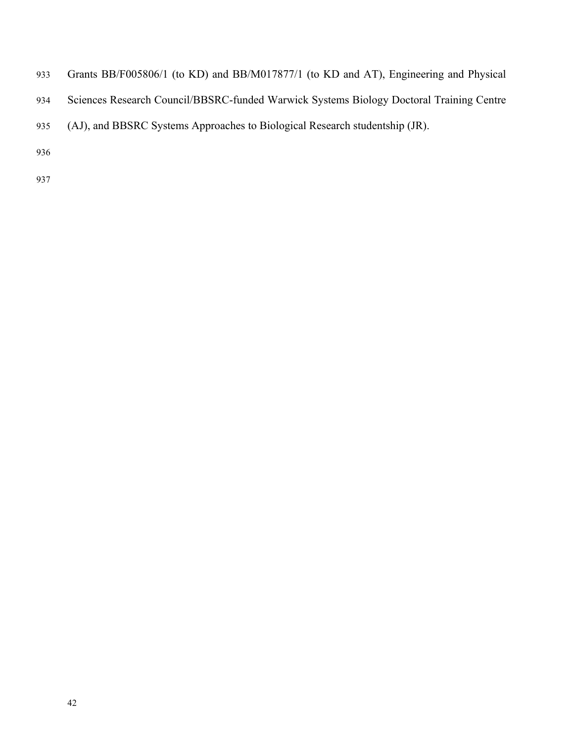Grants BB/F005806/1 (to KD) and BB/M017877/1 (to KD and AT), Engineering and Physical Sciences Research Council/BBSRC-funded Warwick Systems Biology Doctoral Training Centre (AJ), and BBSRC Systems Approaches to Biological Research studentship (JR).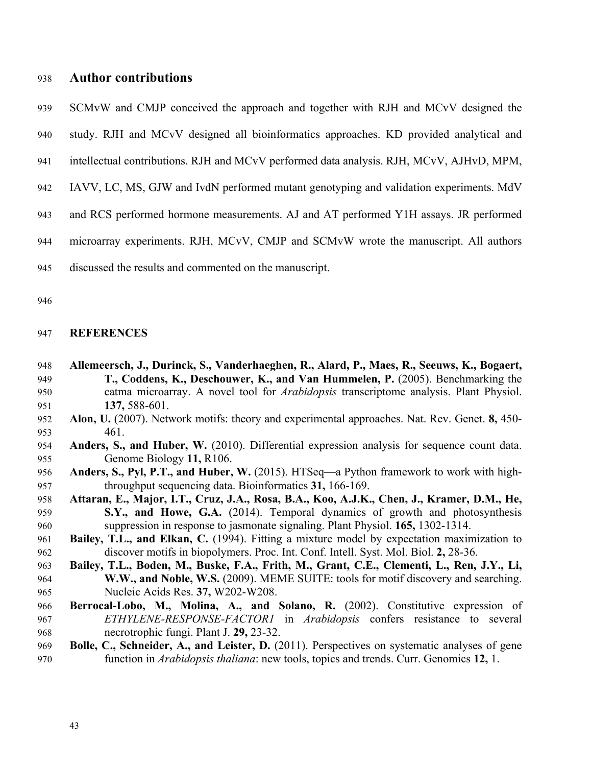## Author contributions

SCMvW and CMJP conceived the approach and together with RJH and MCvV designed the study. RJH and MCvV designed all bioinformatics approaches. KD provided analytical and intellectual contributions. RJH and MCvV performed data analysis. RJH, MCvV, AJHvD, MPM, IAVV, LC, MS, GJW and IvdN performed mutant genotyping and validation experiments. MdV and RCS performed hormone measurements. AJ and AT performed Y1H assays. JR performed microarray experiments. RJH, MCvV, CMJP and SCMvW wrote the manuscript. All authors discussed the results and commented on the manuscript.

## REFERENCES

**Allemeersch, J., Durinck, S., Vanderhaeghen, R., Alard, P., Maes, R., Seeuws, K., Bogaert, T., Coddens, K., Deschouwer, K., and Van Hummelen, P.** (2005). Benchmarking the catma microarray. A novel tool for *Arabidopsis* transcriptome analysis. Plant Physiol. **137,** 588-601.

**Alon, U.** (2007). Network motifs: theory and experimental approaches. Nat. Rev. Genet. **8,** 450-461.

**Anders, S., and Huber, W.** (2010). Differential expression analysis for sequence count data. Genome Biology **11,** R106.

**Anders, S., Pyl, P.T., and Huber, W.** (2015). HTSeq—a Python framework to work with high-throughput sequencing data. Bioinformatics **31,** 166-169.

**Attaran, E., Major, I.T., Cruz, J.A., Rosa, B.A., Koo, A.J.K., Chen, J., Kramer, D.M., He, S.Y., and Howe, G.A.** (2014). Temporal dynamics of growth and photosynthesis suppression in response to jasmonate signaling. Plant Physiol. **165,** 1302-1314.

**Bailey, T.L., and Elkan, C.** (1994). Fitting a mixture model by expectation maximization to discover motifs in biopolymers. Proc. Int. Conf. Intell. Syst. Mol. Biol. **2,** 28-36.

**Bailey, T.L., Boden, M., Buske, F.A., Frith, M., Grant, C.E., Clementi, L., Ren, J.Y., Li, W.W., and Noble, W.S.** (2009). MEME SUITE: tools for motif discovery and searching. Nucleic Acids Res. **37,** W202-W208.

**Berrocal-Lobo, M., Molina, A., and Solano, R.** (2002). Constitutive expression of *ETHYLENE-RESPONSE-FACTOR1* in *Arabidopsis* confers resistance to several necrotrophic fungi. Plant J. **29,** 23-32.

**Bolle, C., Schneider, A., and Leister, D.** (2011). Perspectives on systematic analyses of gene function in *Arabidopsis thaliana*: new tools, topics and trends. Curr. Genomics **12,** 1.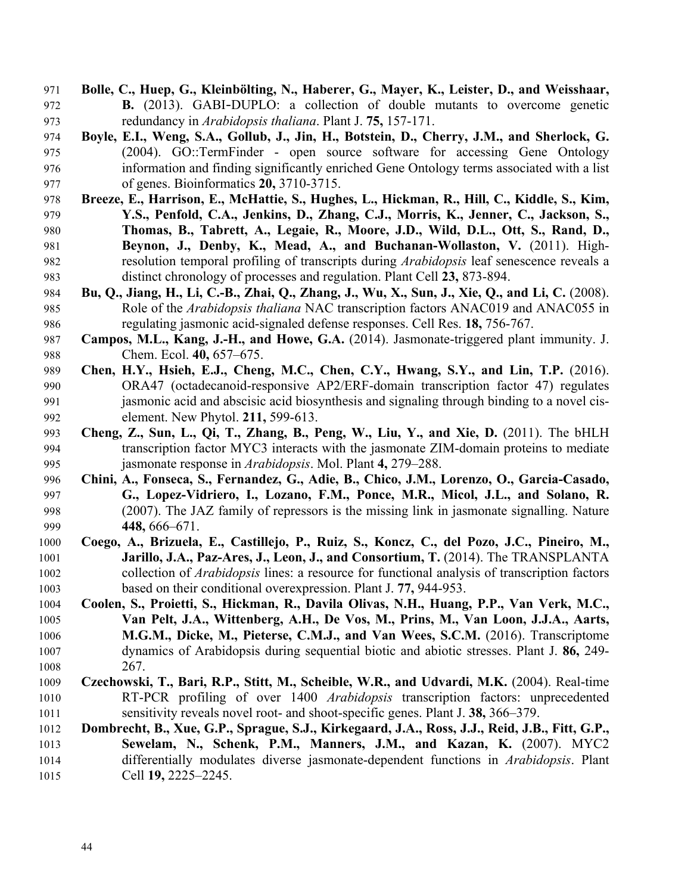**Bolle, C., Huep, G., Kleinbölting, N., Haberer, G., Mayer, K., Leister, D., and Weisshaar, B.** (2013). GABI-DUPLO: a collection of double mutants to overcome genetic redundancy in *Arabidopsis thaliana*. Plant J. **75,** 157-171.

**Boyle, E.I., Weng, S.A., Gollub, J., Jin, H., Botstein, D., Cherry, J.M., and Sherlock, G.** (2004). GO::TermFinder - open source software for accessing Gene Ontology information and finding significantly enriched Gene Ontology terms associated with a list of genes. Bioinformatics **20,** 3710-3715.

**Breeze, E., Harrison, E., McHattie, S., Hughes, L., Hickman, R., Hill, C., Kiddle, S., Kim, Y.S., Penfold, C.A., Jenkins, D., Zhang, C.J., Morris, K., Jenner, C., Jackson, S., Thomas, B., Tabrett, A., Legaie, R., Moore, J.D., Wild, D.L., Ott, S., Rand, D., Beynon, J., Denby, K., Mead, A., and Buchanan-Wollaston, V.** (2011). High-resolution temporal profiling of transcripts during *Arabidopsis* leaf senescence reveals a distinct chronology of processes and regulation. Plant Cell **23,** 873-894.

**Bu, Q., Jiang, H., Li, C.-B., Zhai, Q., Zhang, J., Wu, X., Sun, J., Xie, Q., and Li, C.** (2008). Role of the *Arabidopsis thaliana* NAC transcription factors ANAC019 and ANAC055 in regulating jasmonic acid-signaled defense responses. Cell Res. **18,** 756-767.

**Campos, M.L., Kang, J.-H., and Howe, G.A.** (2014). Jasmonate-triggered plant immunity. J. Chem. Ecol. **40,** 657–675.

**Chen, H.Y., Hsieh, E.J., Cheng, M.C., Chen, C.Y., Hwang, S.Y., and Lin, T.P.** (2016). ORA47 (octadecanoid-responsive AP2/ERF-domain transcription factor 47) regulates jasmonic acid and abscisic acid biosynthesis and signaling through binding to a novel cis-element. New Phytol. **211,** 599-613.

**Cheng, Z., Sun, L., Qi, T., Zhang, B., Peng, W., Liu, Y., and Xie, D.** (2011). The bHLH transcription factor MYC3 interacts with the jasmonate ZIM-domain proteins to mediate jasmonate response in *Arabidopsis*. Mol. Plant **4,** 279–288.

**Chini, A., Fonseca, S., Fernandez, G., Adie, B., Chico, J.M., Lorenzo, O., Garcia-Casado, G., Lopez-Vidriero, I., Lozano, F.M., Ponce, M.R., Micol, J.L., and Solano, R.** (2007). The JAZ family of repressors is the missing link in jasmonate signalling. Nature **448,** 666–671.

**Coego, A., Brizuela, E., Castillejo, P., Ruiz, S., Koncz, C., del Pozo, J.C., Pineiro, M., Jarillo, J.A., Paz-Ares, J., Leon, J., and Consortium, T.** (2014). The TRANSPLANTA collection of *Arabidopsis* lines: a resource for functional analysis of transcription factors based on their conditional overexpression. Plant J. **77,** 944-953.

**Coolen, S., Proietti, S., Hickman, R., Davila Olivas, N.H., Huang, P.P., Van Verk, M.C., Van Pelt, J.A., Wittenberg, A.H., De Vos, M., Prins, M., Van Loon, J.J.A., Aarts, M.G.M., Dicke, M., Pieterse, C.M.J., and Van Wees, S.C.M.** (2016). Transcriptome dynamics of Arabidopsis during sequential biotic and abiotic stresses. Plant J. **86,** 249-267.

**Czechowski, T., Bari, R.P., Stitt, M., Scheible, W.R., and Udvardi, M.K.** (2004). Real-time RT-PCR profiling of over 1400 *Arabidopsis* transcription factors: unprecedented sensitivity reveals novel root- and shoot-specific genes. Plant J. **38,** 366–379.

**Dombrecht, B., Xue, G.P., Sprague, S.J., Kirkegaard, J.A., Ross, J.J., Reid, J.B., Fitt, G.P., Sewelam, N., Schenk, P.M., Manners, J.M., and Kazan, K.** (2007). MYC2 differentially modulates diverse jasmonate-dependent functions in *Arabidopsis*. Plant Cell **19,** 2225–2245.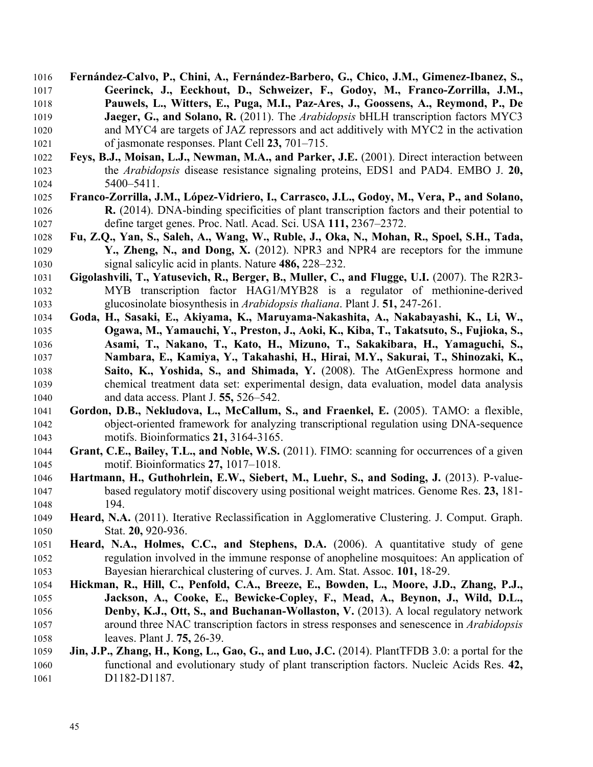**Fernández-Calvo, P., Chini, A., Fernández-Barbero, G., Chico, J.M., Gimenez-Ibanez, S., Geerinck, J., Eeckhout, D., Schweizer, F., Godoy, M., Franco-Zorrilla, J.M., Pauwels, L., Witters, E., Puga, M.I., Paz-Ares, J., Goossens, A., Reymond, P., De Jaeger, G., and Solano, R.** (2011). The *Arabidopsis* bHLH transcription factors MYC3 and MYC4 are targets of JAZ repressors and act additively with MYC2 in the activation of jasmonate responses. Plant Cell **23,** 701–715.

**Feys, B.J., Moisan, L.J., Newman, M.A., and Parker, J.E.** (2001). Direct interaction between the *Arabidopsis* disease resistance signaling proteins, EDS1 and PAD4. EMBO J. **20,** 5400–5411.

**Franco-Zorrilla, J.M., López-Vidriero, I., Carrasco, J.L., Godoy, M., Vera, P., and Solano, R.** (2014). DNA-binding specificities of plant transcription factors and their potential to define target genes. Proc. Natl. Acad. Sci. USA **111,** 2367–2372.

**Fu, Z.Q., Yan, S., Saleh, A., Wang, W., Ruble, J., Oka, N., Mohan, R., Spoel, S.H., Tada, Y., Zheng, N., and Dong, X.** (2012). NPR3 and NPR4 are receptors for the immune signal salicylic acid in plants. Nature **486,** 228–232.

**Gigolashvili, T., Yatusevich, R., Berger, B., Muller, C., and Flugge, U.I.** (2007). The R2R3-MYB transcription factor HAG1/MYB28 is a regulator of methionine-derived glucosinolate biosynthesis in *Arabidopsis thaliana*. Plant J. **51,** 247-261.

**Goda, H., Sasaki, E., Akiyama, K., Maruyama-Nakashita, A., Nakabayashi, K., Li, W., Ogawa, M., Yamauchi, Y., Preston, J., Aoki, K., Kiba, T., Takatsuto, S., Fujioka, S., Asami, T., Nakano, T., Kato, H., Mizuno, T., Sakakibara, H., Yamaguchi, S., Nambara, E., Kamiya, Y., Takahashi, H., Hirai, M.Y., Sakurai, T., Shinozaki, K., Saito, K., Yoshida, S., and Shimada, Y.** (2008). The AtGenExpress hormone and chemical treatment data set: experimental design, data evaluation, model data analysis and data access. Plant J. **55,** 526–542.

**Gordon, D.B., Nekludova, L., McCallum, S., and Fraenkel, E.** (2005). TAMO: a flexible, object-oriented framework for analyzing transcriptional regulation using DNA-sequence motifs. Bioinformatics **21,** 3164-3165.

**Grant, C.E., Bailey, T.L., and Noble, W.S.** (2011). FIMO: scanning for occurrences of a given motif. Bioinformatics **27,** 1017–1018.

**Hartmann, H., Guthohrlein, E.W., Siebert, M., Luehr, S., and Soding, J.** (2013). P-value-based regulatory motif discovery using positional weight matrices. Genome Res. **23,** 181-194.

**Heard, N.A.** (2011). Iterative Reclassification in Agglomerative Clustering. J. Comput. Graph. Stat. **20,** 920-936.

**Heard, N.A., Holmes, C.C., and Stephens, D.A.** (2006). A quantitative study of gene regulation involved in the immune response of anopheline mosquitoes: An application of Bayesian hierarchical clustering of curves. J. Am. Stat. Assoc. **101,** 18-29.

**Hickman, R., Hill, C., Penfold, C.A., Breeze, E., Bowden, L., Moore, J.D., Zhang, P.J., Jackson, A., Cooke, E., Bewicke-Copley, F., Mead, A., Beynon, J., Wild, D.L., Denby, K.J., Ott, S., and Buchanan-Wollaston, V.** (2013). A local regulatory network around three NAC transcription factors in stress responses and senescence in *Arabidopsis* leaves. Plant J. **75,** 26-39.

**Jin, J.P., Zhang, H., Kong, L., Gao, G., and Luo, J.C.** (2014). PlantTFDB 3.0: a portal for the functional and evolutionary study of plant transcription factors. Nucleic Acids Res. **42,** D1182-D1187.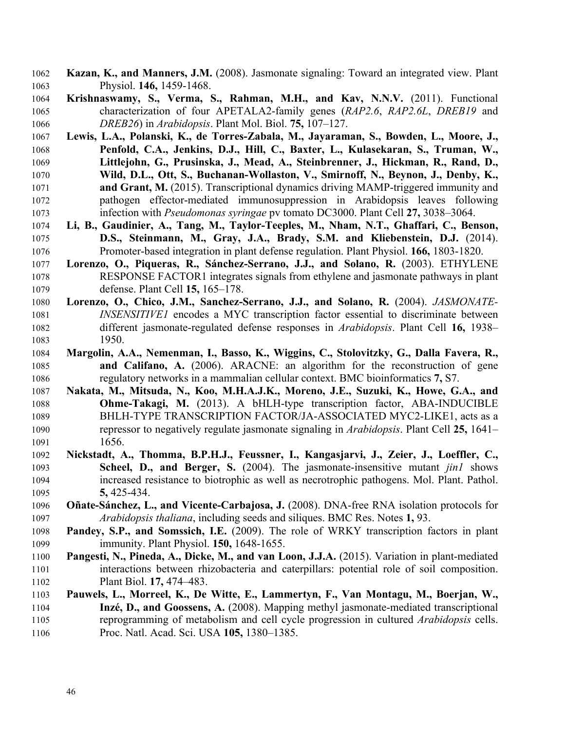**Kazan, K., and Manners, J.M.** (2008). Jasmonate signaling: Toward an integrated view. Plant Physiol. **146,** 1459-1468.

**Krishnaswamy, S., Verma, S., Rahman, M.H., and Kav, N.N.V.** (2011). Functional characterization of four APETALA2-family genes (*RAP2.6*, *RAP2.6L*, *DREB19* and *DREB26*) in *Arabidopsis*. Plant Mol. Biol. **75,** 107–127.

**Lewis, L.A., Polanski, K., de Torres-Zabala, M., Jayaraman, S., Bowden, L., Moore, J., Penfold, C.A., Jenkins, D.J., Hill, C., Baxter, L., Kulasekaran, S., Truman, W., Littlejohn, G., Prusinska, J., Mead, A., Steinbrenner, J., Hickman, R., Rand, D., Wild, D.L., Ott, S., Buchanan-Wollaston, V., Smirnoff, N., Beynon, J., Denby, K., and Grant, M.** (2015). Transcriptional dynamics driving MAMP-triggered immunity and pathogen effector-mediated immunosuppression in Arabidopsis leaves following infection with *Pseudomonas syringae* pv tomato DC3000. Plant Cell **27,** 3038–3064.

**Li, B., Gaudinier, A., Tang, M., Taylor-Teeples, M., Nham, N.T., Ghaffari, C., Benson, D.S., Steinmann, M., Gray, J.A., Brady, S.M. and Kliebenstein, D.J.** (2014). Promoter-based integration in plant defense regulation. Plant Physiol. **166,** 1803-1820.

**Lorenzo, O., Piqueras, R., Sánchez-Serrano, J.J., and Solano, R.** (2003). ETHYLENE RESPONSE FACTOR1 integrates signals from ethylene and jasmonate pathways in plant defense. Plant Cell **15,** 165–178.

**Lorenzo, O., Chico, J.M., Sanchez-Serrano, J.J., and Solano, R.** (2004). *JASMONATE-INSENSITIVE1* encodes a MYC transcription factor essential to discriminate between different jasmonate-regulated defense responses in *Arabidopsis*. Plant Cell **16,** 1938–1950.

**Margolin, A.A., Nemenman, I., Basso, K., Wiggins, C., Stolovitzky, G., Dalla Favera, R., and Califano, A.** (2006). ARACNE: an algorithm for the reconstruction of gene regulatory networks in a mammalian cellular context. BMC bioinformatics **7,** S7.

**Nakata, M., Mitsuda, N., Koo, M.H.A.J.K., Moreno, J.E., Suzuki, K., Howe, G.A., and Ohme-Takagi, M.** (2013). A bHLH-type transcription factor, ABA-INDUCIBLE BHLH-TYPE TRANSCRIPTION FACTOR/JA-ASSOCIATED MYC2-LIKE1, acts as a repressor to negatively regulate jasmonate signaling in *Arabidopsis*. Plant Cell **25,** 1641–1656.

**Nickstadt, A., Thomma, B.P.H.J., Feussner, I., Kangasjarvi, J., Zeier, J., Loeffler, C., Scheel, D., and Berger, S.** (2004). The jasmonate-insensitive mutant *jin1* shows increased resistance to biotrophic as well as necrotrophic pathogens. Mol. Plant. Pathol. **5,** 425-434.

**Oñate-Sánchez, L., and Vicente-Carbajosa, J.** (2008). DNA-free RNA isolation protocols for *Arabidopsis thaliana*, including seeds and siliques. BMC Res. Notes **1,** 93.

**Pandey, S.P., and Somssich, I.E.** (2009). The role of WRKY transcription factors in plant immunity. Plant Physiol. **150,** 1648-1655.

**Pangesti, N., Pineda, A., Dicke, M., and van Loon, J.J.A.** (2015). Variation in plant-mediated interactions between rhizobacteria and caterpillars: potential role of soil composition. Plant Biol. **17,** 474–483.

**Pauwels, L., Morreel, K., De Witte, E., Lammertyn, F., Van Montagu, M., Boerjan, W., Inzé, D., and Goossens, A.** (2008). Mapping methyl jasmonate-mediated transcriptional reprogramming of metabolism and cell cycle progression in cultured *Arabidopsis* cells. Proc. Natl. Acad. Sci. USA **105,** 1380–1385.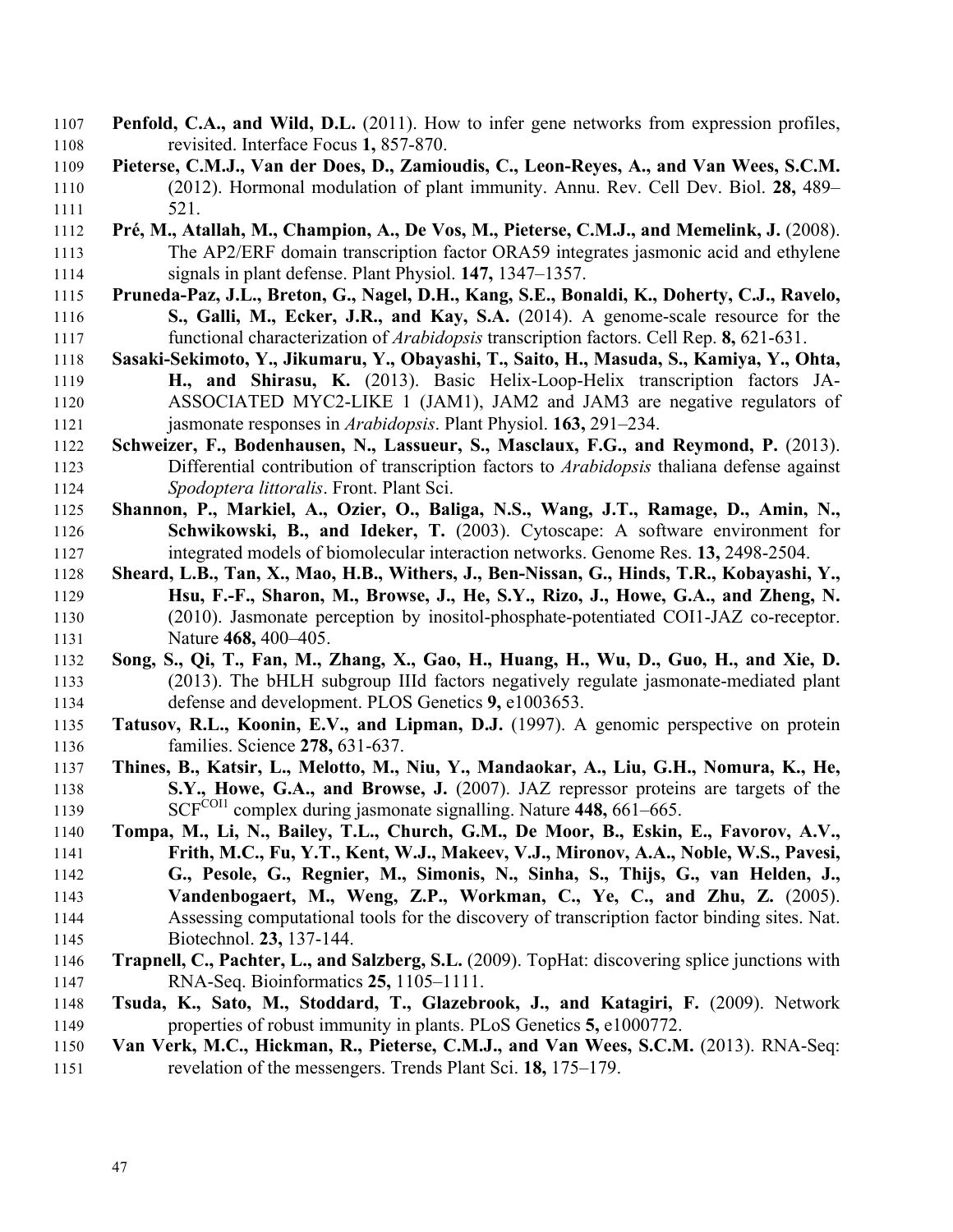**Penfold, C.A., and Wild, D.L.** (2011). How to infer gene networks from expression profiles, revisited. Interface Focus **1,** 857-870.

**Pieterse, C.M.J., Van der Does, D., Zamioudis, C., Leon-Reyes, A., and Van Wees, S.C.M.** (2012). Hormonal modulation of plant immunity. Annu. Rev. Cell Dev. Biol. **28,** 489–521.

**Pré, M., Atallah, M., Champion, A., De Vos, M., Pieterse, C.M.J., and Memelink, J.** (2008). The AP2/ERF domain transcription factor ORA59 integrates jasmonic acid and ethylene signals in plant defense. Plant Physiol. **147,** 1347–1357.

**Pruneda-Paz, J.L., Breton, G., Nagel, D.H., Kang, S.E., Bonaldi, K., Doherty, C.J., Ravelo, S., Galli, M., Ecker, J.R., and Kay, S.A.** (2014). A genome-scale resource for the functional characterization of *Arabidopsis* transcription factors. Cell Rep. **8,** 621-631.

**Sasaki-Sekimoto, Y., Jikumaru, Y., Obayashi, T., Saito, H., Masuda, S., Kamiya, Y., Ohta, H., and Shirasu, K.** (2013). Basic Helix-Loop-Helix transcription factors JA-ASSOCIATED MYC2-LIKE 1 (JAM1), JAM2 and JAM3 are negative regulators of jasmonate responses in *Arabidopsis*. Plant Physiol. **163,** 291–234.

**Schweizer, F., Bodenhausen, N., Lassueur, S., Masclaux, F.G., and Reymond, P.** (2013). Differential contribution of transcription factors to *Arabidopsis* thaliana defense against *Spodoptera littoralis*. Front. Plant Sci.

**Shannon, P., Markiel, A., Ozier, O., Baliga, N.S., Wang, J.T., Ramage, D., Amin, N., Schwikowski, B., and Ideker, T.** (2003). Cytoscape: A software environment for integrated models of biomolecular interaction networks. Genome Res. **13,** 2498-2504.

**Sheard, L.B., Tan, X., Mao, H.B., Withers, J., Ben-Nissan, G., Hinds, T.R., Kobayashi, Y., Hsu, F.-F., Sharon, M., Browse, J., He, S.Y., Rizo, J., Howe, G.A., and Zheng, N.** (2010). Jasmonate perception by inositol-phosphate-potentiated COI1-JAZ co-receptor. Nature **468,** 400–405.

**Song, S., Qi, T., Fan, M., Zhang, X., Gao, H., Huang, H., Wu, D., Guo, H., and Xie, D.** (2013). The bHLH subgroup IIId factors negatively regulate jasmonate-mediated plant defense and development. PLOS Genetics **9,** e1003653.

**Tatusov, R.L., Koonin, E.V., and Lipman, D.J.** (1997). A genomic perspective on protein families. Science **278,** 631-637.

**Thines, B., Katsir, L., Melotto, M., Niu, Y., Mandaokar, A., Liu, G.H., Nomura, K., He, S.Y., Howe, G.A., and Browse, J.** (2007). JAZ repressor proteins are targets of the $SCF^{COI1}$ complex during jasmonate signalling. Nature **448,** 661–665.

**Tompa, M., Li, N., Bailey, T.L., Church, G.M., De Moor, B., Eskin, E., Favorov, A.V., Frith, M.C., Fu, Y.T., Kent, W.J., Makeev, V.J., Mironov, A.A., Noble, W.S., Pavesi, G., Pesole, G., Regnier, M., Simonis, N., Sinha, S., Thijs, G., van Helden, J., Vandenbogaert, M., Weng, Z.P., Workman, C., Ye, C., and Zhu, Z.** (2005). Assessing computational tools for the discovery of transcription factor binding sites. Nat. Biotechnol. **23,** 137-144.

**Trapnell, C., Pachter, L., and Salzberg, S.L.** (2009). TopHat: discovering splice junctions with RNA-Seq. Bioinformatics **25,** 1105–1111.

**Tsuda, K., Sato, M., Stoddard, T., Glazebrook, J., and Katagiri, F.** (2009). Network properties of robust immunity in plants. PLoS Genetics **5,** e1000772.

**Van Verk, M.C., Hickman, R., Pieterse, C.M.J., and Van Wees, S.C.M.** (2013). RNA-Seq: revelation of the messengers. Trends Plant Sci. **18,** 175–179.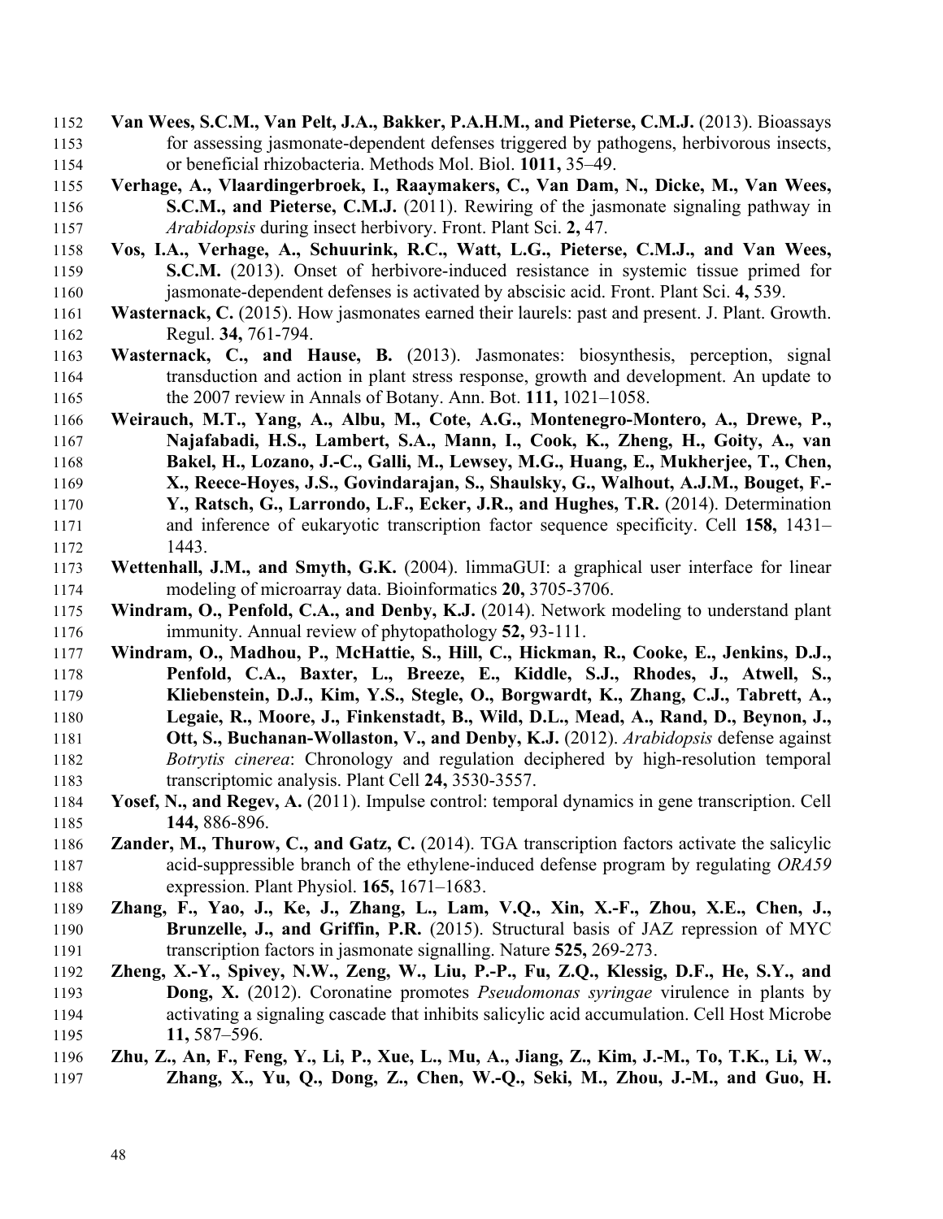**Van Wees, S.C.M., Van Pelt, J.A., Bakker, P.A.H.M., and Pieterse, C.M.J.** (2013). Bioassays for assessing jasmonate-dependent defenses triggered by pathogens, herbivorous insects, or beneficial rhizobacteria. Methods Mol. Biol. **1011,** 35–49.

**Verhage, A., Vlaardingerbroek, I., Raaymakers, C., Van Dam, N., Dicke, M., Van Wees, S.C.M., and Pieterse, C.M.J.** (2011). Rewiring of the jasmonate signaling pathway in *Arabidopsis* during insect herbivory. Front. Plant Sci. **2,** 47.

**Vos, I.A., Verhage, A., Schuurink, R.C., Watt, L.G., Pieterse, C.M.J., and Van Wees, S.C.M.** (2013). Onset of herbivore-induced resistance in systemic tissue primed for jasmonate-dependent defenses is activated by abscisic acid. Front. Plant Sci. **4,** 539.

**Wasternack, C.** (2015). How jasmonates earned their laurels: past and present. J. Plant. Growth. Regul. **34,** 761-794.

**Wasternack, C., and Hause, B.** (2013). Jasmonates: biosynthesis, perception, signal transduction and action in plant stress response, growth and development. An update to the 2007 review in Annals of Botany. Ann. Bot. **111,** 1021–1058.

**Weirauch, M.T., Yang, A., Albu, M., Cote, A.G., Montenegro-Montero, A., Drewe, P., Najafabadi, H.S., Lambert, S.A., Mann, I., Cook, K., Zheng, H., Goity, A., van Bakel, H., Lozano, J.-C., Galli, M., Lewsey, M.G., Huang, E., Mukherjee, T., Chen, X., Reece-Hoyes, J.S., Govindarajan, S., Shaulsky, G., Walhout, A.J.M., Bouget, F.-Y., Ratsch, G., Larrondo, L.F., Ecker, J.R., and Hughes, T.R.** (2014). Determination and inference of eukaryotic transcription factor sequence specificity. Cell **158,** 1431–1443.

**Wettenhall, J.M., and Smyth, G.K.** (2004). limmaGUI: a graphical user interface for linear modeling of microarray data. Bioinformatics **20,** 3705-3706.

**Windram, O., Penfold, C.A., and Denby, K.J.** (2014). Network modeling to understand plant immunity. Annual review of phytopathology **52,** 93-111.

**Windram, O., Madhou, P., McHattie, S., Hill, C., Hickman, R., Cooke, E., Jenkins, D.J., Penfold, C.A., Baxter, L., Breeze, E., Kiddle, S.J., Rhodes, J., Atwell, S., Kliebenstein, D.J., Kim, Y.S., Stegle, O., Borgwardt, K., Zhang, C.J., Tabrett, A., Legaie, R., Moore, J., Finkenstadt, B., Wild, D.L., Mead, A., Rand, D., Beynon, J., Ott, S., Buchanan-Wollaston, V., and Denby, K.J.** (2012). *Arabidopsis* defense against *Botrytis cinerea*: Chronology and regulation deciphered by high-resolution temporal transcriptomic analysis. Plant Cell **24,** 3530-3557.

**Yosef, N., and Regev, A.** (2011). Impulse control: temporal dynamics in gene transcription. Cell **144,** 886-896.

**Zander, M., Thurow, C., and Gatz, C.** (2014). TGA transcription factors activate the salicylic acid-suppressible branch of the ethylene-induced defense program by regulating *ORA59* expression. Plant Physiol. **165,** 1671–1683.

**Zhang, F., Yao, J., Ke, J., Zhang, L., Lam, V.Q., Xin, X.-F., Zhou, X.E., Chen, J., Brunzelle, J., and Griffin, P.R.** (2015). Structural basis of JAZ repression of MYC transcription factors in jasmonate signalling. Nature **525,** 269-273.

**Zheng, X.-Y., Spivey, N.W., Zeng, W., Liu, P.-P., Fu, Z.Q., Klessig, D.F., He, S.Y., and Dong, X.** (2012). Coronatine promotes *Pseudomonas syringae* virulence in plants by activating a signaling cascade that inhibits salicylic acid accumulation. Cell Host Microbe **11,** 587–596.

**Zhu, Z., An, F., Feng, Y., Li, P., Xue, L., Mu, A., Jiang, Z., Kim, J.-M., To, T.K., Li, W., Zhang, X., Yu, Q., Dong, Z., Chen, W.-Q., Seki, M., Zhou, J.-M., and Guo, H.**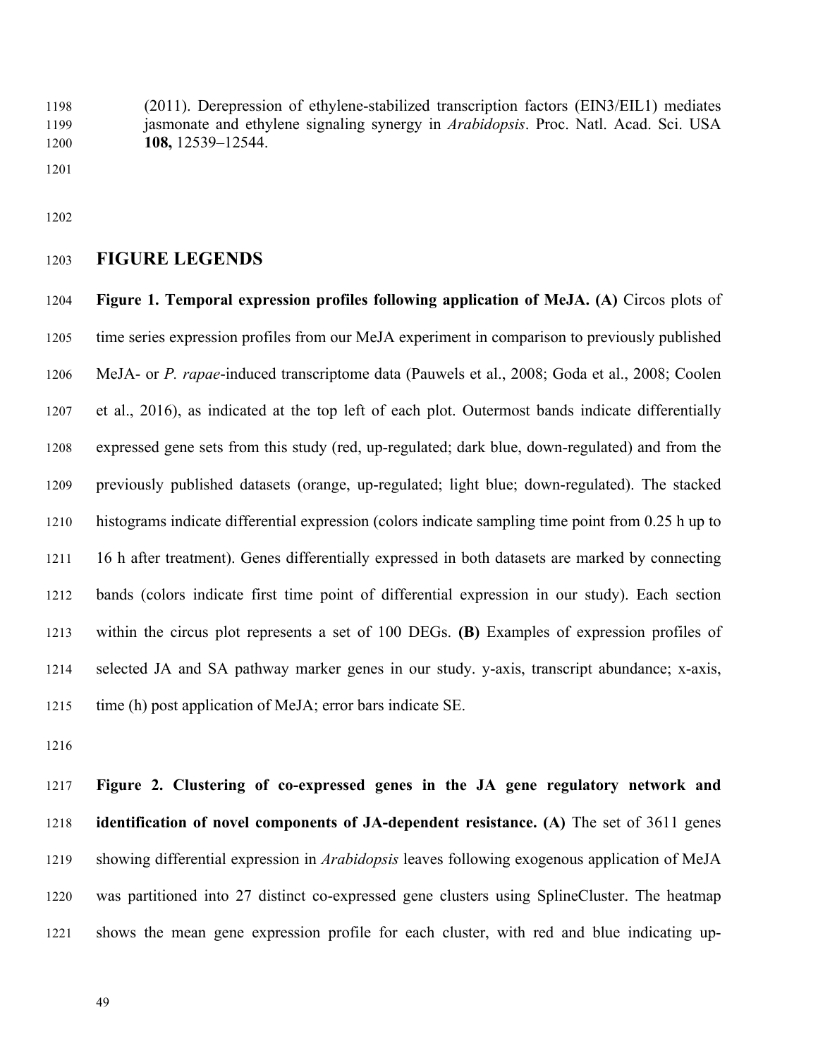(2011). Derepression of ethylene-stabilized transcription factors (EIN3/EIL1) mediates jasmonate and ethylene signaling synergy in *Arabidopsis*. Proc. Natl. Acad. Sci. USA **108,** 12539–12544.

# FIGURE LEGENDS

**Figure 1. Temporal expression profiles following application of MeJA. (A)** Circos plots of time series expression profiles from our MeJA experiment in comparison to previously published MeJA- or *P. rapae*-induced transcriptome data (Pauwels et al., 2008; Goda et al., 2008; Coolen et al., 2016), as indicated at the top left of each plot. Outermost bands indicate differentially expressed gene sets from this study (red, up-regulated; dark blue, down-regulated) and from the previously published datasets (orange, up-regulated; light blue; down-regulated). The stacked histograms indicate differential expression (colors indicate sampling time point from 0.25 h up to 16 h after treatment). Genes differentially expressed in both datasets are marked by connecting bands (colors indicate first time point of differential expression in our study). Each section within the circus plot represents a set of 100 DEGs. **(B)** Examples of expression profiles of selected JA and SA pathway marker genes in our study. y-axis, transcript abundance; x-axis, time (h) post application of MeJA; error bars indicate SE.

**Figure 2. Clustering of co-expressed genes in the JA gene regulatory network and identification of novel components of JA-dependent resistance. (A)** The set of 3611 genes showing differential expression in *Arabidopsis* leaves following exogenous application of MeJA was partitioned into 27 distinct co-expressed gene clusters using SplineCluster. The heatmap shows the mean gene expression profile for each cluster, with red and blue indicating up-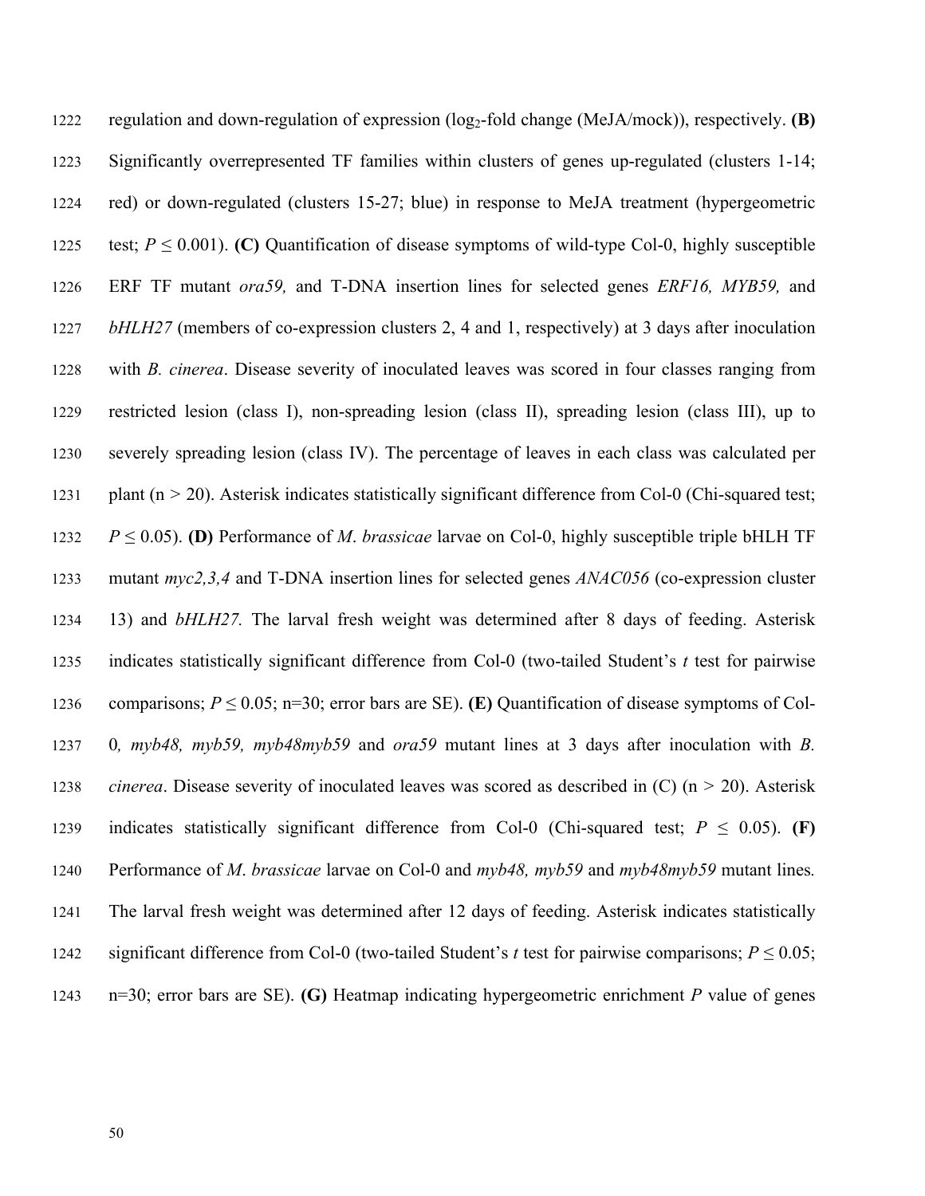regulation and down-regulation of expression ($\log_2$-fold change (MeJA/mock)), respectively. **(B)** Significantly overrepresented TF families within clusters of genes up-regulated (clusters 1-14; red) or down-regulated (clusters 15-27; blue) in response to MeJA treatment (hypergeometric test; $P \leq 0.001$). **(C)** Quantification of disease symptoms of wild-type Col-0, highly susceptible ERF TF mutant *ora59,* and T-DNA insertion lines for selected genes *ERF16, MYB59,* and *bHLH27* (members of co-expression clusters 2, 4 and 1, respectively) at 3 days after inoculation with *B. cinerea*. Disease severity of inoculated leaves was scored in four classes ranging from restricted lesion (class I), non-spreading lesion (class II), spreading lesion (class III), up to severely spreading lesion (class IV). The percentage of leaves in each class was calculated per plant ($n > 20$). Asterisk indicates statistically significant difference from Col-0 (Chi-squared test; $P \leq 0.05$). **(D)** Performance of *M. brassicae* larvae on Col-0, highly susceptible triple bHLH TF mutant *myc2,3,4* and T-DNA insertion lines for selected genes *ANAC056* (co-expression cluster 13) and *bHLH27.* The larval fresh weight was determined after 8 days of feeding. Asterisk indicates statistically significant difference from Col-0 (two-tailed Student's *t* test for pairwise comparisons; $P \leq 0.05$; n=30; error bars are SE). **(E)** Quantification of disease symptoms of Col-0*, myb48, myb59, myb48myb59* and *ora59* mutant lines at 3 days after inoculation with *B. cinerea*. Disease severity of inoculated leaves was scored as described in (C) ($n > 20$). Asterisk indicates statistically significant difference from Col-0 (Chi-squared test; $P \leq 0.05$). **(F)** Performance of *M. brassicae* larvae on Col-0 and *myb48, myb59* and *myb48myb59* mutant lines*.* The larval fresh weight was determined after 12 days of feeding. Asterisk indicates statistically significant difference from Col-0 (two-tailed Student's *t* test for pairwise comparisons; $P \leq 0.05$; n=30; error bars are SE). **(G)** Heatmap indicating hypergeometric enrichment *P* value of genes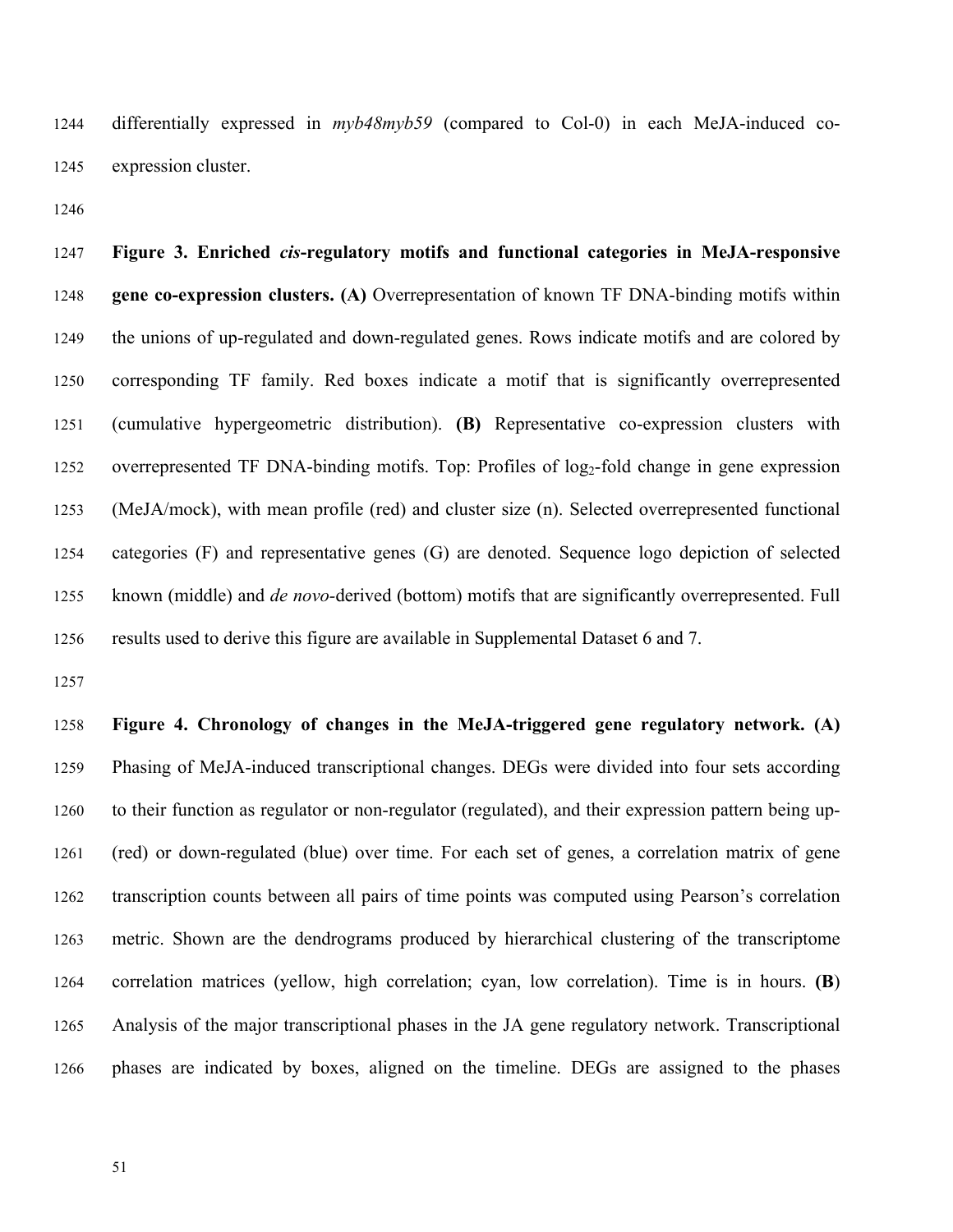differentially expressed in *myb48myb59* (compared to Col-0) in each MeJA-induced co-expression cluster.

**Figure 3. Enriched *cis*-regulatory motifs and functional categories in MeJA-responsive gene co-expression clusters. (A)** Overrepresentation of known TF DNA-binding motifs within the unions of up-regulated and down-regulated genes. Rows indicate motifs and are colored by corresponding TF family. Red boxes indicate a motif that is significantly overrepresented (cumulative hypergeometric distribution). **(B)** Representative co-expression clusters with overrepresented TF DNA-binding motifs. Top: Profiles of $\log_2$-fold change in gene expression (MeJA/mock), with mean profile (red) and cluster size (n). Selected overrepresented functional categories (F) and representative genes (G) are denoted. Sequence logo depiction of selected known (middle) and *de novo*-derived (bottom) motifs that are significantly overrepresented. Full results used to derive this figure are available in Supplemental Dataset 6 and 7.

**Figure 4. Chronology of changes in the MeJA-triggered gene regulatory network. (A)** Phasing of MeJA-induced transcriptional changes. DEGs were divided into four sets according to their function as regulator or non-regulator (regulated), and their expression pattern being up- (red) or down-regulated (blue) over time. For each set of genes, a correlation matrix of gene transcription counts between all pairs of time points was computed using Pearson's correlation metric. Shown are the dendrograms produced by hierarchical clustering of the transcriptome correlation matrices (yellow, high correlation; cyan, low correlation). Time is in hours. **(B)** Analysis of the major transcriptional phases in the JA gene regulatory network. Transcriptional phases are indicated by boxes, aligned on the timeline. DEGs are assigned to the phases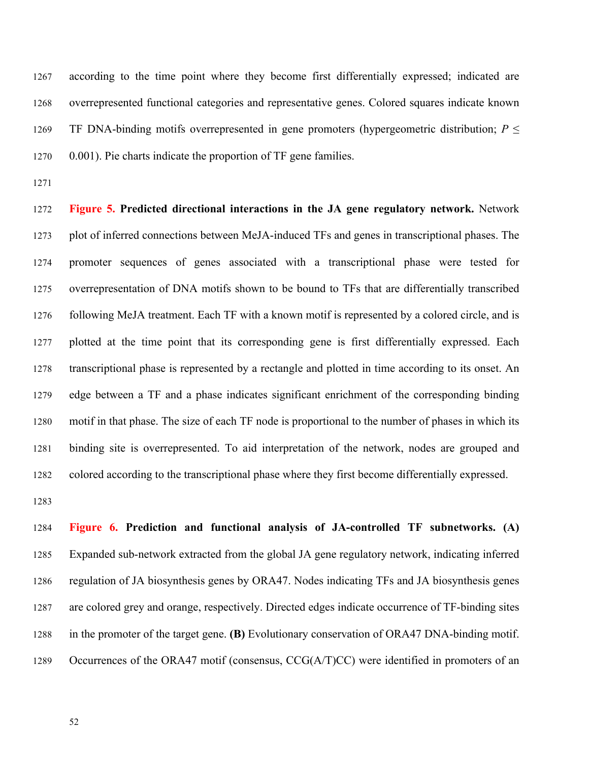according to the time point where they become first differentially expressed; indicated are overrepresented functional categories and representative genes. Colored squares indicate known TF DNA-binding motifs overrepresented in gene promoters (hypergeometric distribution; $P \leq 0.001$). Pie charts indicate the proportion of TF gene families.

**Figure 5. Predicted directional interactions in the JA gene regulatory network.** Network plot of inferred connections between MeJA-induced TFs and genes in transcriptional phases. The promoter sequences of genes associated with a transcriptional phase were tested for overrepresentation of DNA motifs shown to be bound to TFs that are differentially transcribed following MeJA treatment. Each TF with a known motif is represented by a colored circle, and is plotted at the time point that its corresponding gene is first differentially expressed. Each transcriptional phase is represented by a rectangle and plotted in time according to its onset. An edge between a TF and a phase indicates significant enrichment of the corresponding binding motif in that phase. The size of each TF node is proportional to the number of phases in which its binding site is overrepresented. To aid interpretation of the network, nodes are grouped and colored according to the transcriptional phase where they first become differentially expressed.

**Figure 6. Prediction and functional analysis of JA-controlled TF subnetworks. (A)** Expanded sub-network extracted from the global JA gene regulatory network, indicating inferred regulation of JA biosynthesis genes by ORA47. Nodes indicating TFs and JA biosynthesis genes are colored grey and orange, respectively. Directed edges indicate occurrence of TF-binding sites in the promoter of the target gene. **(B)** Evolutionary conservation of ORA47 DNA-binding motif. Occurrences of the ORA47 motif (consensus, CCG(A/T)CC) were identified in promoters of an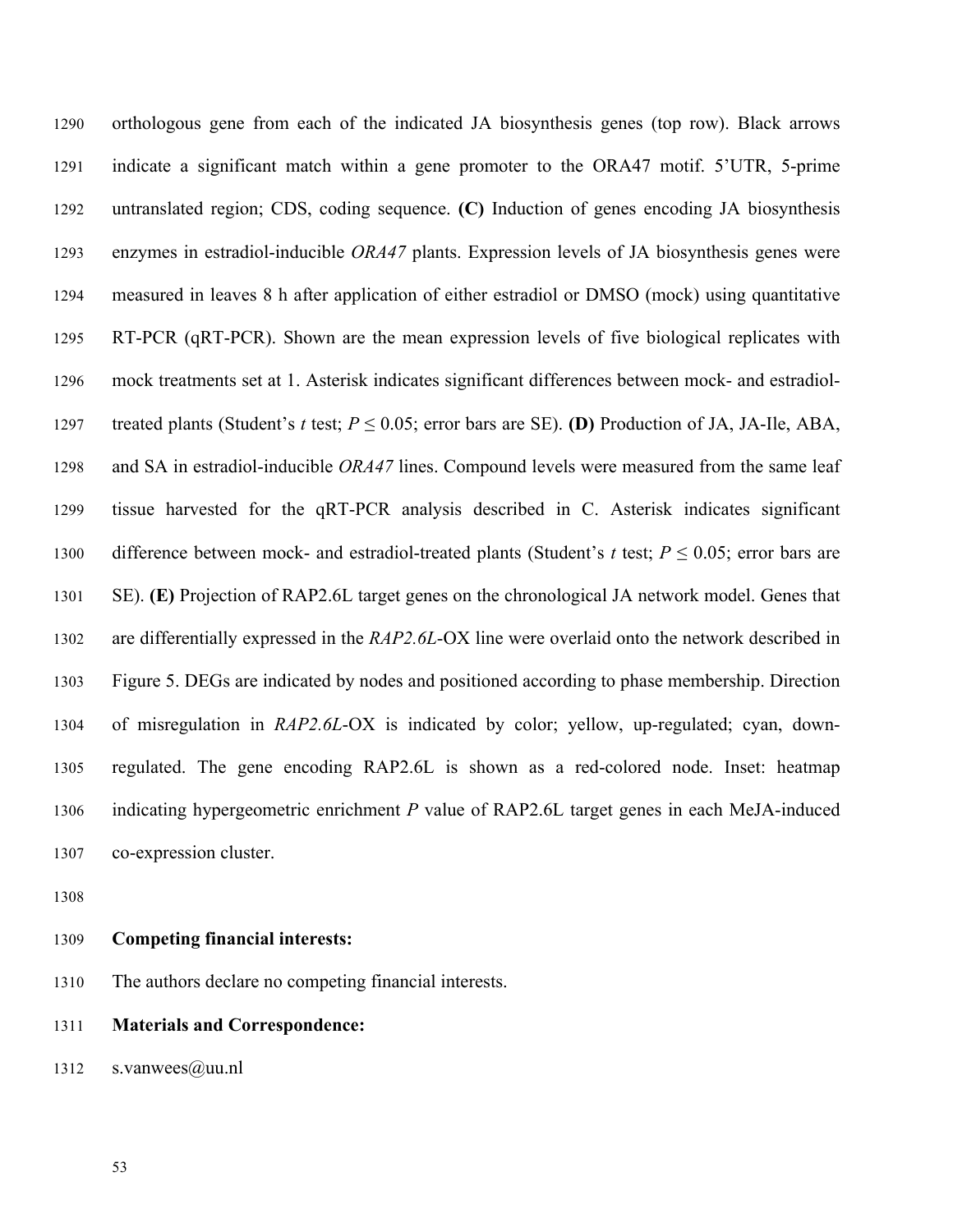orthologous gene from each of the indicated JA biosynthesis genes (top row). Black arrows indicate a significant match within a gene promoter to the ORA47 motif. 5'UTR, 5-prime untranslated region; CDS, coding sequence. **(C)** Induction of genes encoding JA biosynthesis enzymes in estradiol-inducible *ORA47* plants. Expression levels of JA biosynthesis genes were measured in leaves 8 h after application of either estradiol or DMSO (mock) using quantitative RT-PCR (qRT-PCR). Shown are the mean expression levels of five biological replicates with mock treatments set at 1. Asterisk indicates significant differences between mock- and estradiol-treated plants (Student's *t* test; $P \leq 0.05$; error bars are SE). **(D)** Production of JA, JA-Ile, ABA, and SA in estradiol-inducible *ORA47* lines. Compound levels were measured from the same leaf tissue harvested for the qRT-PCR analysis described in C. Asterisk indicates significant difference between mock- and estradiol-treated plants (Student's *t* test; $P \leq 0.05$; error bars are SE). **(E)** Projection of RAP2.6L target genes on the chronological JA network model. Genes that are differentially expressed in the *RAP2.6L*-OX line were overlaid onto the network described in Figure 5. DEGs are indicated by nodes and positioned according to phase membership. Direction of misregulation in *RAP2.6L*-OX is indicated by color; yellow, up-regulated; cyan, down-regulated. The gene encoding RAP2.6L is shown as a red-colored node. Inset: heatmap indicating hypergeometric enrichment *P* value of RAP2.6L target genes in each MeJA-induced co-expression cluster.

**Competing financial interests:**

The authors declare no competing financial interests.

**Materials and Correspondence:**

s.vanwees@uu.nl